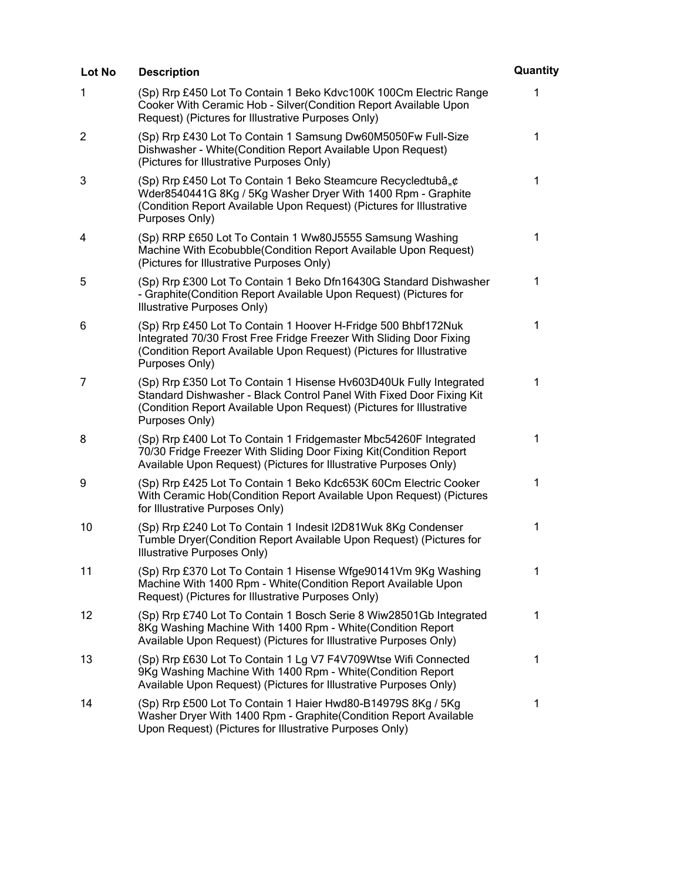| Lot No | Description | Quantity |
| --- | --- | --- |
| 1 | (Sp) Rrp £450 Lot To Contain 1 Beko Kdvc100K 100Cm Electric Range Cooker With Ceramic Hob - Silver(Condition Report Available Upon Request) (Pictures for Illustrative Purposes Only) | 1 |
| 2 | (Sp) Rrp £430 Lot To Contain 1 Samsung Dw60M5050Fw Full-Size Dishwasher - White(Condition Report Available Upon Request) (Pictures for Illustrative Purposes Only) | 1 |
| 3 | (Sp) Rrp £450 Lot To Contain 1 Beko Steamcure Recycledtubâ„¢ Wder8540441G 8Kg / 5Kg Washer Dryer With 1400 Rpm - Graphite (Condition Report Available Upon Request) (Pictures for Illustrative Purposes Only) | 1 |
| 4 | (Sp) RRP £650 Lot To Contain 1 Ww80J5555 Samsung Washing Machine With Ecobubble(Condition Report Available Upon Request) (Pictures for Illustrative Purposes Only) | 1 |
| 5 | (Sp) Rrp £300 Lot To Contain 1 Beko Dfn16430G Standard Dishwasher - Graphite(Condition Report Available Upon Request) (Pictures for Illustrative Purposes Only) | 1 |
| 6 | (Sp) Rrp £450 Lot To Contain 1 Hoover H-Fridge 500 Bhbf172Nuk Integrated 70/30 Frost Free Fridge Freezer With Sliding Door Fixing (Condition Report Available Upon Request) (Pictures for Illustrative Purposes Only) | 1 |
| 7 | (Sp) Rrp £350 Lot To Contain 1 Hisense Hv603D40Uk Fully Integrated Standard Dishwasher - Black Control Panel With Fixed Door Fixing Kit (Condition Report Available Upon Request) (Pictures for Illustrative Purposes Only) | 1 |
| 8 | (Sp) Rrp £400 Lot To Contain 1 Fridgemaster Mbc54260F Integrated 70/30 Fridge Freezer With Sliding Door Fixing Kit(Condition Report Available Upon Request) (Pictures for Illustrative Purposes Only) | 1 |
| 9 | (Sp) Rrp £425 Lot To Contain 1 Beko Kdc653K 60Cm Electric Cooker With Ceramic Hob(Condition Report Available Upon Request) (Pictures for Illustrative Purposes Only) | 1 |
| 10 | (Sp) Rrp £240 Lot To Contain 1 Indesit I2D81Wuk 8Kg Condenser Tumble Dryer(Condition Report Available Upon Request) (Pictures for Illustrative Purposes Only) | 1 |
| 11 | (Sp) Rrp £370 Lot To Contain 1 Hisense Wfge90141Vm 9Kg Washing Machine With 1400 Rpm - White(Condition Report Available Upon Request) (Pictures for Illustrative Purposes Only) | 1 |
| 12 | (Sp) Rrp £740 Lot To Contain 1 Bosch Serie 8 Wiw28501Gb Integrated 8Kg Washing Machine With 1400 Rpm - White(Condition Report Available Upon Request) (Pictures for Illustrative Purposes Only) | 1 |
| 13 | (Sp) Rrp £630 Lot To Contain 1 Lg V7 F4V709Wtse Wifi Connected 9Kg Washing Machine With 1400 Rpm - White(Condition Report Available Upon Request) (Pictures for Illustrative Purposes Only) | 1 |
| 14 | (Sp) Rrp £500 Lot To Contain 1 Haier Hwd80-B14979S 8Kg / 5Kg Washer Dryer With 1400 Rpm - Graphite(Condition Report Available Upon Request) (Pictures for Illustrative Purposes Only) | 1 |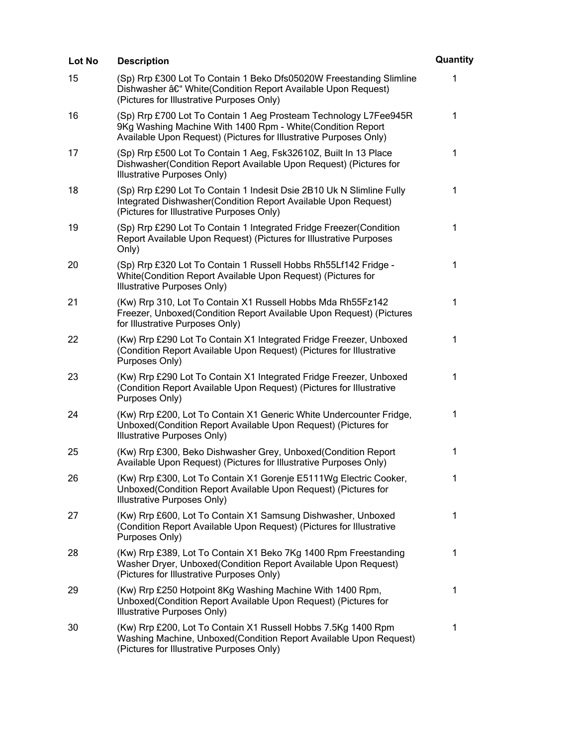| Lot No | Description | Quantity |
| --- | --- | --- |
| 15 | (Sp) Rrp £300 Lot To Contain 1 Beko Dfs05020W Freestanding Slimline Dishwasher â€“ White(Condition Report Available Upon Request) (Pictures for Illustrative Purposes Only) | 1 |
| 16 | (Sp) Rrp £700 Lot To Contain 1 Aeg Prosteam Technology L7Fee945R 9Kg Washing Machine With 1400 Rpm - White(Condition Report Available Upon Request) (Pictures for Illustrative Purposes Only) | 1 |
| 17 | (Sp) Rrp £500 Lot To Contain 1 Aeg, Fsk32610Z, Built In 13 Place Dishwasher(Condition Report Available Upon Request) (Pictures for Illustrative Purposes Only) | 1 |
| 18 | (Sp) Rrp £290 Lot To Contain 1 Indesit Dsie 2B10 Uk N Slimline Fully Integrated Dishwasher(Condition Report Available Upon Request) (Pictures for Illustrative Purposes Only) | 1 |
| 19 | (Sp) Rrp £290 Lot To Contain 1 Integrated Fridge Freezer(Condition Report Available Upon Request) (Pictures for Illustrative Purposes Only) | 1 |
| 20 | (Sp) Rrp £320 Lot To Contain 1 Russell Hobbs Rh55Lf142 Fridge - White(Condition Report Available Upon Request) (Pictures for Illustrative Purposes Only) | 1 |
| 21 | (Kw) Rrp 310, Lot To Contain X1 Russell Hobbs Mda Rh55Fz142 Freezer, Unboxed(Condition Report Available Upon Request) (Pictures for Illustrative Purposes Only) | 1 |
| 22 | (Kw) Rrp £290 Lot To Contain X1 Integrated Fridge Freezer, Unboxed (Condition Report Available Upon Request) (Pictures for Illustrative Purposes Only) | 1 |
| 23 | (Kw) Rrp £290 Lot To Contain X1 Integrated Fridge Freezer, Unboxed (Condition Report Available Upon Request) (Pictures for Illustrative Purposes Only) | 1 |
| 24 | (Kw) Rrp £200, Lot To Contain X1 Generic White Undercounter Fridge, Unboxed(Condition Report Available Upon Request) (Pictures for Illustrative Purposes Only) | 1 |
| 25 | (Kw) Rrp £300, Beko Dishwasher Grey, Unboxed(Condition Report Available Upon Request) (Pictures for Illustrative Purposes Only) | 1 |
| 26 | (Kw) Rrp £300, Lot To Contain X1 Gorenje E5111Wg Electric Cooker, Unboxed(Condition Report Available Upon Request) (Pictures for Illustrative Purposes Only) | 1 |
| 27 | (Kw) Rrp £600, Lot To Contain X1 Samsung Dishwasher, Unboxed (Condition Report Available Upon Request) (Pictures for Illustrative Purposes Only) | 1 |
| 28 | (Kw) Rrp £389, Lot To Contain X1 Beko 7Kg 1400 Rpm Freestanding Washer Dryer, Unboxed(Condition Report Available Upon Request) (Pictures for Illustrative Purposes Only) | 1 |
| 29 | (Kw) Rrp £250 Hotpoint 8Kg Washing Machine With 1400 Rpm, Unboxed(Condition Report Available Upon Request) (Pictures for Illustrative Purposes Only) | 1 |
| 30 | (Kw) Rrp £200, Lot To Contain X1 Russell Hobbs 7.5Kg 1400 Rpm Washing Machine, Unboxed(Condition Report Available Upon Request) (Pictures for Illustrative Purposes Only) | 1 |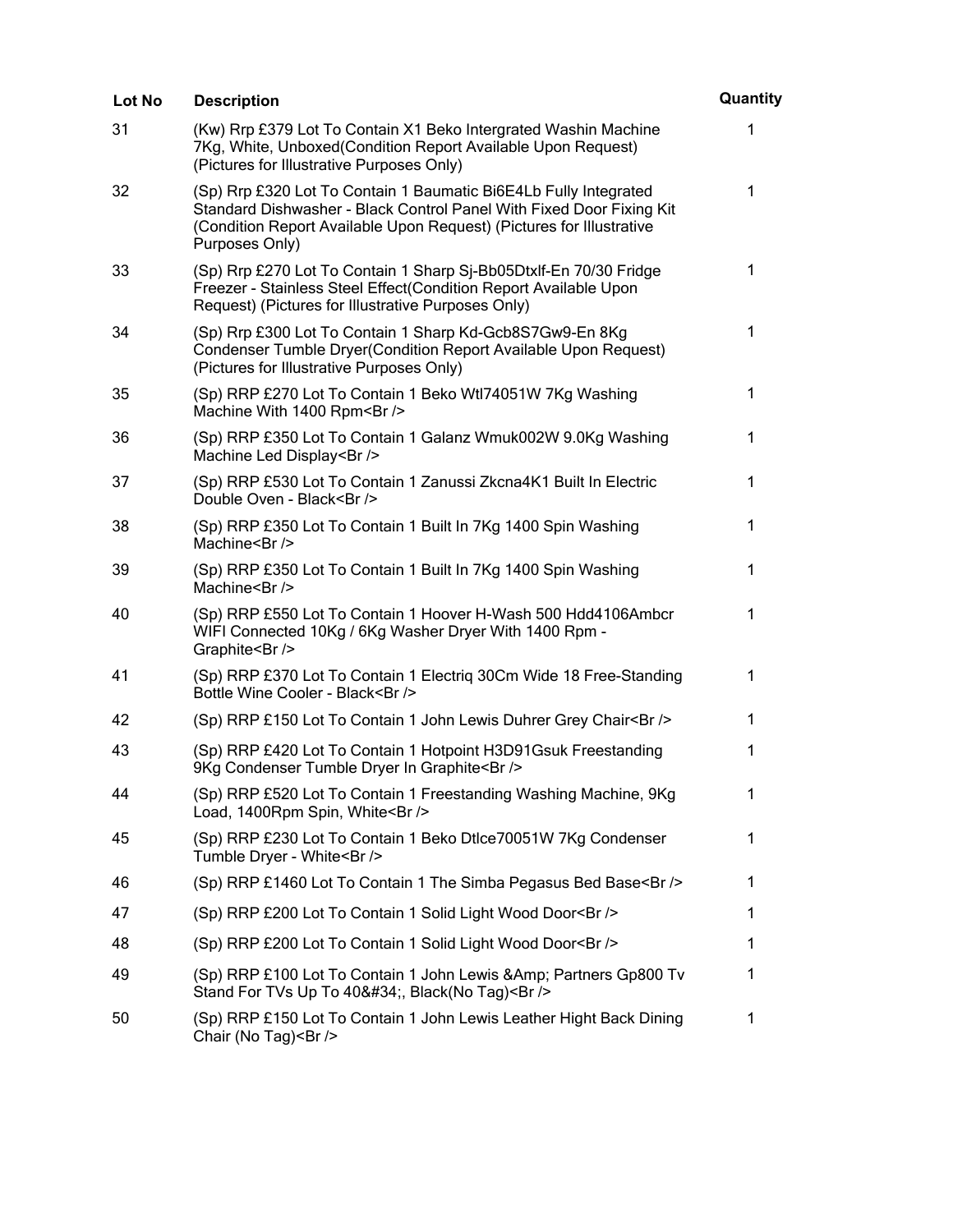| Lot No | Description | Quantity |
| --- | --- | --- |
| 31 | (Kw) Rrp £379 Lot To Contain X1 Beko Intergrated Washin Machine 7Kg, White, Unboxed(Condition Report Available Upon Request) (Pictures for Illustrative Purposes Only) | 1 |
| 32 | (Sp) Rrp £320 Lot To Contain 1 Baumatic Bi6E4Lb Fully Integrated Standard Dishwasher - Black Control Panel With Fixed Door Fixing Kit (Condition Report Available Upon Request) (Pictures for Illustrative Purposes Only) | 1 |
| 33 | (Sp) Rrp £270 Lot To Contain 1 Sharp Sj-Bb05Dtxlf-En 70/30 Fridge Freezer - Stainless Steel Effect(Condition Report Available Upon Request) (Pictures for Illustrative Purposes Only) | 1 |
| 34 | (Sp) Rrp £300 Lot To Contain 1 Sharp Kd-Gcb8S7Gw9-En 8Kg Condenser Tumble Dryer(Condition Report Available Upon Request) (Pictures for Illustrative Purposes Only) | 1 |
| 35 | (Sp) RRP £270 Lot To Contain 1 Beko Wtl74051W 7Kg Washing Machine With 1400 Rpm<Br /> | 1 |
| 36 | (Sp) RRP £350 Lot To Contain 1 Galanz Wmuk002W 9.0Kg Washing Machine Led Display<Br /> | 1 |
| 37 | (Sp) RRP £530 Lot To Contain 1 Zanussi Zkcna4K1 Built In Electric Double Oven - Black<Br /> | 1 |
| 38 | (Sp) RRP £350 Lot To Contain 1 Built In 7Kg 1400 Spin Washing Machine<Br /> | 1 |
| 39 | (Sp) RRP £350 Lot To Contain 1 Built In 7Kg 1400 Spin Washing Machine<Br /> | 1 |
| 40 | (Sp) RRP £550 Lot To Contain 1 Hoover H-Wash 500 Hdd4106Ambcr WIFI Connected 10Kg / 6Kg Washer Dryer With 1400 Rpm - Graphite<Br /> | 1 |
| 41 | (Sp) RRP £370 Lot To Contain 1 Electriq 30Cm Wide 18 Free-Standing Bottle Wine Cooler - Black<Br /> | 1 |
| 42 | (Sp) RRP £150 Lot To Contain 1 John Lewis Duhrer Grey Chair<Br /> | 1 |
| 43 | (Sp) RRP £420 Lot To Contain 1 Hotpoint H3D91Gsuk Freestanding 9Kg Condenser Tumble Dryer In Graphite<Br /> | 1 |
| 44 | (Sp) RRP £520 Lot To Contain 1 Freestanding Washing Machine, 9Kg Load, 1400Rpm Spin, White<Br /> | 1 |
| 45 | (Sp) RRP £230 Lot To Contain 1 Beko Dtlce70051W 7Kg Condenser Tumble Dryer - White<Br /> | 1 |
| 46 | (Sp) RRP £1460 Lot To Contain 1 The Simba Pegasus Bed Base<Br /> | 1 |
| 47 | (Sp) RRP £200 Lot To Contain 1 Solid Light Wood Door<Br /> | 1 |
| 48 | (Sp) RRP £200 Lot To Contain 1 Solid Light Wood Door<Br /> | 1 |
| 49 | (Sp) RRP £100 Lot To Contain 1 John Lewis &Amp; Partners Gp800 Tv Stand For TVs Up To 40&#34;, Black(No Tag)<Br /> | 1 |
| 50 | (Sp) RRP £150 Lot To Contain 1 John Lewis Leather Hight Back Dining Chair (No Tag)<Br /> | 1 |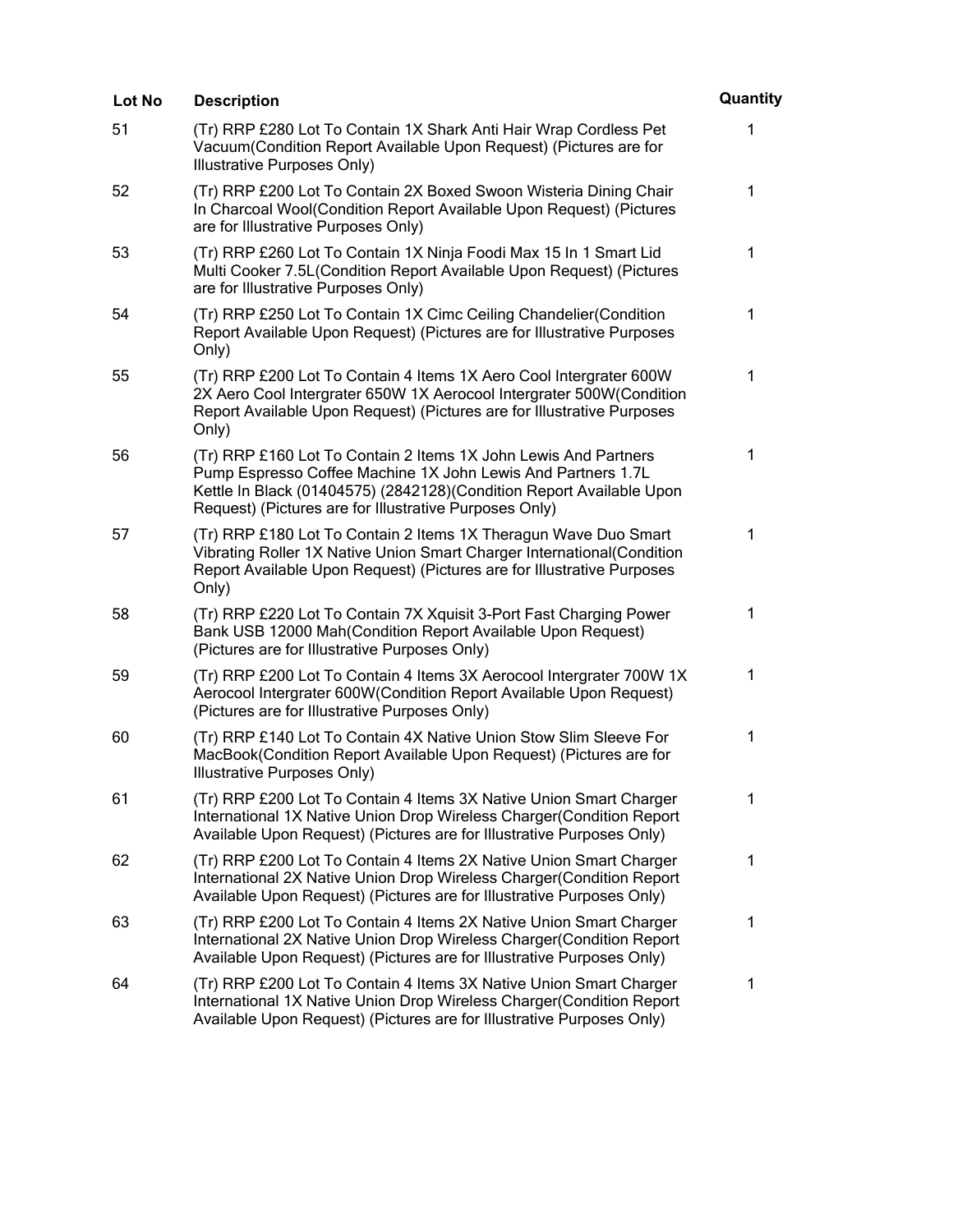| Lot No | Description | Quantity |
| --- | --- | --- |
| 51 | (Tr) RRP £280 Lot To Contain 1X Shark Anti Hair Wrap Cordless Pet Vacuum(Condition Report Available Upon Request) (Pictures are for Illustrative Purposes Only) | 1 |
| 52 | (Tr) RRP £200 Lot To Contain 2X Boxed Swoon Wisteria Dining Chair In Charcoal Wool(Condition Report Available Upon Request) (Pictures are for Illustrative Purposes Only) | 1 |
| 53 | (Tr) RRP £260 Lot To Contain 1X Ninja Foodi Max 15 In 1 Smart Lid Multi Cooker 7.5L(Condition Report Available Upon Request) (Pictures are for Illustrative Purposes Only) | 1 |
| 54 | (Tr) RRP £250 Lot To Contain 1X Cimc Ceiling Chandelier(Condition Report Available Upon Request) (Pictures are for Illustrative Purposes Only) | 1 |
| 55 | (Tr) RRP £200 Lot To Contain 4 Items 1X Aero Cool Intergrater 600W 2X Aero Cool Intergrater 650W 1X Aerocool Intergrater 500W(Condition Report Available Upon Request) (Pictures are for Illustrative Purposes Only) | 1 |
| 56 | (Tr) RRP £160 Lot To Contain 2 Items 1X John Lewis And Partners Pump Espresso Coffee Machine 1X John Lewis And Partners 1.7L Kettle In Black (01404575) (2842128)(Condition Report Available Upon Request) (Pictures are for Illustrative Purposes Only) | 1 |
| 57 | (Tr) RRP £180 Lot To Contain 2 Items 1X Theragun Wave Duo Smart Vibrating Roller 1X Native Union Smart Charger International(Condition Report Available Upon Request) (Pictures are for Illustrative Purposes Only) | 1 |
| 58 | (Tr) RRP £220 Lot To Contain 7X Xquisit 3-Port Fast Charging Power Bank USB 12000 Mah(Condition Report Available Upon Request) (Pictures are for Illustrative Purposes Only) | 1 |
| 59 | (Tr) RRP £200 Lot To Contain 4 Items 3X Aerocool Intergrater 700W 1X Aerocool Intergrater 600W(Condition Report Available Upon Request) (Pictures are for Illustrative Purposes Only) | 1 |
| 60 | (Tr) RRP £140 Lot To Contain 4X Native Union Stow Slim Sleeve For MacBook(Condition Report Available Upon Request) (Pictures are for Illustrative Purposes Only) | 1 |
| 61 | (Tr) RRP £200 Lot To Contain 4 Items 3X Native Union Smart Charger International 1X Native Union Drop Wireless Charger(Condition Report Available Upon Request) (Pictures are for Illustrative Purposes Only) | 1 |
| 62 | (Tr) RRP £200 Lot To Contain 4 Items 2X Native Union Smart Charger International 2X Native Union Drop Wireless Charger(Condition Report Available Upon Request) (Pictures are for Illustrative Purposes Only) | 1 |
| 63 | (Tr) RRP £200 Lot To Contain 4 Items 2X Native Union Smart Charger International 2X Native Union Drop Wireless Charger(Condition Report Available Upon Request) (Pictures are for Illustrative Purposes Only) | 1 |
| 64 | (Tr) RRP £200 Lot To Contain 4 Items 3X Native Union Smart Charger International 1X Native Union Drop Wireless Charger(Condition Report Available Upon Request) (Pictures are for Illustrative Purposes Only) | 1 |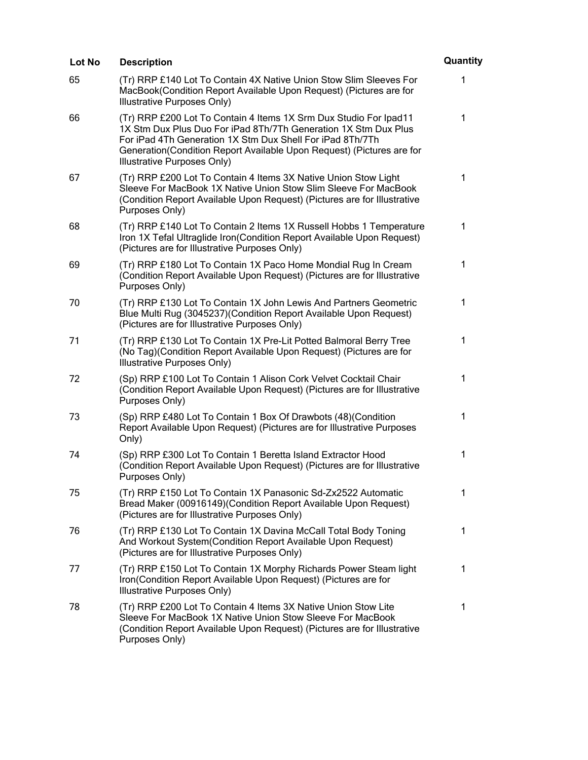| Lot No | Description | Quantity |
| --- | --- | --- |
| 65 | (Tr) RRP £140 Lot To Contain 4X Native Union Stow Slim Sleeves For MacBook(Condition Report Available Upon Request) (Pictures are for Illustrative Purposes Only) | 1 |
| 66 | (Tr) RRP £200 Lot To Contain 4 Items 1X Srm Dux Studio For Ipad11 1X Stm Dux Plus Duo For iPad 8Th/7Th Generation 1X Stm Dux Plus For iPad 4Th Generation 1X Stm Dux Shell For iPad 8Th/7Th Generation(Condition Report Available Upon Request) (Pictures are for Illustrative Purposes Only) | 1 |
| 67 | (Tr) RRP £200 Lot To Contain 4 Items 3X Native Union Stow Light Sleeve For MacBook 1X Native Union Stow Slim Sleeve For MacBook (Condition Report Available Upon Request) (Pictures are for Illustrative Purposes Only) | 1 |
| 68 | (Tr) RRP £140 Lot To Contain 2 Items 1X Russell Hobbs 1 Temperature Iron 1X Tefal Ultraglide Iron(Condition Report Available Upon Request) (Pictures are for Illustrative Purposes Only) | 1 |
| 69 | (Tr) RRP £180 Lot To Contain 1X Paco Home Mondial Rug In Cream (Condition Report Available Upon Request) (Pictures are for Illustrative Purposes Only) | 1 |
| 70 | (Tr) RRP £130 Lot To Contain 1X John Lewis And Partners Geometric Blue Multi Rug (3045237)(Condition Report Available Upon Request) (Pictures are for Illustrative Purposes Only) | 1 |
| 71 | (Tr) RRP £130 Lot To Contain 1X Pre-Lit Potted Balmoral Berry Tree (No Tag)(Condition Report Available Upon Request) (Pictures are for Illustrative Purposes Only) | 1 |
| 72 | (Sp) RRP £100 Lot To Contain 1 Alison Cork Velvet Cocktail Chair (Condition Report Available Upon Request) (Pictures are for Illustrative Purposes Only) | 1 |
| 73 | (Sp) RRP £480 Lot To Contain 1 Box Of Drawbots (48)(Condition Report Available Upon Request) (Pictures are for Illustrative Purposes Only) | 1 |
| 74 | (Sp) RRP £300 Lot To Contain 1 Beretta Island Extractor Hood (Condition Report Available Upon Request) (Pictures are for Illustrative Purposes Only) | 1 |
| 75 | (Tr) RRP £150 Lot To Contain 1X Panasonic Sd-Zx2522 Automatic Bread Maker (00916149)(Condition Report Available Upon Request) (Pictures are for Illustrative Purposes Only) | 1 |
| 76 | (Tr) RRP £130 Lot To Contain 1X Davina McCall Total Body Toning And Workout System(Condition Report Available Upon Request) (Pictures are for Illustrative Purposes Only) | 1 |
| 77 | (Tr) RRP £150 Lot To Contain 1X Morphy Richards Power Steam light Iron(Condition Report Available Upon Request) (Pictures are for Illustrative Purposes Only) | 1 |
| 78 | (Tr) RRP £200 Lot To Contain 4 Items 3X Native Union Stow Lite Sleeve For MacBook 1X Native Union Stow Sleeve For MacBook (Condition Report Available Upon Request) (Pictures are for Illustrative Purposes Only) | 1 |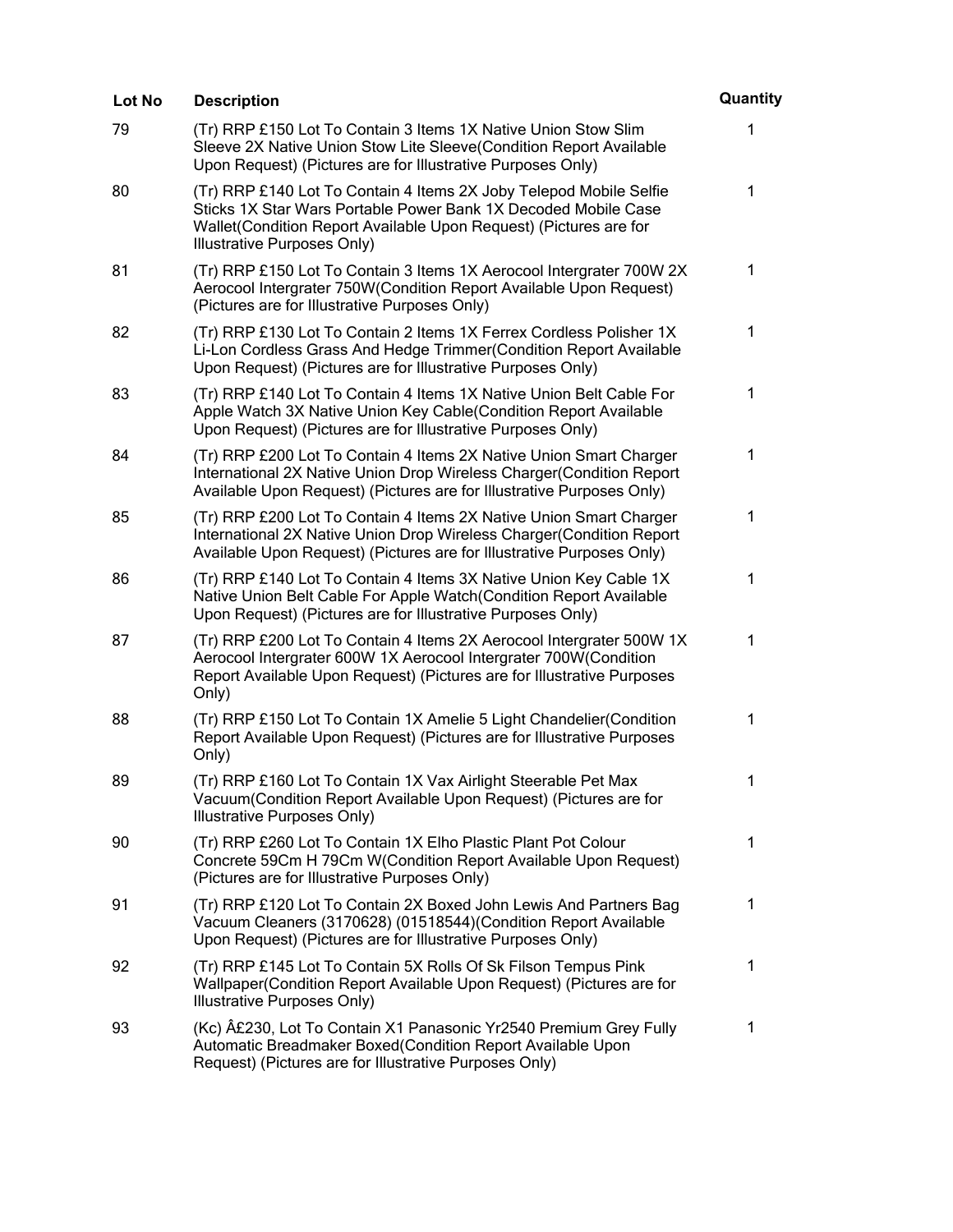| Lot No | Description | Quantity |
|---|---|---|
| 79 | (Tr) RRP £150 Lot To Contain 3 Items 1X Native Union Stow Slim Sleeve 2X Native Union Stow Lite Sleeve(Condition Report Available Upon Request) (Pictures are for Illustrative Purposes Only) | 1 |
| 80 | (Tr) RRP £140 Lot To Contain 4 Items 2X Joby Telepod Mobile Selfie Sticks 1X Star Wars Portable Power Bank 1X Decoded Mobile Case Wallet(Condition Report Available Upon Request) (Pictures are for Illustrative Purposes Only) | 1 |
| 81 | (Tr) RRP £150 Lot To Contain 3 Items 1X Aerocool Intergrater 700W 2X Aerocool Intergrater 750W(Condition Report Available Upon Request) (Pictures are for Illustrative Purposes Only) | 1 |
| 82 | (Tr) RRP £130 Lot To Contain 2 Items 1X Ferrex Cordless Polisher 1X Li-Lon Cordless Grass And Hedge Trimmer(Condition Report Available Upon Request) (Pictures are for Illustrative Purposes Only) | 1 |
| 83 | (Tr) RRP £140 Lot To Contain 4 Items 1X Native Union Belt Cable For Apple Watch 3X Native Union Key Cable(Condition Report Available Upon Request) (Pictures are for Illustrative Purposes Only) | 1 |
| 84 | (Tr) RRP £200 Lot To Contain 4 Items 2X Native Union Smart Charger International 2X Native Union Drop Wireless Charger(Condition Report Available Upon Request) (Pictures are for Illustrative Purposes Only) | 1 |
| 85 | (Tr) RRP £200 Lot To Contain 4 Items 2X Native Union Smart Charger International 2X Native Union Drop Wireless Charger(Condition Report Available Upon Request) (Pictures are for Illustrative Purposes Only) | 1 |
| 86 | (Tr) RRP £140 Lot To Contain 4 Items 3X Native Union Key Cable 1X Native Union Belt Cable For Apple Watch(Condition Report Available Upon Request) (Pictures are for Illustrative Purposes Only) | 1 |
| 87 | (Tr) RRP £200 Lot To Contain 4 Items 2X Aerocool Intergrater 500W 1X Aerocool Intergrater 600W 1X Aerocool Intergrater 700W(Condition Report Available Upon Request) (Pictures are for Illustrative Purposes Only) | 1 |
| 88 | (Tr) RRP £150 Lot To Contain 1X Amelie 5 Light Chandelier(Condition Report Available Upon Request) (Pictures are for Illustrative Purposes Only) | 1 |
| 89 | (Tr) RRP £160 Lot To Contain 1X Vax Airlight Steerable Pet Max Vacuum(Condition Report Available Upon Request) (Pictures are for Illustrative Purposes Only) | 1 |
| 90 | (Tr) RRP £260 Lot To Contain 1X Elho Plastic Plant Pot Colour Concrete 59Cm H 79Cm W(Condition Report Available Upon Request) (Pictures are for Illustrative Purposes Only) | 1 |
| 91 | (Tr) RRP £120 Lot To Contain 2X Boxed John Lewis And Partners Bag Vacuum Cleaners (3170628) (01518544)(Condition Report Available Upon Request) (Pictures are for Illustrative Purposes Only) | 1 |
| 92 | (Tr) RRP £145 Lot To Contain 5X Rolls Of Sk Filson Tempus Pink Wallpaper(Condition Report Available Upon Request) (Pictures are for Illustrative Purposes Only) | 1 |
| 93 | (Kc) Â£230, Lot To Contain X1 Panasonic Yr2540 Premium Grey Fully Automatic Breadmaker Boxed(Condition Report Available Upon Request) (Pictures are for Illustrative Purposes Only) | 1 |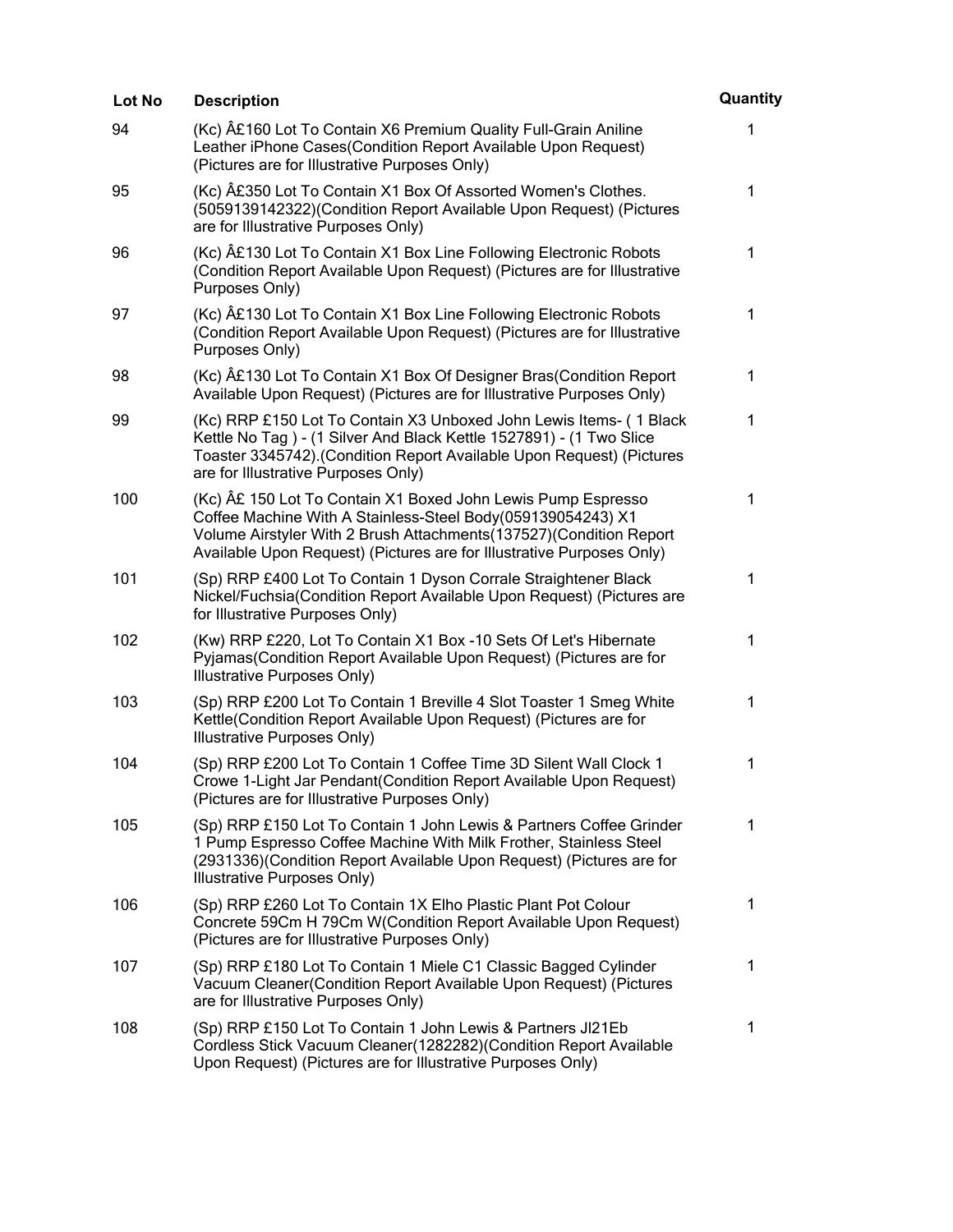| Lot No | Description | Quantity |
| --- | --- | --- |
| 94 | (Kc) Â£160 Lot To Contain X6 Premium Quality Full-Grain Aniline Leather iPhone Cases(Condition Report Available Upon Request) (Pictures are for Illustrative Purposes Only) | 1 |
| 95 | (Kc) Â£350 Lot To Contain X1 Box Of Assorted Women's Clothes. (5059139142322)(Condition Report Available Upon Request) (Pictures are for Illustrative Purposes Only) | 1 |
| 96 | (Kc) Â£130 Lot To Contain X1 Box Line Following Electronic Robots (Condition Report Available Upon Request) (Pictures are for Illustrative Purposes Only) | 1 |
| 97 | (Kc) Â£130 Lot To Contain X1 Box Line Following Electronic Robots (Condition Report Available Upon Request) (Pictures are for Illustrative Purposes Only) | 1 |
| 98 | (Kc) Â£130 Lot To Contain X1 Box Of Designer Bras(Condition Report Available Upon Request) (Pictures are for Illustrative Purposes Only) | 1 |
| 99 | (Kc) RRP £150 Lot To Contain X3 Unboxed John Lewis Items- ( 1 Black Kettle No Tag ) - (1 Silver And Black Kettle 1527891) - (1 Two Slice Toaster 3345742).(Condition Report Available Upon Request) (Pictures are for Illustrative Purposes Only) | 1 |
| 100 | (Kc) Â£ 150 Lot To Contain X1 Boxed John Lewis Pump Espresso Coffee Machine With A Stainless-Steel Body(059139054243) X1 Volume Airstyler With 2 Brush Attachments(137527)(Condition Report Available Upon Request) (Pictures are for Illustrative Purposes Only) | 1 |
| 101 | (Sp) RRP £400 Lot To Contain 1 Dyson Corrale Straightener Black Nickel/Fuchsia(Condition Report Available Upon Request) (Pictures are for Illustrative Purposes Only) | 1 |
| 102 | (Kw) RRP £220, Lot To Contain X1 Box -10 Sets Of Let's Hibernate Pyjamas(Condition Report Available Upon Request) (Pictures are for Illustrative Purposes Only) | 1 |
| 103 | (Sp) RRP £200 Lot To Contain 1 Breville 4 Slot Toaster 1 Smeg White Kettle(Condition Report Available Upon Request) (Pictures are for Illustrative Purposes Only) | 1 |
| 104 | (Sp) RRP £200 Lot To Contain 1 Coffee Time 3D Silent Wall Clock 1 Crowe 1-Light Jar Pendant(Condition Report Available Upon Request) (Pictures are for Illustrative Purposes Only) | 1 |
| 105 | (Sp) RRP £150 Lot To Contain 1 John Lewis & Partners Coffee Grinder 1 Pump Espresso Coffee Machine With Milk Frother, Stainless Steel (2931336)(Condition Report Available Upon Request) (Pictures are for Illustrative Purposes Only) | 1 |
| 106 | (Sp) RRP £260 Lot To Contain 1X Elho Plastic Plant Pot Colour Concrete 59Cm H 79Cm W(Condition Report Available Upon Request) (Pictures are for Illustrative Purposes Only) | 1 |
| 107 | (Sp) RRP £180 Lot To Contain 1 Miele C1 Classic Bagged Cylinder Vacuum Cleaner(Condition Report Available Upon Request) (Pictures are for Illustrative Purposes Only) | 1 |
| 108 | (Sp) RRP £150 Lot To Contain 1 John Lewis & Partners Jl21Eb Cordless Stick Vacuum Cleaner(1282282)(Condition Report Available Upon Request) (Pictures are for Illustrative Purposes Only) | 1 |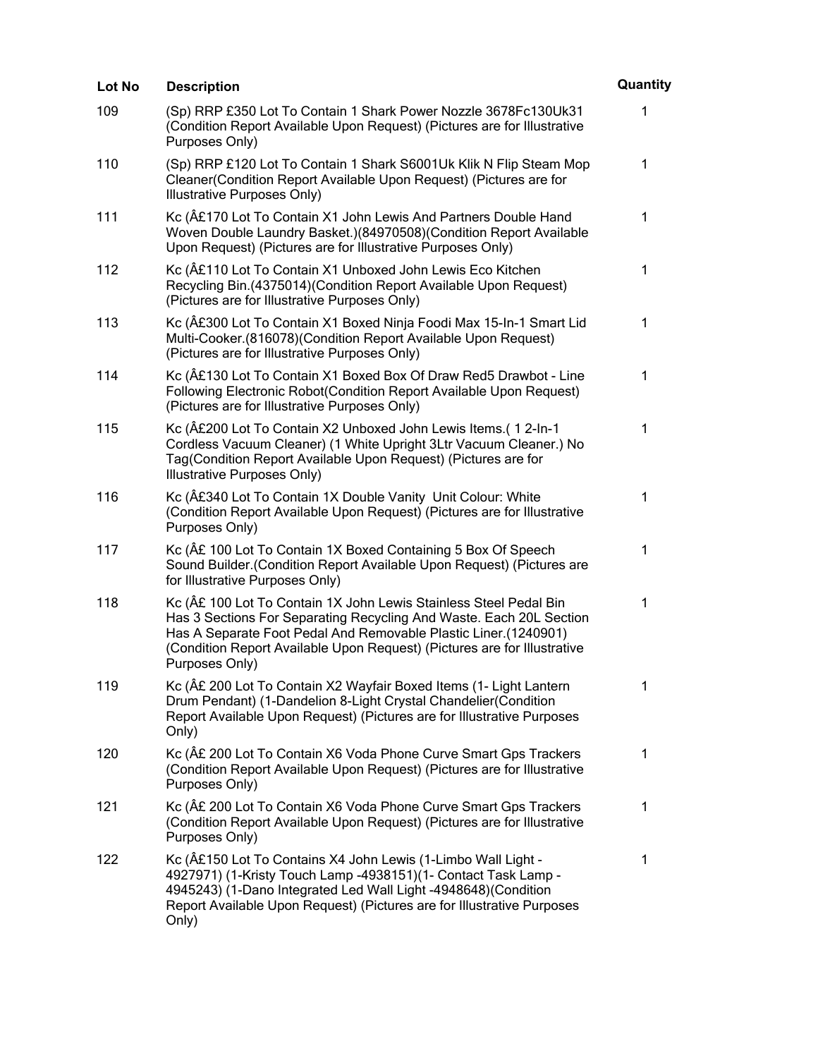| Lot No | Description | Quantity |
| --- | --- | --- |
| 109 | (Sp) RRP £350 Lot To Contain 1 Shark Power Nozzle 3678Fc130Uk31 (Condition Report Available Upon Request) (Pictures are for Illustrative Purposes Only) | 1 |
| 110 | (Sp) RRP £120 Lot To Contain 1 Shark S6001Uk Klik N Flip Steam Mop Cleaner(Condition Report Available Upon Request) (Pictures are for Illustrative Purposes Only) | 1 |
| 111 | Kc (Â£170 Lot To Contain X1 John Lewis And Partners Double Hand Woven Double Laundry Basket.)(84970508)(Condition Report Available Upon Request) (Pictures are for Illustrative Purposes Only) | 1 |
| 112 | Kc (Â£110 Lot To Contain X1 Unboxed John Lewis Eco Kitchen Recycling Bin.(4375014)(Condition Report Available Upon Request) (Pictures are for Illustrative Purposes Only) | 1 |
| 113 | Kc (Â£300 Lot To Contain X1 Boxed Ninja Foodi Max 15-In-1 Smart Lid Multi-Cooker.(816078)(Condition Report Available Upon Request) (Pictures are for Illustrative Purposes Only) | 1 |
| 114 | Kc (Â£130 Lot To Contain X1 Boxed Box Of Draw Red5 Drawbot - Line Following Electronic Robot(Condition Report Available Upon Request) (Pictures are for Illustrative Purposes Only) | 1 |
| 115 | Kc (Â£200 Lot To Contain X2 Unboxed John Lewis Items.( 1 2-In-1 Cordless Vacuum Cleaner) (1 White Upright 3Ltr Vacuum Cleaner.) No Tag(Condition Report Available Upon Request) (Pictures are for Illustrative Purposes Only) | 1 |
| 116 | Kc (Â£340 Lot To Contain 1X Double Vanity Unit Colour: White (Condition Report Available Upon Request) (Pictures are for Illustrative Purposes Only) | 1 |
| 117 | Kc (Â£ 100 Lot To Contain 1X Boxed Containing 5 Box Of Speech Sound Builder.(Condition Report Available Upon Request) (Pictures are for Illustrative Purposes Only) | 1 |
| 118 | Kc (Â£ 100 Lot To Contain 1X John Lewis Stainless Steel Pedal Bin Has 3 Sections For Separating Recycling And Waste. Each 20L Section Has A Separate Foot Pedal And Removable Plastic Liner.(1240901) (Condition Report Available Upon Request) (Pictures are for Illustrative Purposes Only) | 1 |
| 119 | Kc (Â£ 200 Lot To Contain X2 Wayfair Boxed Items (1- Light Lantern Drum Pendant) (1-Dandelion 8-Light Crystal Chandelier(Condition Report Available Upon Request) (Pictures are for Illustrative Purposes Only) | 1 |
| 120 | Kc (Â£ 200 Lot To Contain X6 Voda Phone Curve Smart Gps Trackers (Condition Report Available Upon Request) (Pictures are for Illustrative Purposes Only) | 1 |
| 121 | Kc (Â£ 200 Lot To Contain X6 Voda Phone Curve Smart Gps Trackers (Condition Report Available Upon Request) (Pictures are for Illustrative Purposes Only) | 1 |
| 122 | Kc (Â£150 Lot To Contains X4 John Lewis (1-Limbo Wall Light - 4927971) (1-Kristy Touch Lamp -4938151)(1- Contact Task Lamp - 4945243) (1-Dano Integrated Led Wall Light -4948648)(Condition Report Available Upon Request) (Pictures are for Illustrative Purposes Only) | 1 |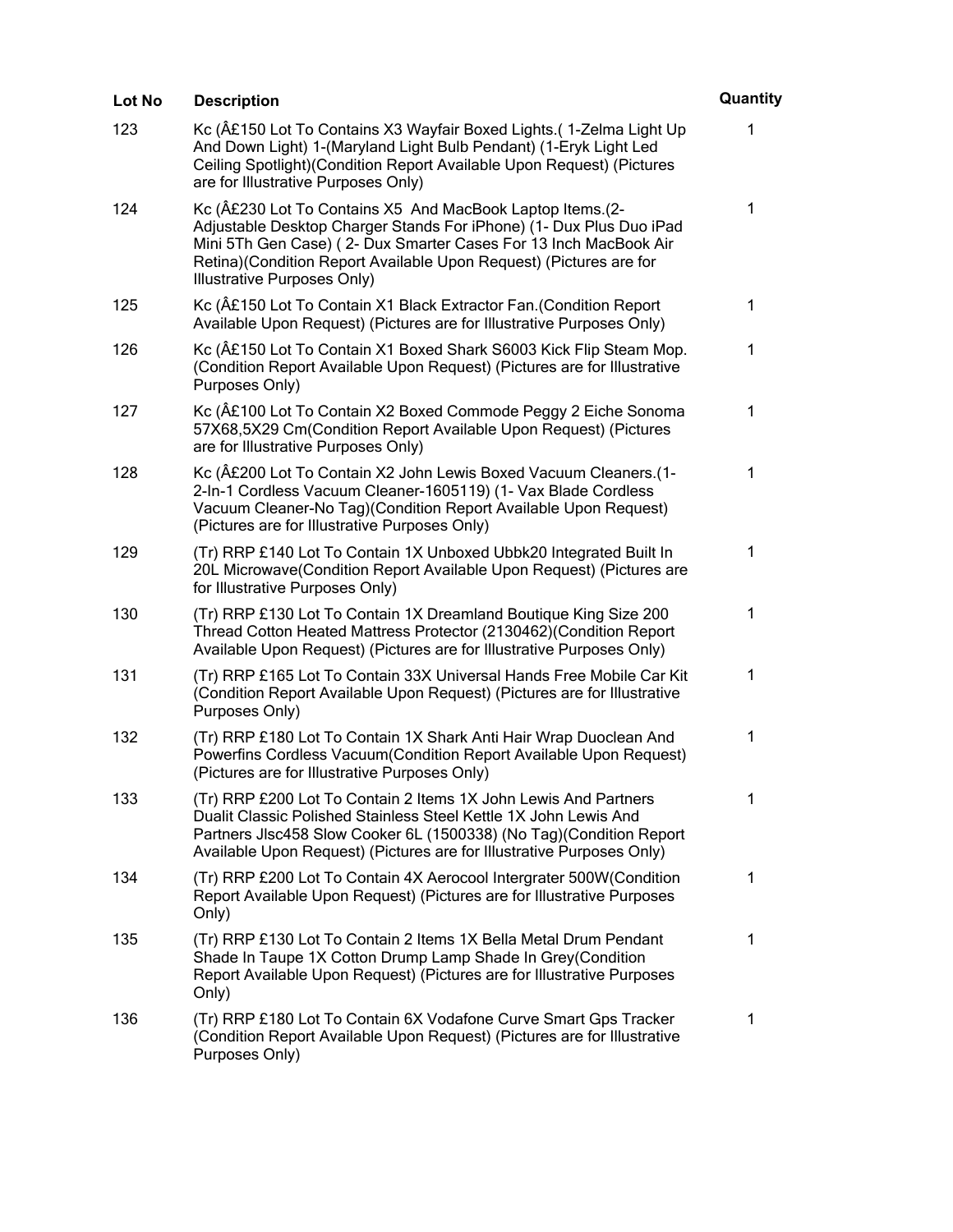| Lot No | Description | Quantity |
| --- | --- | --- |
| 123 | Kc (Â£150 Lot To Contains X3 Wayfair Boxed Lights.( 1-Zelma Light Up And Down Light) 1-(Maryland Light Bulb Pendant) (1-Eryk Light Led Ceiling Spotlight)(Condition Report Available Upon Request) (Pictures are for Illustrative Purposes Only) | 1 |
| 124 | Kc (Â£230 Lot To Contains X5  And MacBook Laptop Items.(2- Adjustable Desktop Charger Stands For iPhone) (1- Dux Plus Duo iPad Mini 5Th Gen Case) ( 2- Dux Smarter Cases For 13 Inch MacBook Air Retina)(Condition Report Available Upon Request) (Pictures are for Illustrative Purposes Only) | 1 |
| 125 | Kc (Â£150 Lot To Contain X1 Black Extractor Fan.(Condition Report Available Upon Request) (Pictures are for Illustrative Purposes Only) | 1 |
| 126 | Kc (Â£150 Lot To Contain X1 Boxed Shark S6003 Kick Flip Steam Mop. (Condition Report Available Upon Request) (Pictures are for Illustrative Purposes Only) | 1 |
| 127 | Kc (Â£100 Lot To Contain X2 Boxed Commode Peggy 2 Eiche Sonoma 57X68,5X29 Cm(Condition Report Available Upon Request) (Pictures are for Illustrative Purposes Only) | 1 |
| 128 | Kc (Â£200 Lot To Contain X2 John Lewis Boxed Vacuum Cleaners.(1- 2-In-1 Cordless Vacuum Cleaner-1605119) (1- Vax Blade Cordless Vacuum Cleaner-No Tag)(Condition Report Available Upon Request) (Pictures are for Illustrative Purposes Only) | 1 |
| 129 | (Tr) RRP £140 Lot To Contain 1X Unboxed Ubbk20 Integrated Built In 20L Microwave(Condition Report Available Upon Request) (Pictures are for Illustrative Purposes Only) | 1 |
| 130 | (Tr) RRP £130 Lot To Contain 1X Dreamland Boutique King Size 200 Thread Cotton Heated Mattress Protector (2130462)(Condition Report Available Upon Request) (Pictures are for Illustrative Purposes Only) | 1 |
| 131 | (Tr) RRP £165 Lot To Contain 33X Universal Hands Free Mobile Car Kit (Condition Report Available Upon Request) (Pictures are for Illustrative Purposes Only) | 1 |
| 132 | (Tr) RRP £180 Lot To Contain 1X Shark Anti Hair Wrap Duoclean And Powerfins Cordless Vacuum(Condition Report Available Upon Request) (Pictures are for Illustrative Purposes Only) | 1 |
| 133 | (Tr) RRP £200 Lot To Contain 2 Items 1X John Lewis And Partners Dualit Classic Polished Stainless Steel Kettle 1X John Lewis And Partners Jlsc458 Slow Cooker 6L (1500338) (No Tag)(Condition Report Available Upon Request) (Pictures are for Illustrative Purposes Only) | 1 |
| 134 | (Tr) RRP £200 Lot To Contain 4X Aerocool Intergrater 500W(Condition Report Available Upon Request) (Pictures are for Illustrative Purposes Only) | 1 |
| 135 | (Tr) RRP £130 Lot To Contain 2 Items 1X Bella Metal Drum Pendant Shade In Taupe 1X Cotton Drump Lamp Shade In Grey(Condition Report Available Upon Request) (Pictures are for Illustrative Purposes Only) | 1 |
| 136 | (Tr) RRP £180 Lot To Contain 6X Vodafone Curve Smart Gps Tracker (Condition Report Available Upon Request) (Pictures are for Illustrative Purposes Only) | 1 |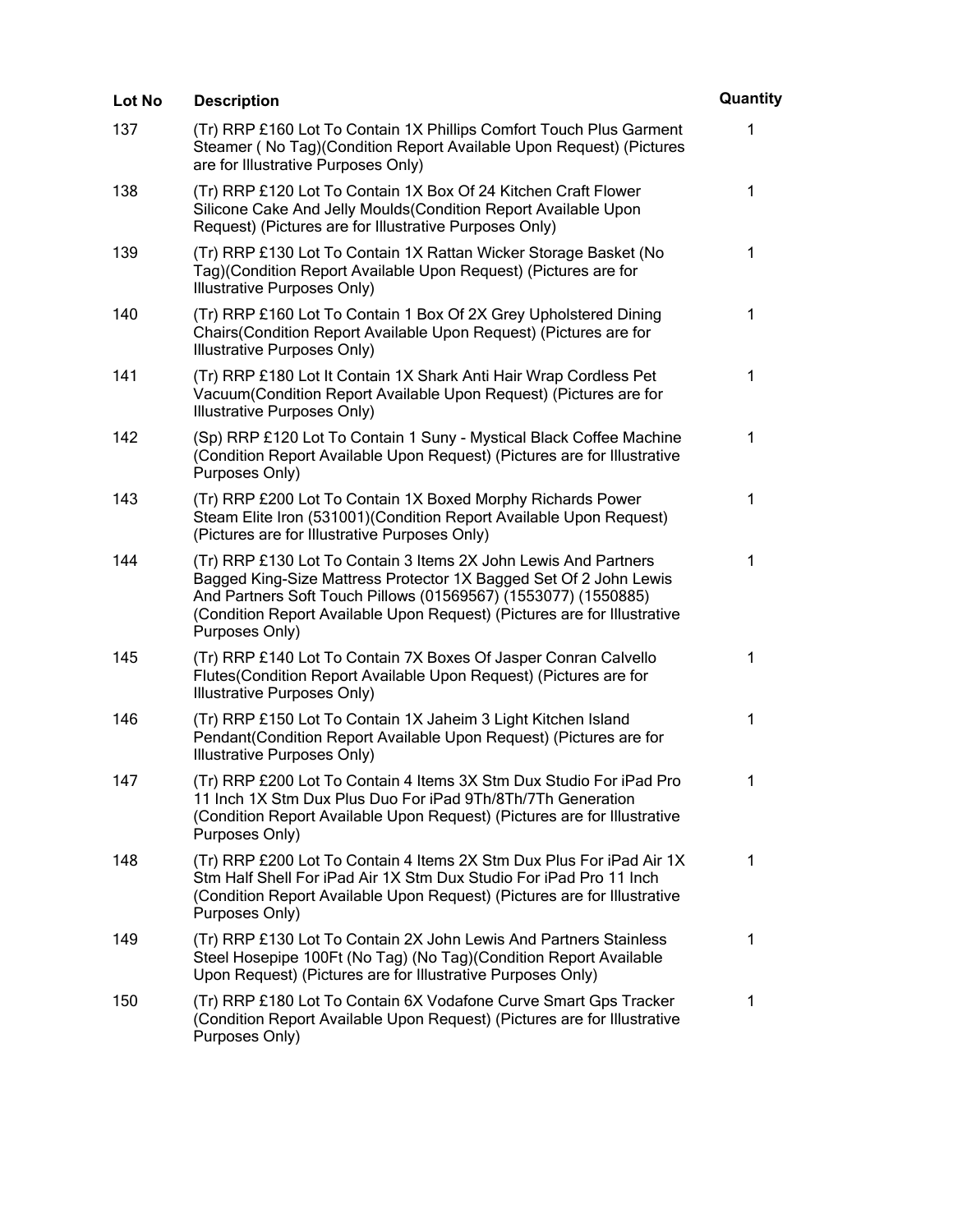| Lot No | Description | Quantity |
| --- | --- | --- |
| 137 | (Tr) RRP £160 Lot To Contain 1X Phillips Comfort Touch Plus Garment Steamer ( No Tag)(Condition Report Available Upon Request) (Pictures are for Illustrative Purposes Only) | 1 |
| 138 | (Tr) RRP £120 Lot To Contain 1X Box Of 24 Kitchen Craft Flower Silicone Cake And Jelly Moulds(Condition Report Available Upon Request) (Pictures are for Illustrative Purposes Only) | 1 |
| 139 | (Tr) RRP £130 Lot To Contain 1X Rattan Wicker Storage Basket (No Tag)(Condition Report Available Upon Request) (Pictures are for Illustrative Purposes Only) | 1 |
| 140 | (Tr) RRP £160 Lot To Contain 1 Box Of 2X Grey Upholstered Dining Chairs(Condition Report Available Upon Request) (Pictures are for Illustrative Purposes Only) | 1 |
| 141 | (Tr) RRP £180 Lot It Contain 1X Shark Anti Hair Wrap Cordless Pet Vacuum(Condition Report Available Upon Request) (Pictures are for Illustrative Purposes Only) | 1 |
| 142 | (Sp) RRP £120 Lot To Contain 1 Suny - Mystical Black Coffee Machine (Condition Report Available Upon Request) (Pictures are for Illustrative Purposes Only) | 1 |
| 143 | (Tr) RRP £200 Lot To Contain 1X Boxed Morphy Richards Power Steam Elite Iron (531001)(Condition Report Available Upon Request) (Pictures are for Illustrative Purposes Only) | 1 |
| 144 | (Tr) RRP £130 Lot To Contain 3 Items 2X John Lewis And Partners Bagged King-Size Mattress Protector 1X Bagged Set Of 2 John Lewis And Partners Soft Touch Pillows (01569567) (1553077) (1550885) (Condition Report Available Upon Request) (Pictures are for Illustrative Purposes Only) | 1 |
| 145 | (Tr) RRP £140 Lot To Contain 7X Boxes Of Jasper Conran Calvello Flutes(Condition Report Available Upon Request) (Pictures are for Illustrative Purposes Only) | 1 |
| 146 | (Tr) RRP £150 Lot To Contain 1X Jaheim 3 Light Kitchen Island Pendant(Condition Report Available Upon Request) (Pictures are for Illustrative Purposes Only) | 1 |
| 147 | (Tr) RRP £200 Lot To Contain 4 Items 3X Stm Dux Studio For iPad Pro 11 Inch 1X Stm Dux Plus Duo For iPad 9Th/8Th/7Th Generation (Condition Report Available Upon Request) (Pictures are for Illustrative Purposes Only) | 1 |
| 148 | (Tr) RRP £200 Lot To Contain 4 Items 2X Stm Dux Plus For iPad Air 1X Stm Half Shell For iPad Air 1X Stm Dux Studio For iPad Pro 11 Inch (Condition Report Available Upon Request) (Pictures are for Illustrative Purposes Only) | 1 |
| 149 | (Tr) RRP £130 Lot To Contain 2X John Lewis And Partners Stainless Steel Hosepipe 100Ft (No Tag) (No Tag)(Condition Report Available Upon Request) (Pictures are for Illustrative Purposes Only) | 1 |
| 150 | (Tr) RRP £180 Lot To Contain 6X Vodafone Curve Smart Gps Tracker (Condition Report Available Upon Request) (Pictures are for Illustrative Purposes Only) | 1 |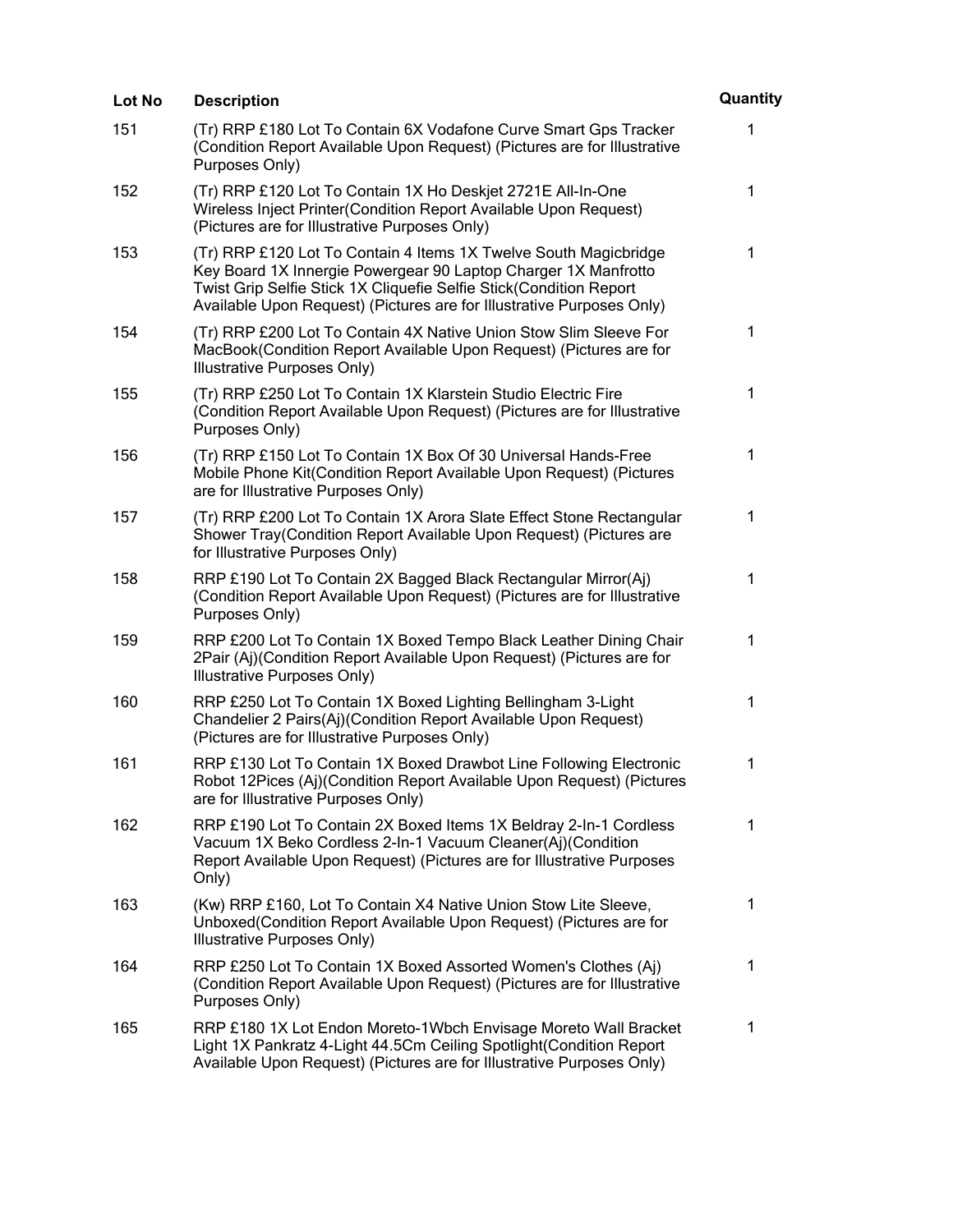| Lot No | Description | Quantity |
| --- | --- | --- |
| 151 | (Tr) RRP £180 Lot To Contain 6X Vodafone Curve Smart Gps Tracker (Condition Report Available Upon Request) (Pictures are for Illustrative Purposes Only) | 1 |
| 152 | (Tr) RRP £120 Lot To Contain 1X Ho Deskjet 2721E All-In-One Wireless Inject Printer(Condition Report Available Upon Request) (Pictures are for Illustrative Purposes Only) | 1 |
| 153 | (Tr) RRP £120 Lot To Contain 4 Items 1X Twelve South Magicbridge Key Board 1X Innergie Powergear 90 Laptop Charger 1X Manfrotto Twist Grip Selfie Stick 1X Cliquefie Selfie Stick(Condition Report Available Upon Request) (Pictures are for Illustrative Purposes Only) | 1 |
| 154 | (Tr) RRP £200 Lot To Contain 4X Native Union Stow Slim Sleeve For MacBook(Condition Report Available Upon Request) (Pictures are for Illustrative Purposes Only) | 1 |
| 155 | (Tr) RRP £250 Lot To Contain 1X Klarstein Studio Electric Fire (Condition Report Available Upon Request) (Pictures are for Illustrative Purposes Only) | 1 |
| 156 | (Tr) RRP £150 Lot To Contain 1X Box Of 30 Universal Hands-Free Mobile Phone Kit(Condition Report Available Upon Request) (Pictures are for Illustrative Purposes Only) | 1 |
| 157 | (Tr) RRP £200 Lot To Contain 1X Arora Slate Effect Stone Rectangular Shower Tray(Condition Report Available Upon Request) (Pictures are for Illustrative Purposes Only) | 1 |
| 158 | RRP £190 Lot To Contain 2X Bagged Black Rectangular Mirror(Aj) (Condition Report Available Upon Request) (Pictures are for Illustrative Purposes Only) | 1 |
| 159 | RRP £200 Lot To Contain 1X Boxed Tempo Black Leather Dining Chair 2Pair (Aj)(Condition Report Available Upon Request) (Pictures are for Illustrative Purposes Only) | 1 |
| 160 | RRP £250 Lot To Contain 1X Boxed Lighting Bellingham 3-Light Chandelier 2 Pairs(Aj)(Condition Report Available Upon Request) (Pictures are for Illustrative Purposes Only) | 1 |
| 161 | RRP £130 Lot To Contain 1X Boxed Drawbot Line Following Electronic Robot 12Pices (Aj)(Condition Report Available Upon Request) (Pictures are for Illustrative Purposes Only) | 1 |
| 162 | RRP £190 Lot To Contain 2X Boxed Items 1X Beldray 2-In-1 Cordless Vacuum 1X Beko Cordless 2-In-1 Vacuum Cleaner(Aj)(Condition Report Available Upon Request) (Pictures are for Illustrative Purposes Only) | 1 |
| 163 | (Kw) RRP £160, Lot To Contain X4 Native Union Stow Lite Sleeve, Unboxed(Condition Report Available Upon Request) (Pictures are for Illustrative Purposes Only) | 1 |
| 164 | RRP £250 Lot To Contain 1X Boxed Assorted Women's Clothes (Aj) (Condition Report Available Upon Request) (Pictures are for Illustrative Purposes Only) | 1 |
| 165 | RRP £180 1X Lot Endon Moreto-1Wbch Envisage Moreto Wall Bracket Light 1X Pankratz 4-Light 44.5Cm Ceiling Spotlight(Condition Report Available Upon Request) (Pictures are for Illustrative Purposes Only) | 1 |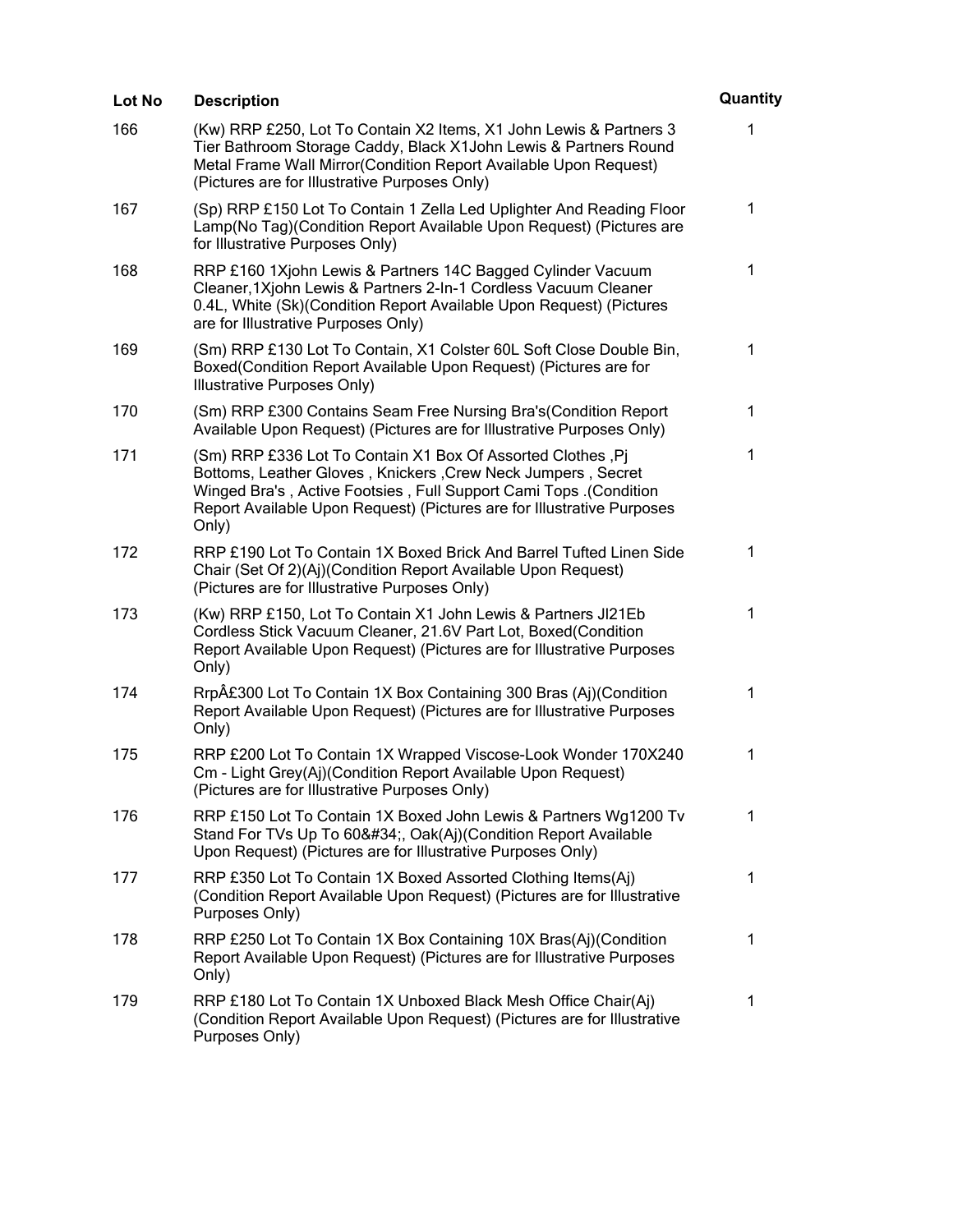| Lot No | Description | Quantity |
| --- | --- | --- |
| 166 | (Kw) RRP £250, Lot To Contain X2 Items, X1 John Lewis & Partners 3 Tier Bathroom Storage Caddy, Black X1John Lewis & Partners Round Metal Frame Wall Mirror(Condition Report Available Upon Request) (Pictures are for Illustrative Purposes Only) | 1 |
| 167 | (Sp) RRP £150 Lot To Contain 1 Zella Led Uplighter And Reading Floor Lamp(No Tag)(Condition Report Available Upon Request) (Pictures are for Illustrative Purposes Only) | 1 |
| 168 | RRP £160 1Xjohn Lewis & Partners 14C Bagged Cylinder Vacuum Cleaner,1Xjohn Lewis & Partners 2-In-1 Cordless Vacuum Cleaner 0.4L, White (Sk)(Condition Report Available Upon Request) (Pictures are for Illustrative Purposes Only) | 1 |
| 169 | (Sm) RRP £130 Lot To Contain, X1 Colster 60L Soft Close Double Bin, Boxed(Condition Report Available Upon Request) (Pictures are for Illustrative Purposes Only) | 1 |
| 170 | (Sm) RRP £300 Contains Seam Free Nursing Bra's(Condition Report Available Upon Request) (Pictures are for Illustrative Purposes Only) | 1 |
| 171 | (Sm) RRP £336 Lot To Contain X1 Box Of Assorted Clothes ,Pj Bottoms, Leather Gloves , Knickers ,Crew Neck Jumpers , Secret Winged Bra's , Active Footsies , Full Support Cami Tops .(Condition Report Available Upon Request) (Pictures are for Illustrative Purposes Only) | 1 |
| 172 | RRP £190 Lot To Contain 1X Boxed Brick And Barrel Tufted Linen Side Chair (Set Of 2)(Aj)(Condition Report Available Upon Request) (Pictures are for Illustrative Purposes Only) | 1 |
| 173 | (Kw) RRP £150, Lot To Contain X1 John Lewis & Partners Jl21Eb Cordless Stick Vacuum Cleaner, 21.6V Part Lot, Boxed(Condition Report Available Upon Request) (Pictures are for Illustrative Purposes Only) | 1 |
| 174 | RrpÂ£300 Lot To Contain 1X Box Containing 300 Bras (Aj)(Condition Report Available Upon Request) (Pictures are for Illustrative Purposes Only) | 1 |
| 175 | RRP £200 Lot To Contain 1X Wrapped Viscose-Look Wonder 170X240 Cm - Light Grey(Aj)(Condition Report Available Upon Request) (Pictures are for Illustrative Purposes Only) | 1 |
| 176 | RRP £150 Lot To Contain 1X Boxed John Lewis & Partners Wg1200 Tv Stand For TVs Up To 60&#34;, Oak(Aj)(Condition Report Available Upon Request) (Pictures are for Illustrative Purposes Only) | 1 |
| 177 | RRP £350 Lot To Contain 1X Boxed Assorted Clothing Items(Aj) (Condition Report Available Upon Request) (Pictures are for Illustrative Purposes Only) | 1 |
| 178 | RRP £250 Lot To Contain 1X Box Containing 10X Bras(Aj)(Condition Report Available Upon Request) (Pictures are for Illustrative Purposes Only) | 1 |
| 179 | RRP £180 Lot To Contain 1X Unboxed Black Mesh Office Chair(Aj) (Condition Report Available Upon Request) (Pictures are for Illustrative Purposes Only) | 1 |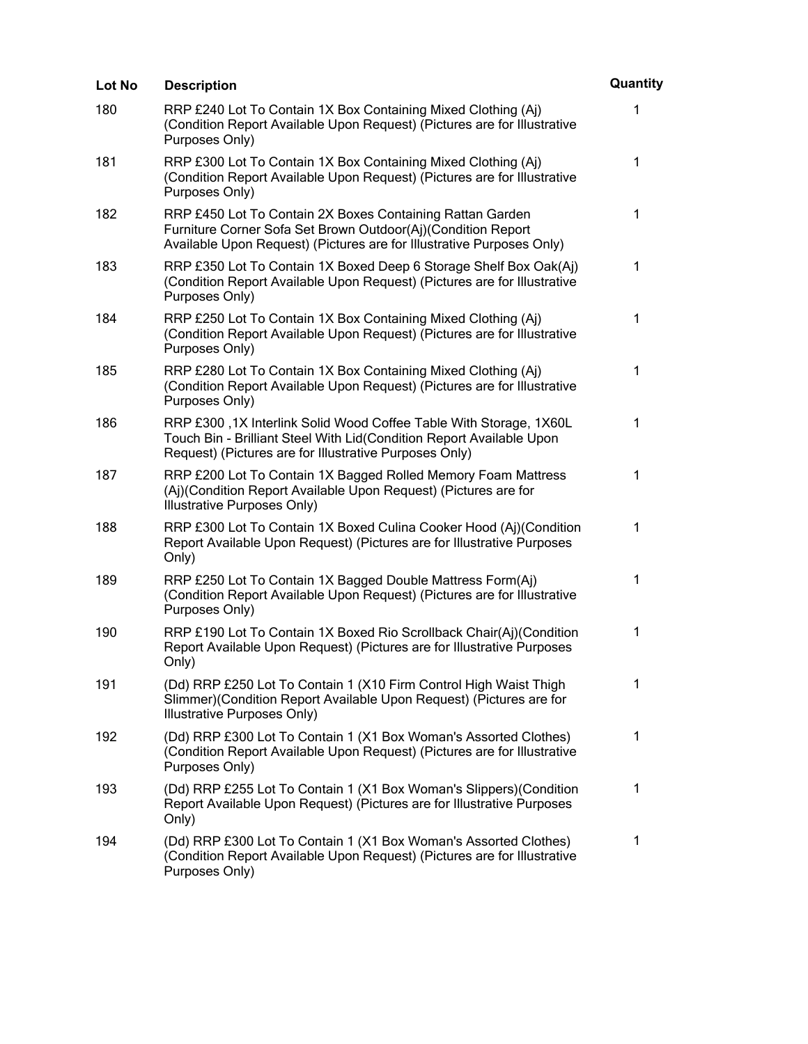| Lot No | Description | Quantity |
| --- | --- | --- |
| 180 | RRP £240 Lot To Contain 1X Box Containing Mixed Clothing (Aj) (Condition Report Available Upon Request) (Pictures are for Illustrative Purposes Only) | 1 |
| 181 | RRP £300 Lot To Contain 1X Box Containing Mixed Clothing (Aj) (Condition Report Available Upon Request) (Pictures are for Illustrative Purposes Only) | 1 |
| 182 | RRP £450 Lot To Contain 2X Boxes Containing Rattan Garden Furniture Corner Sofa Set Brown Outdoor(Aj)(Condition Report Available Upon Request) (Pictures are for Illustrative Purposes Only) | 1 |
| 183 | RRP £350 Lot To Contain 1X Boxed Deep 6 Storage Shelf Box Oak(Aj) (Condition Report Available Upon Request) (Pictures are for Illustrative Purposes Only) | 1 |
| 184 | RRP £250 Lot To Contain 1X Box Containing Mixed Clothing (Aj) (Condition Report Available Upon Request) (Pictures are for Illustrative Purposes Only) | 1 |
| 185 | RRP £280 Lot To Contain 1X Box Containing Mixed Clothing (Aj) (Condition Report Available Upon Request) (Pictures are for Illustrative Purposes Only) | 1 |
| 186 | RRP £300 ,1X Interlink Solid Wood Coffee Table With Storage, 1X60L Touch Bin - Brilliant Steel With Lid(Condition Report Available Upon Request) (Pictures are for Illustrative Purposes Only) | 1 |
| 187 | RRP £200 Lot To Contain 1X Bagged Rolled Memory Foam Mattress (Aj)(Condition Report Available Upon Request) (Pictures are for Illustrative Purposes Only) | 1 |
| 188 | RRP £300 Lot To Contain 1X Boxed Culina Cooker Hood (Aj)(Condition Report Available Upon Request) (Pictures are for Illustrative Purposes Only) | 1 |
| 189 | RRP £250 Lot To Contain 1X Bagged Double Mattress Form(Aj) (Condition Report Available Upon Request) (Pictures are for Illustrative Purposes Only) | 1 |
| 190 | RRP £190 Lot To Contain 1X Boxed Rio Scrollback Chair(Aj)(Condition Report Available Upon Request) (Pictures are for Illustrative Purposes Only) | 1 |
| 191 | (Dd) RRP £250 Lot To Contain 1 (X10 Firm Control High Waist Thigh Slimmer)(Condition Report Available Upon Request) (Pictures are for Illustrative Purposes Only) | 1 |
| 192 | (Dd) RRP £300 Lot To Contain 1 (X1 Box Woman's Assorted Clothes) (Condition Report Available Upon Request) (Pictures are for Illustrative Purposes Only) | 1 |
| 193 | (Dd) RRP £255 Lot To Contain 1 (X1 Box Woman's Slippers)(Condition Report Available Upon Request) (Pictures are for Illustrative Purposes Only) | 1 |
| 194 | (Dd) RRP £300 Lot To Contain 1 (X1 Box Woman's Assorted Clothes) (Condition Report Available Upon Request) (Pictures are for Illustrative Purposes Only) | 1 |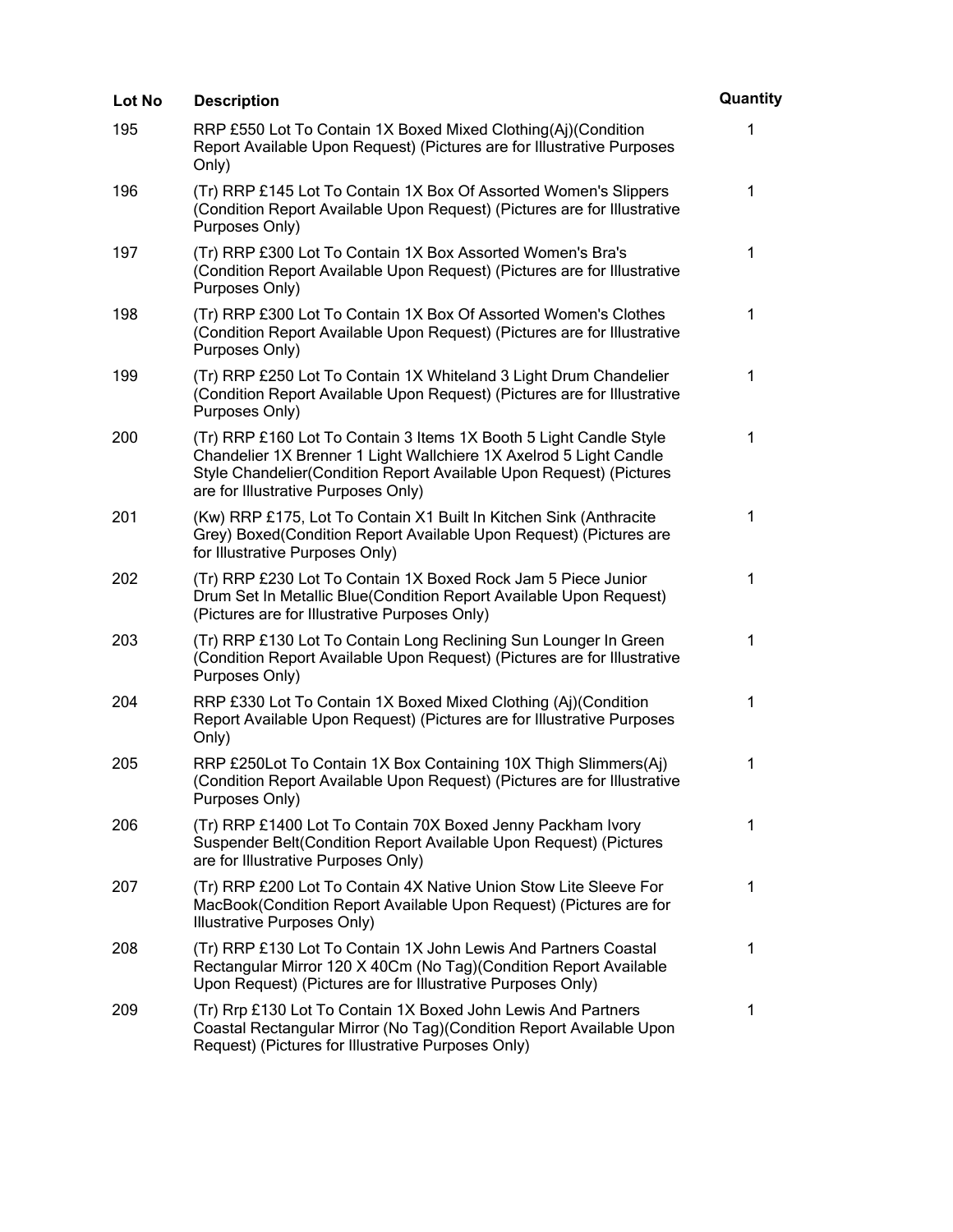| Lot No | Description | Quantity |
| --- | --- | --- |
| 195 | RRP £550 Lot To Contain 1X Boxed Mixed Clothing(Aj)(Condition Report Available Upon Request) (Pictures are for Illustrative Purposes Only) | 1 |
| 196 | (Tr) RRP £145 Lot To Contain 1X Box Of Assorted Women's Slippers (Condition Report Available Upon Request) (Pictures are for Illustrative Purposes Only) | 1 |
| 197 | (Tr) RRP £300 Lot To Contain 1X Box Assorted Women's Bra's (Condition Report Available Upon Request) (Pictures are for Illustrative Purposes Only) | 1 |
| 198 | (Tr) RRP £300 Lot To Contain 1X Box Of Assorted Women's Clothes (Condition Report Available Upon Request) (Pictures are for Illustrative Purposes Only) | 1 |
| 199 | (Tr) RRP £250 Lot To Contain 1X Whiteland 3 Light Drum Chandelier (Condition Report Available Upon Request) (Pictures are for Illustrative Purposes Only) | 1 |
| 200 | (Tr) RRP £160 Lot To Contain 3 Items 1X Booth 5 Light Candle Style Chandelier 1X Brenner 1 Light Wallchiere 1X Axelrod 5 Light Candle Style Chandelier(Condition Report Available Upon Request) (Pictures are for Illustrative Purposes Only) | 1 |
| 201 | (Kw) RRP £175, Lot To Contain X1 Built In Kitchen Sink (Anthracite Grey) Boxed(Condition Report Available Upon Request) (Pictures are for Illustrative Purposes Only) | 1 |
| 202 | (Tr) RRP £230 Lot To Contain 1X Boxed Rock Jam 5 Piece Junior Drum Set In Metallic Blue(Condition Report Available Upon Request) (Pictures are for Illustrative Purposes Only) | 1 |
| 203 | (Tr) RRP £130 Lot To Contain Long Reclining Sun Lounger In Green (Condition Report Available Upon Request) (Pictures are for Illustrative Purposes Only) | 1 |
| 204 | RRP £330 Lot To Contain 1X Boxed Mixed Clothing (Aj)(Condition Report Available Upon Request) (Pictures are for Illustrative Purposes Only) | 1 |
| 205 | RRP £250Lot To Contain 1X Box Containing 10X Thigh Slimmers(Aj) (Condition Report Available Upon Request) (Pictures are for Illustrative Purposes Only) | 1 |
| 206 | (Tr) RRP £1400 Lot To Contain 70X Boxed Jenny Packham Ivory Suspender Belt(Condition Report Available Upon Request) (Pictures are for Illustrative Purposes Only) | 1 |
| 207 | (Tr) RRP £200 Lot To Contain 4X Native Union Stow Lite Sleeve For MacBook(Condition Report Available Upon Request) (Pictures are for Illustrative Purposes Only) | 1 |
| 208 | (Tr) RRP £130 Lot To Contain 1X John Lewis And Partners Coastal Rectangular Mirror 120 X 40Cm (No Tag)(Condition Report Available Upon Request) (Pictures are for Illustrative Purposes Only) | 1 |
| 209 | (Tr) Rrp £130 Lot To Contain 1X Boxed John Lewis And Partners Coastal Rectangular Mirror (No Tag)(Condition Report Available Upon Request) (Pictures for Illustrative Purposes Only) | 1 |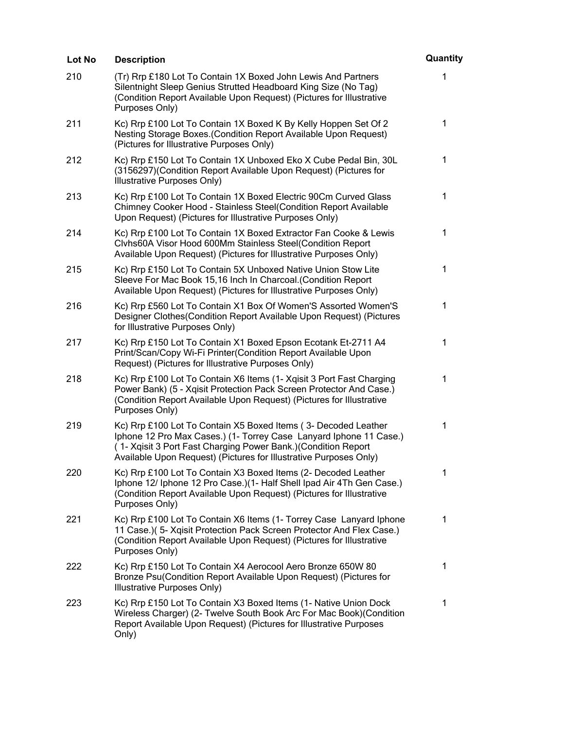| Lot No | Description | Quantity |
|---|---|---|
| 210 | (Tr) Rrp £180 Lot To Contain 1X Boxed John Lewis And Partners Silentnight Sleep Genius Strutted Headboard King Size (No Tag) (Condition Report Available Upon Request) (Pictures for Illustrative Purposes Only) | 1 |
| 211 | Kc) Rrp £100 Lot To Contain 1X Boxed K By Kelly Hoppen Set Of 2 Nesting Storage Boxes.(Condition Report Available Upon Request) (Pictures for Illustrative Purposes Only) | 1 |
| 212 | Kc) Rrp £150 Lot To Contain 1X Unboxed Eko X Cube Pedal Bin, 30L (3156297)(Condition Report Available Upon Request) (Pictures for Illustrative Purposes Only) | 1 |
| 213 | Kc) Rrp £100 Lot To Contain 1X Boxed Electric 90Cm Curved Glass Chimney Cooker Hood - Stainless Steel(Condition Report Available Upon Request) (Pictures for Illustrative Purposes Only) | 1 |
| 214 | Kc) Rrp £100 Lot To Contain 1X Boxed Extractor Fan Cooke & Lewis Clvhs60A Visor Hood 600Mm Stainless Steel(Condition Report Available Upon Request) (Pictures for Illustrative Purposes Only) | 1 |
| 215 | Kc) Rrp £150 Lot To Contain 5X Unboxed Native Union Stow Lite Sleeve For Mac Book 15,16 Inch In Charcoal.(Condition Report Available Upon Request) (Pictures for Illustrative Purposes Only) | 1 |
| 216 | Kc) Rrp £560 Lot To Contain X1 Box Of Women'S Assorted Women'S Designer Clothes(Condition Report Available Upon Request) (Pictures for Illustrative Purposes Only) | 1 |
| 217 | Kc) Rrp £150 Lot To Contain X1 Boxed Epson Ecotank Et-2711 A4 Print/Scan/Copy Wi-Fi Printer(Condition Report Available Upon Request) (Pictures for Illustrative Purposes Only) | 1 |
| 218 | Kc) Rrp £100 Lot To Contain X6 Items (1- Xqisit 3 Port Fast Charging Power Bank) (5 - Xqisit Protection Pack Screen Protector And Case.) (Condition Report Available Upon Request) (Pictures for Illustrative Purposes Only) | 1 |
| 219 | Kc) Rrp £100 Lot To Contain X5 Boxed Items ( 3- Decoded Leather Iphone 12 Pro Max Cases.) (1- Torrey Case Lanyard Iphone 11 Case.) ( 1- Xqisit 3 Port Fast Charging Power Bank.)(Condition Report Available Upon Request) (Pictures for Illustrative Purposes Only) | 1 |
| 220 | Kc) Rrp £100 Lot To Contain X3 Boxed Items (2- Decoded Leather Iphone 12/ Iphone 12 Pro Case.)(1- Half Shell Ipad Air 4Th Gen Case.) (Condition Report Available Upon Request) (Pictures for Illustrative Purposes Only) | 1 |
| 221 | Kc) Rrp £100 Lot To Contain X6 Items (1- Torrey Case Lanyard Iphone 11 Case.)( 5- Xqisit Protection Pack Screen Protector And Flex Case.) (Condition Report Available Upon Request) (Pictures for Illustrative Purposes Only) | 1 |
| 222 | Kc) Rrp £150 Lot To Contain X4 Aerocool Aero Bronze 650W 80 Bronze Psu(Condition Report Available Upon Request) (Pictures for Illustrative Purposes Only) | 1 |
| 223 | Kc) Rrp £150 Lot To Contain X3 Boxed Items (1- Native Union Dock Wireless Charger) (2- Twelve South Book Arc For Mac Book)(Condition Report Available Upon Request) (Pictures for Illustrative Purposes Only) | 1 |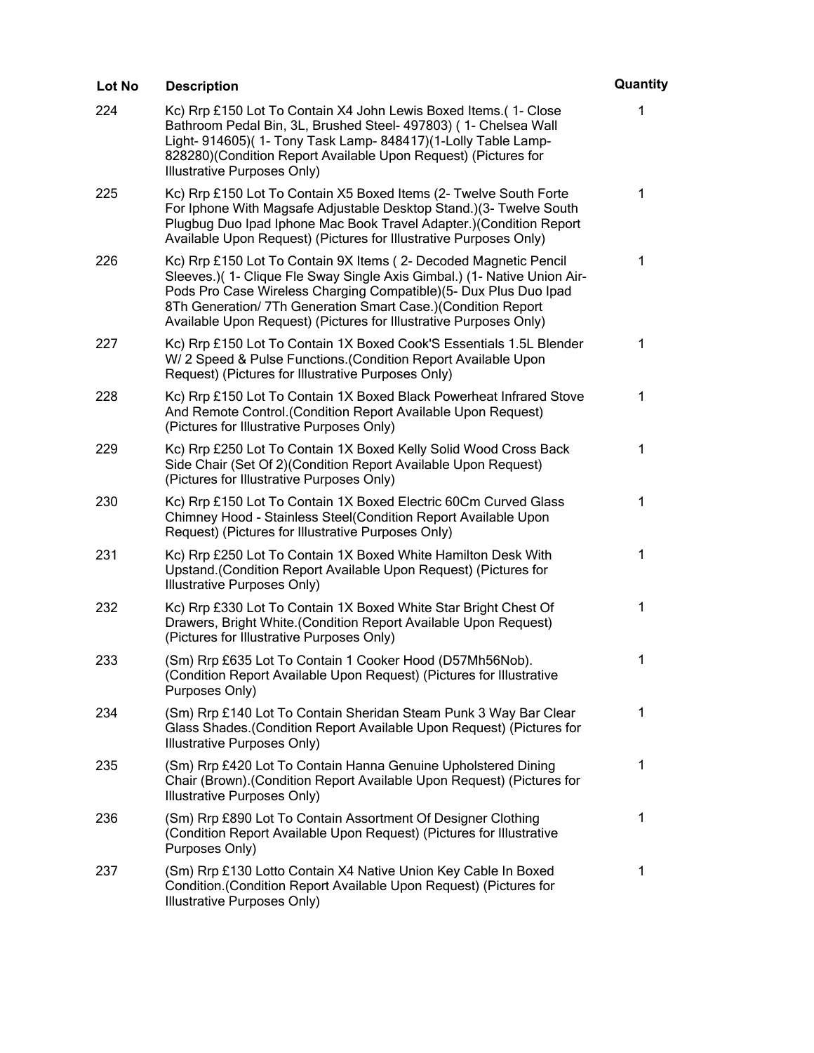| Lot No | Description | Quantity |
| --- | --- | --- |
| 224 | Kc) Rrp £150 Lot To Contain X4 John Lewis Boxed Items.( 1- Close Bathroom Pedal Bin, 3L, Brushed Steel- 497803) ( 1- Chelsea Wall Light- 914605)( 1- Tony Task Lamp- 848417)(1-Lolly Table Lamp- 828280)(Condition Report Available Upon Request) (Pictures for Illustrative Purposes Only) | 1 |
| 225 | Kc) Rrp £150 Lot To Contain X5 Boxed Items (2- Twelve South Forte For Iphone With Magsafe Adjustable Desktop Stand.)(3- Twelve South Plugbug Duo Ipad Iphone Mac Book Travel Adapter.)(Condition Report Available Upon Request) (Pictures for Illustrative Purposes Only) | 1 |
| 226 | Kc) Rrp £150 Lot To Contain 9X Items ( 2- Decoded Magnetic Pencil Sleeves.)( 1- Clique Fle Sway Single Axis Gimbal.) (1- Native Union Air-Pods Pro Case Wireless Charging Compatible)(5- Dux Plus Duo Ipad 8Th Generation/ 7Th Generation Smart Case.)(Condition Report Available Upon Request) (Pictures for Illustrative Purposes Only) | 1 |
| 227 | Kc) Rrp £150 Lot To Contain 1X Boxed Cook'S Essentials 1.5L Blender W/ 2 Speed & Pulse Functions.(Condition Report Available Upon Request) (Pictures for Illustrative Purposes Only) | 1 |
| 228 | Kc) Rrp £150 Lot To Contain 1X Boxed Black Powerheat Infrared Stove And Remote Control.(Condition Report Available Upon Request) (Pictures for Illustrative Purposes Only) | 1 |
| 229 | Kc) Rrp £250 Lot To Contain 1X Boxed Kelly Solid Wood Cross Back Side Chair (Set Of 2)(Condition Report Available Upon Request) (Pictures for Illustrative Purposes Only) | 1 |
| 230 | Kc) Rrp £150 Lot To Contain 1X Boxed Electric 60Cm Curved Glass Chimney Hood - Stainless Steel(Condition Report Available Upon Request) (Pictures for Illustrative Purposes Only) | 1 |
| 231 | Kc) Rrp £250 Lot To Contain 1X Boxed White Hamilton Desk With Upstand.(Condition Report Available Upon Request) (Pictures for Illustrative Purposes Only) | 1 |
| 232 | Kc) Rrp £330 Lot To Contain 1X Boxed White Star Bright Chest Of Drawers, Bright White.(Condition Report Available Upon Request) (Pictures for Illustrative Purposes Only) | 1 |
| 233 | (Sm) Rrp £635 Lot To Contain 1 Cooker Hood (D57Mh56Nob). (Condition Report Available Upon Request) (Pictures for Illustrative Purposes Only) | 1 |
| 234 | (Sm) Rrp £140 Lot To Contain Sheridan Steam Punk 3 Way Bar Clear Glass Shades.(Condition Report Available Upon Request) (Pictures for Illustrative Purposes Only) | 1 |
| 235 | (Sm) Rrp £420 Lot To Contain Hanna Genuine Upholstered Dining Chair (Brown).(Condition Report Available Upon Request) (Pictures for Illustrative Purposes Only) | 1 |
| 236 | (Sm) Rrp £890 Lot To Contain Assortment Of Designer Clothing (Condition Report Available Upon Request) (Pictures for Illustrative Purposes Only) | 1 |
| 237 | (Sm) Rrp £130 Lotto Contain X4 Native Union Key Cable In Boxed Condition.(Condition Report Available Upon Request) (Pictures for Illustrative Purposes Only) | 1 |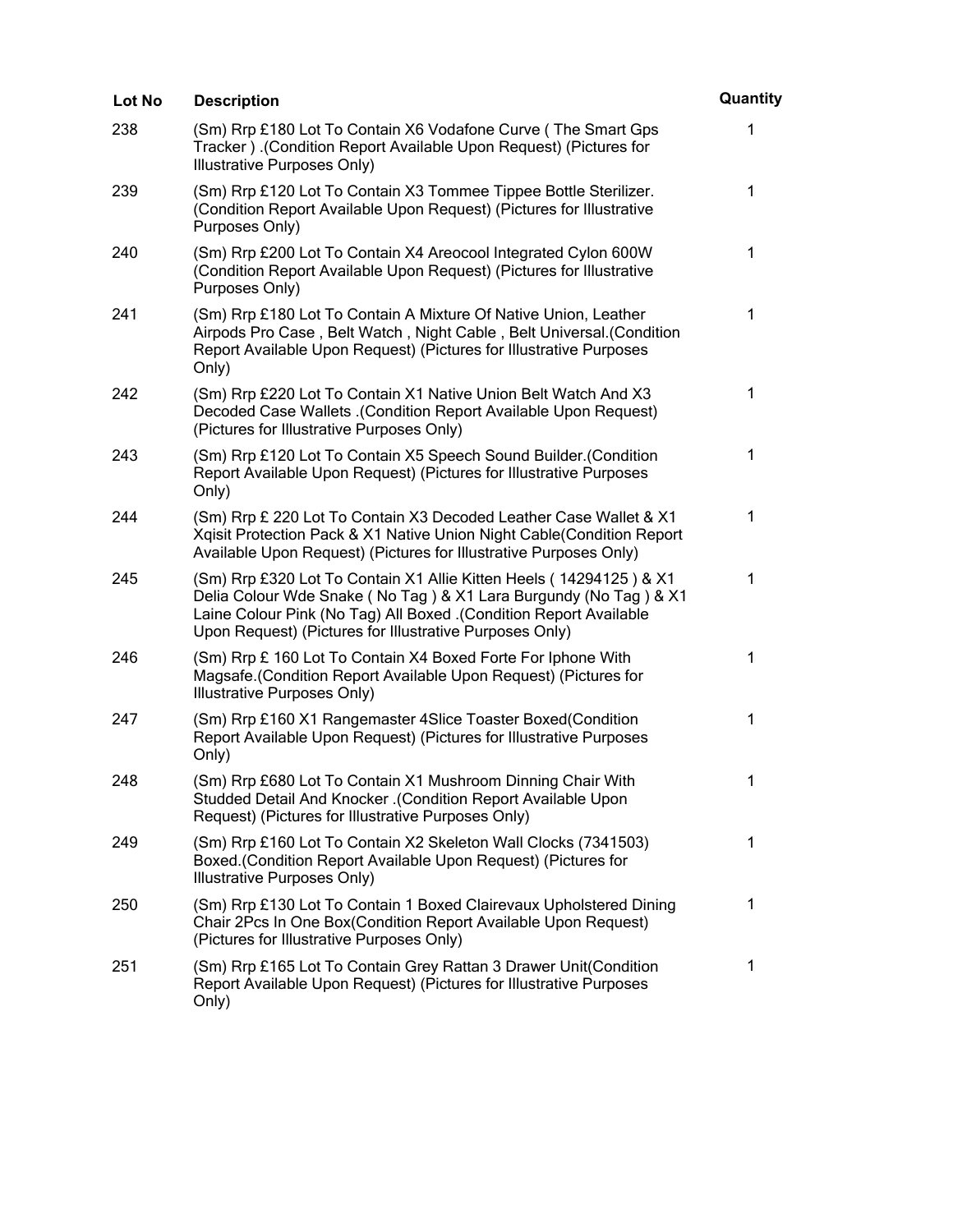| Lot No | Description | Quantity |
|---|---|---|
| 238 | (Sm) Rrp £180 Lot To Contain X6 Vodafone Curve ( The Smart Gps Tracker ) .(Condition Report Available Upon Request) (Pictures for Illustrative Purposes Only) | 1 |
| 239 | (Sm) Rrp £120 Lot To Contain X3 Tommee Tippee Bottle Sterilizer. (Condition Report Available Upon Request) (Pictures for Illustrative Purposes Only) | 1 |
| 240 | (Sm) Rrp £200 Lot To Contain X4 Areocool Integrated Cylon 600W (Condition Report Available Upon Request) (Pictures for Illustrative Purposes Only) | 1 |
| 241 | (Sm) Rrp £180 Lot To Contain A Mixture Of Native Union, Leather Airpods Pro Case , Belt Watch , Night Cable , Belt Universal.(Condition Report Available Upon Request) (Pictures for Illustrative Purposes Only) | 1 |
| 242 | (Sm) Rrp £220 Lot To Contain X1 Native Union Belt Watch And X3 Decoded Case Wallets .(Condition Report Available Upon Request) (Pictures for Illustrative Purposes Only) | 1 |
| 243 | (Sm) Rrp £120 Lot To Contain X5 Speech Sound Builder.(Condition Report Available Upon Request) (Pictures for Illustrative Purposes Only) | 1 |
| 244 | (Sm) Rrp £ 220 Lot To Contain X3 Decoded Leather Case Wallet & X1 Xqisit Protection Pack & X1 Native Union Night Cable(Condition Report Available Upon Request) (Pictures for Illustrative Purposes Only) | 1 |
| 245 | (Sm) Rrp £320 Lot To Contain X1 Allie Kitten Heels ( 14294125 ) & X1 Delia Colour Wde Snake ( No Tag ) & X1 Lara Burgundy (No Tag ) & X1 Laine Colour Pink (No Tag) All Boxed .(Condition Report Available Upon Request) (Pictures for Illustrative Purposes Only) | 1 |
| 246 | (Sm) Rrp £ 160 Lot To Contain X4 Boxed Forte For Iphone With Magsafe.(Condition Report Available Upon Request) (Pictures for Illustrative Purposes Only) | 1 |
| 247 | (Sm) Rrp £160 X1 Rangemaster 4Slice Toaster Boxed(Condition Report Available Upon Request) (Pictures for Illustrative Purposes Only) | 1 |
| 248 | (Sm) Rrp £680 Lot To Contain X1 Mushroom Dinning Chair With Studded Detail And Knocker .(Condition Report Available Upon Request) (Pictures for Illustrative Purposes Only) | 1 |
| 249 | (Sm) Rrp £160 Lot To Contain X2 Skeleton Wall Clocks (7341503) Boxed.(Condition Report Available Upon Request) (Pictures for Illustrative Purposes Only) | 1 |
| 250 | (Sm) Rrp £130 Lot To Contain 1 Boxed Clairevaux Upholstered Dining Chair 2Pcs In One Box(Condition Report Available Upon Request) (Pictures for Illustrative Purposes Only) | 1 |
| 251 | (Sm) Rrp £165 Lot To Contain Grey Rattan 3 Drawer Unit(Condition Report Available Upon Request) (Pictures for Illustrative Purposes Only) | 1 |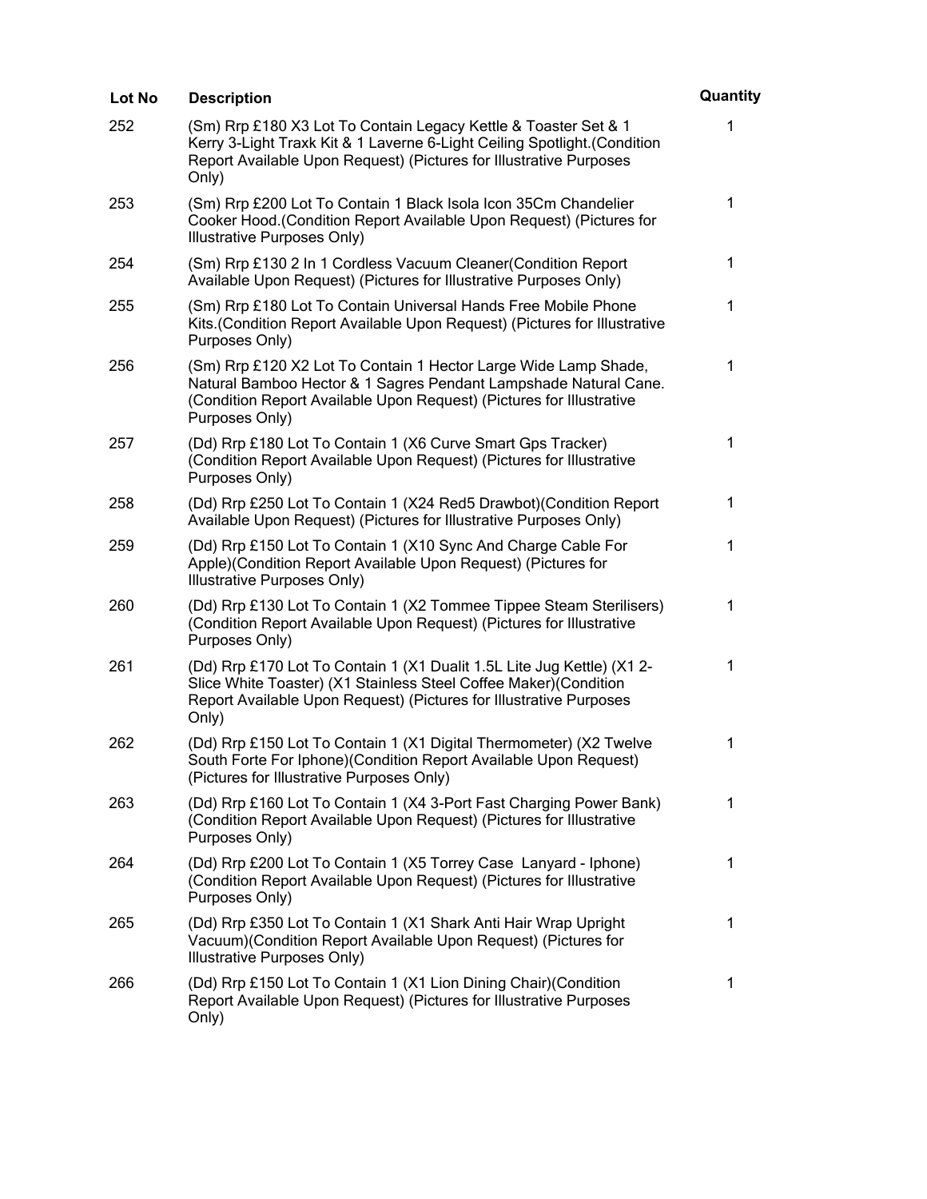| Lot No | Description | Quantity |
| --- | --- | --- |
| 252 | (Sm) Rrp £180 X3 Lot To Contain Legacy Kettle & Toaster Set & 1 Kerry 3-Light Traxk Kit & 1 Laverne 6-Light Ceiling Spotlight.(Condition Report Available Upon Request) (Pictures for Illustrative Purposes Only) | 1 |
| 253 | (Sm) Rrp £200 Lot To Contain 1 Black Isola Icon 35Cm Chandelier Cooker Hood.(Condition Report Available Upon Request) (Pictures for Illustrative Purposes Only) | 1 |
| 254 | (Sm) Rrp £130 2 In 1 Cordless Vacuum Cleaner(Condition Report Available Upon Request) (Pictures for Illustrative Purposes Only) | 1 |
| 255 | (Sm) Rrp £180 Lot To Contain Universal Hands Free Mobile Phone Kits.(Condition Report Available Upon Request) (Pictures for Illustrative Purposes Only) | 1 |
| 256 | (Sm) Rrp £120 X2 Lot To Contain 1 Hector Large Wide Lamp Shade, Natural Bamboo Hector & 1 Sagres Pendant Lampshade Natural Cane.(Condition Report Available Upon Request) (Pictures for Illustrative Purposes Only) | 1 |
| 257 | (Dd) Rrp £180 Lot To Contain 1 (X6 Curve Smart Gps Tracker)(Condition Report Available Upon Request) (Pictures for Illustrative Purposes Only) | 1 |
| 258 | (Dd) Rrp £250 Lot To Contain 1 (X24 Red5 Drawbot)(Condition Report Available Upon Request) (Pictures for Illustrative Purposes Only) | 1 |
| 259 | (Dd) Rrp £150 Lot To Contain 1 (X10 Sync And Charge Cable For Apple)(Condition Report Available Upon Request) (Pictures for Illustrative Purposes Only) | 1 |
| 260 | (Dd) Rrp £130 Lot To Contain 1 (X2 Tommee Tippee Steam Sterilisers)(Condition Report Available Upon Request) (Pictures for Illustrative Purposes Only) | 1 |
| 261 | (Dd) Rrp £170 Lot To Contain 1 (X1 Dualit 1.5L Lite Jug Kettle) (X1 2-Slice White Toaster) (X1 Stainless Steel Coffee Maker)(Condition Report Available Upon Request) (Pictures for Illustrative Purposes Only) | 1 |
| 262 | (Dd) Rrp £150 Lot To Contain 1 (X1 Digital Thermometer) (X2 Twelve South Forte For Iphone)(Condition Report Available Upon Request) (Pictures for Illustrative Purposes Only) | 1 |
| 263 | (Dd) Rrp £160 Lot To Contain 1 (X4 3-Port Fast Charging Power Bank)(Condition Report Available Upon Request) (Pictures for Illustrative Purposes Only) | 1 |
| 264 | (Dd) Rrp £200 Lot To Contain 1 (X5 Torrey Case Lanyard - Iphone)(Condition Report Available Upon Request) (Pictures for Illustrative Purposes Only) | 1 |
| 265 | (Dd) Rrp £350 Lot To Contain 1 (X1 Shark Anti Hair Wrap Upright Vacuum)(Condition Report Available Upon Request) (Pictures for Illustrative Purposes Only) | 1 |
| 266 | (Dd) Rrp £150 Lot To Contain 1 (X1 Lion Dining Chair)(Condition Report Available Upon Request) (Pictures for Illustrative Purposes Only) | 1 |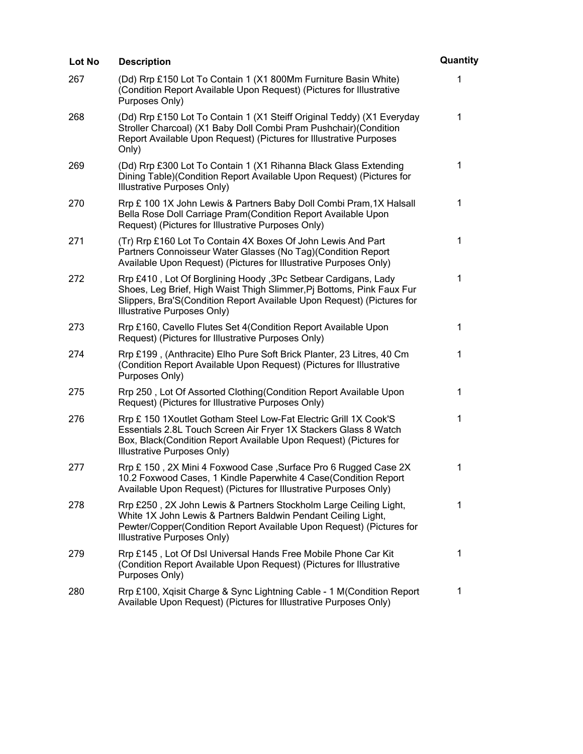| Lot No | Description | Quantity |
|---|---|---|
| 267 | (Dd) Rrp £150 Lot To Contain 1 (X1 800Mm Furniture Basin White) (Condition Report Available Upon Request) (Pictures for Illustrative Purposes Only) | 1 |
| 268 | (Dd) Rrp £150 Lot To Contain 1 (X1 Steiff Original Teddy) (X1 Everyday Stroller Charcoal) (X1 Baby Doll Combi Pram Pushchair)(Condition Report Available Upon Request) (Pictures for Illustrative Purposes Only) | 1 |
| 269 | (Dd) Rrp £300 Lot To Contain 1 (X1 Rihanna Black Glass Extending Dining Table)(Condition Report Available Upon Request) (Pictures for Illustrative Purposes Only) | 1 |
| 270 | Rrp £ 100 1X John Lewis & Partners Baby Doll Combi Pram,1X Halsall Bella Rose Doll Carriage Pram(Condition Report Available Upon Request) (Pictures for Illustrative Purposes Only) | 1 |
| 271 | (Tr) Rrp £160 Lot To Contain 4X Boxes Of John Lewis And Part Partners Connoisseur Water Glasses (No Tag)(Condition Report Available Upon Request) (Pictures for Illustrative Purposes Only) | 1 |
| 272 | Rrp £410 , Lot Of Borglining Hoody ,3Pc Setbear Cardigans, Lady Shoes, Leg Brief, High Waist Thigh Slimmer,Pj Bottoms, Pink Faux Fur Slippers, Bra'S(Condition Report Available Upon Request) (Pictures for Illustrative Purposes Only) | 1 |
| 273 | Rrp £160, Cavello Flutes Set 4(Condition Report Available Upon Request) (Pictures for Illustrative Purposes Only) | 1 |
| 274 | Rrp £199 , (Anthracite) Elho Pure Soft Brick Planter, 23 Litres, 40 Cm (Condition Report Available Upon Request) (Pictures for Illustrative Purposes Only) | 1 |
| 275 | Rrp 250 , Lot Of Assorted Clothing(Condition Report Available Upon Request) (Pictures for Illustrative Purposes Only) | 1 |
| 276 | Rrp £ 150 1Xoutlet Gotham Steel Low-Fat Electric Grill 1X Cook'S Essentials 2.8L Touch Screen Air Fryer 1X Stackers Glass 8 Watch Box, Black(Condition Report Available Upon Request) (Pictures for Illustrative Purposes Only) | 1 |
| 277 | Rrp £ 150 , 2X Mini 4 Foxwood Case ,Surface Pro 6 Rugged Case 2X 10.2 Foxwood Cases, 1 Kindle Paperwhite 4 Case(Condition Report Available Upon Request) (Pictures for Illustrative Purposes Only) | 1 |
| 278 | Rrp £250 , 2X John Lewis & Partners Stockholm Large Ceiling Light, White 1X John Lewis & Partners Baldwin Pendant Ceiling Light, Pewter/Copper(Condition Report Available Upon Request) (Pictures for Illustrative Purposes Only) | 1 |
| 279 | Rrp £145 , Lot Of Dsl Universal Hands Free Mobile Phone Car Kit (Condition Report Available Upon Request) (Pictures for Illustrative Purposes Only) | 1 |
| 280 | Rrp £100, Xqisit Charge & Sync Lightning Cable - 1 M(Condition Report Available Upon Request) (Pictures for Illustrative Purposes Only) | 1 |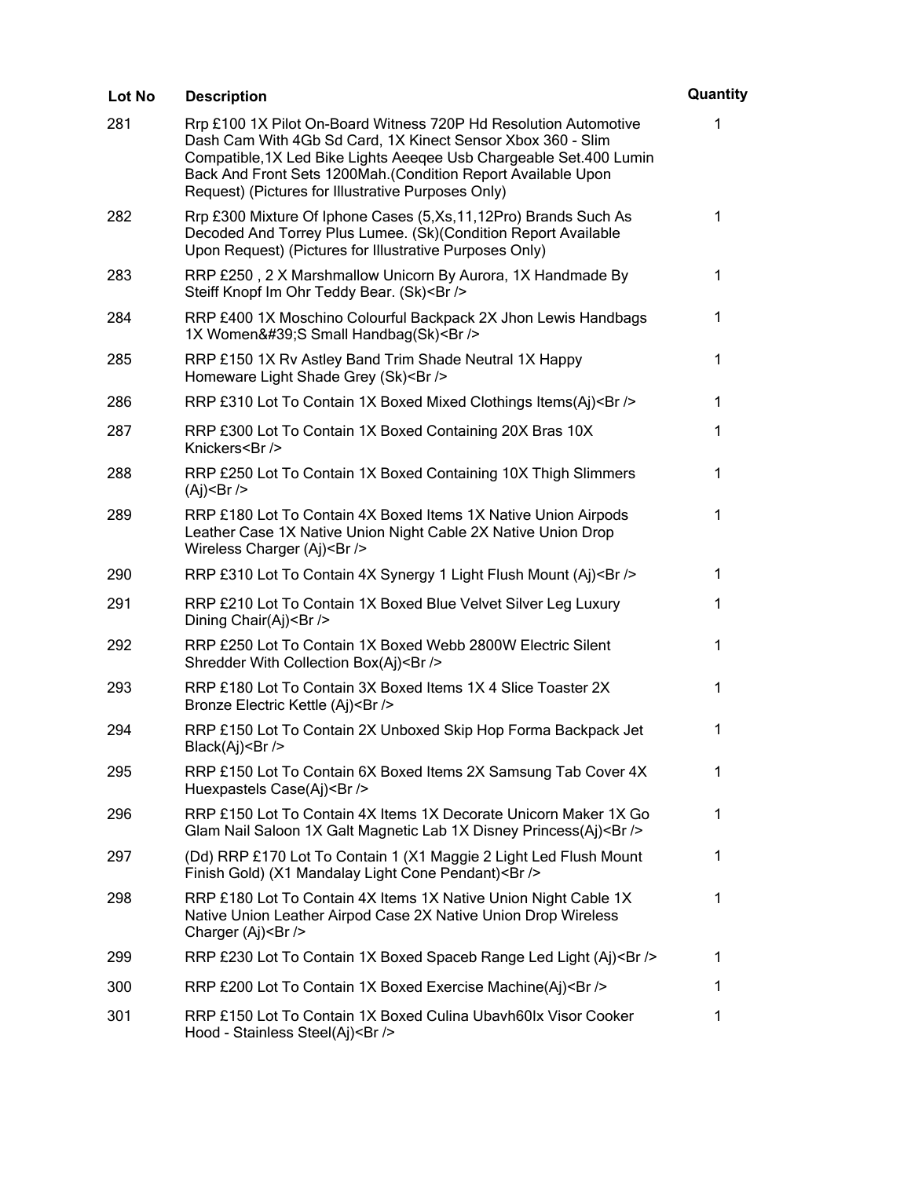| Lot No | Description | Quantity |
| --- | --- | --- |
| 281 | Rrp £100 1X Pilot On-Board Witness 720P Hd Resolution Automotive Dash Cam With 4Gb Sd Card, 1X Kinect Sensor Xbox 360 - Slim Compatible,1X Led Bike Lights Aeeqee Usb Chargeable Set.400 Lumin Back And Front Sets 1200Mah.(Condition Report Available Upon Request) (Pictures for Illustrative Purposes Only) | 1 |
| 282 | Rrp £300 Mixture Of Iphone Cases (5,Xs,11,12Pro) Brands Such As Decoded And Torrey Plus Lumee. (Sk)(Condition Report Available Upon Request) (Pictures for Illustrative Purposes Only) | 1 |
| 283 | RRP £250 , 2 X Marshmallow Unicorn By Aurora, 1X Handmade By Steiff Knopf Im Ohr Teddy Bear. (Sk)<Br /> | 1 |
| 284 | RRP £400 1X Moschino Colourful Backpack 2X Jhon Lewis Handbags 1X Women&#39;S Small Handbag(Sk)<Br /> | 1 |
| 285 | RRP £150 1X Rv Astley Band Trim Shade Neutral 1X Happy Homeware Light Shade Grey (Sk)<Br /> | 1 |
| 286 | RRP £310 Lot To Contain 1X Boxed Mixed Clothings Items(Aj)<Br /> | 1 |
| 287 | RRP £300 Lot To Contain 1X Boxed Containing 20X Bras 10X Knickers<Br /> | 1 |
| 288 | RRP £250 Lot To Contain 1X Boxed Containing 10X Thigh Slimmers (Aj)<Br /> | 1 |
| 289 | RRP £180 Lot To Contain 4X Boxed Items 1X Native Union Airpods Leather Case 1X Native Union Night Cable 2X Native Union Drop Wireless Charger (Aj)<Br /> | 1 |
| 290 | RRP £310 Lot To Contain 4X Synergy 1 Light Flush Mount (Aj)<Br /> | 1 |
| 291 | RRP £210 Lot To Contain 1X Boxed Blue Velvet Silver Leg Luxury Dining Chair(Aj)<Br /> | 1 |
| 292 | RRP £250 Lot To Contain 1X Boxed Webb 2800W Electric Silent Shredder With Collection Box(Aj)<Br /> | 1 |
| 293 | RRP £180 Lot To Contain 3X Boxed Items 1X 4 Slice Toaster 2X Bronze Electric Kettle (Aj)<Br /> | 1 |
| 294 | RRP £150 Lot To Contain 2X Unboxed Skip Hop Forma Backpack Jet Black(Aj)<Br /> | 1 |
| 295 | RRP £150 Lot To Contain 6X Boxed Items 2X Samsung Tab Cover 4X Huexpastels Case(Aj)<Br /> | 1 |
| 296 | RRP £150 Lot To Contain 4X Items 1X Decorate Unicorn Maker 1X Go Glam Nail Saloon 1X Galt Magnetic Lab 1X Disney Princess(Aj)<Br /> | 1 |
| 297 | (Dd) RRP £170 Lot To Contain 1 (X1 Maggie 2 Light Led Flush Mount Finish Gold) (X1 Mandalay Light Cone Pendant)<Br /> | 1 |
| 298 | RRP £180 Lot To Contain 4X Items 1X Native Union Night Cable 1X Native Union Leather Airpod Case 2X Native Union Drop Wireless Charger (Aj)<Br /> | 1 |
| 299 | RRP £230 Lot To Contain 1X Boxed Spaceb Range Led Light (Aj)<Br /> | 1 |
| 300 | RRP £200 Lot To Contain 1X Boxed Exercise Machine(Aj)<Br /> | 1 |
| 301 | RRP £150 Lot To Contain 1X Boxed Culina Ubavh60lx Visor Cooker Hood - Stainless Steel(Aj)<Br /> | 1 |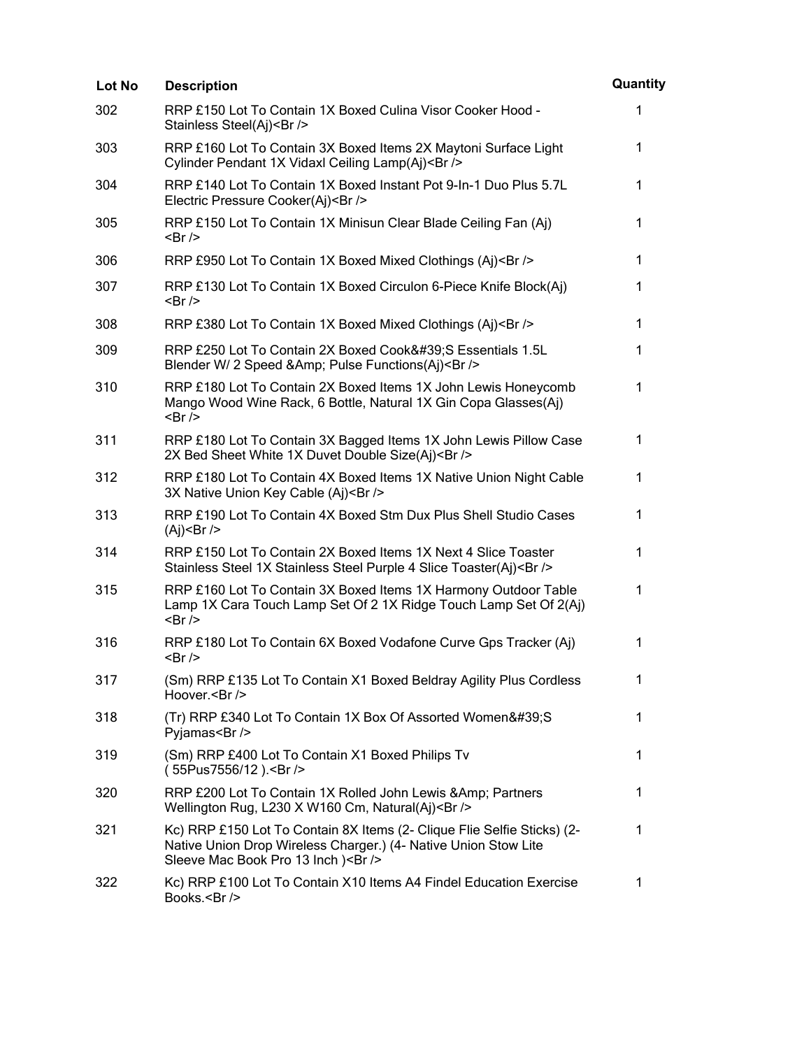| Lot No | Description | Quantity |
|---|---|---|
| 302 | RRP £150 Lot To Contain 1X Boxed Culina Visor Cooker Hood - Stainless Steel(Aj)<Br /> | 1 |
| 303 | RRP £160 Lot To Contain 3X Boxed Items 2X Maytoni Surface Light Cylinder Pendant 1X Vidaxl Ceiling Lamp(Aj)<Br /> | 1 |
| 304 | RRP £140 Lot To Contain 1X Boxed Instant Pot 9-In-1 Duo Plus 5.7L Electric Pressure Cooker(Aj)<Br /> | 1 |
| 305 | RRP £150 Lot To Contain 1X Minisun Clear Blade Ceiling Fan (Aj) <Br /> | 1 |
| 306 | RRP £950 Lot To Contain 1X Boxed Mixed Clothings (Aj)<Br /> | 1 |
| 307 | RRP £130 Lot To Contain 1X Boxed Circulon 6-Piece Knife Block(Aj) <Br /> | 1 |
| 308 | RRP £380 Lot To Contain 1X Boxed Mixed Clothings (Aj)<Br /> | 1 |
| 309 | RRP £250 Lot To Contain 2X Boxed Cook&#39;S Essentials 1.5L Blender W/ 2 Speed &Amp; Pulse Functions(Aj)<Br /> | 1 |
| 310 | RRP £180 Lot To Contain 2X Boxed Items 1X John Lewis Honeycomb Mango Wood Wine Rack, 6 Bottle, Natural 1X Gin Copa Glasses(Aj) <Br /> | 1 |
| 311 | RRP £180 Lot To Contain 3X Bagged Items 1X John Lewis Pillow Case 2X Bed Sheet White 1X Duvet Double Size(Aj)<Br /> | 1 |
| 312 | RRP £180 Lot To Contain 4X Boxed Items 1X Native Union Night Cable 3X Native Union Key Cable (Aj)<Br /> | 1 |
| 313 | RRP £190 Lot To Contain 4X Boxed Stm Dux Plus Shell Studio Cases (Aj)<Br /> | 1 |
| 314 | RRP £150 Lot To Contain 2X Boxed Items 1X Next 4 Slice Toaster Stainless Steel 1X Stainless Steel Purple 4 Slice Toaster(Aj)<Br /> | 1 |
| 315 | RRP £160 Lot To Contain 3X Boxed Items 1X Harmony Outdoor Table Lamp 1X Cara Touch Lamp Set Of 2 1X Ridge Touch Lamp Set Of 2(Aj) <Br /> | 1 |
| 316 | RRP £180 Lot To Contain 6X Boxed Vodafone Curve Gps Tracker (Aj) <Br /> | 1 |
| 317 | (Sm) RRP £135 Lot To Contain X1 Boxed Beldray Agility Plus Cordless Hoover.<Br /> | 1 |
| 318 | (Tr) RRP £340 Lot To Contain 1X Box Of Assorted Women&#39;S Pyjamas<Br /> | 1 |
| 319 | (Sm) RRP £400 Lot To Contain X1 Boxed Philips Tv ( 55Pus7556/12 ).<Br /> | 1 |
| 320 | RRP £200 Lot To Contain 1X Rolled John Lewis &Amp; Partners Wellington Rug, L230 X W160 Cm, Natural(Aj)<Br /> | 1 |
| 321 | Kc) RRP £150 Lot To Contain 8X Items (2- Clique Flie Selfie Sticks) (2- Native Union Drop Wireless Charger.) (4- Native Union Stow Lite Sleeve Mac Book Pro 13 Inch )<Br /> | 1 |
| 322 | Kc) RRP £100 Lot To Contain X10 Items A4 Findel Education Exercise Books.<Br /> | 1 |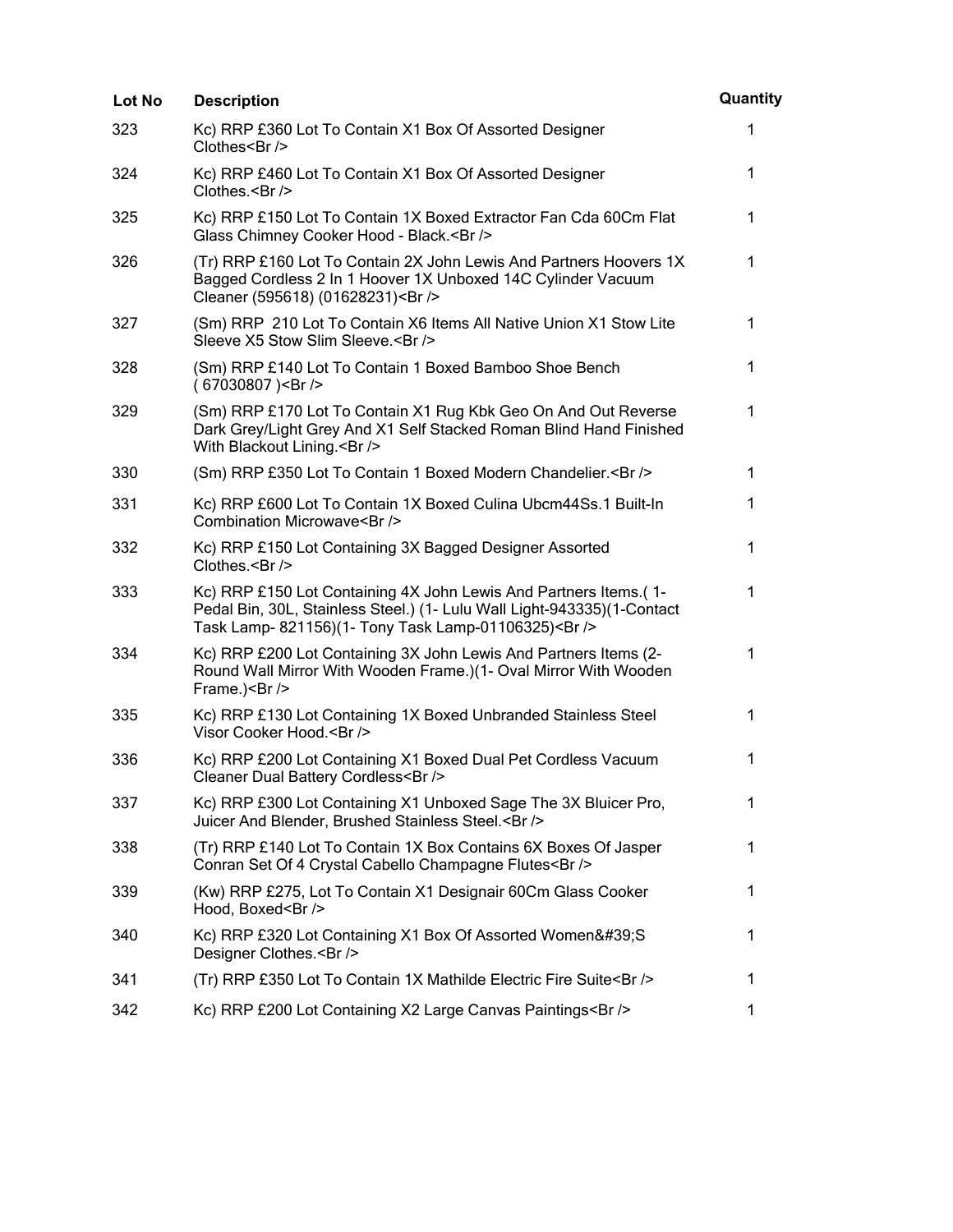| Lot No | Description | Quantity |
| --- | --- | --- |
| 323 | Kc) RRP £360 Lot To Contain X1 Box Of Assorted Designer Clothes<Br /> | 1 |
| 324 | Kc) RRP £460 Lot To Contain X1 Box Of Assorted Designer Clothes.<Br /> | 1 |
| 325 | Kc) RRP £150 Lot To Contain 1X Boxed Extractor Fan Cda 60Cm Flat Glass Chimney Cooker Hood - Black.<Br /> | 1 |
| 326 | (Tr) RRP £160 Lot To Contain 2X John Lewis And Partners Hoovers 1X Bagged Cordless 2 In 1 Hoover 1X Unboxed 14C Cylinder Vacuum Cleaner (595618) (01628231)<Br /> | 1 |
| 327 | (Sm) RRP 210 Lot To Contain X6 Items All Native Union X1 Stow Lite Sleeve X5 Stow Slim Sleeve.<Br /> | 1 |
| 328 | (Sm) RRP £140 Lot To Contain 1 Boxed Bamboo Shoe Bench ( 67030807 )<Br /> | 1 |
| 329 | (Sm) RRP £170 Lot To Contain X1 Rug Kbk Geo On And Out Reverse Dark Grey/Light Grey And X1 Self Stacked Roman Blind Hand Finished With Blackout Lining.<Br /> | 1 |
| 330 | (Sm) RRP £350 Lot To Contain 1 Boxed Modern Chandelier.<Br /> | 1 |
| 331 | Kc) RRP £600 Lot To Contain 1X Boxed Culina Ubcm44Ss.1 Built-In Combination Microwave<Br /> | 1 |
| 332 | Kc) RRP £150 Lot Containing 3X Bagged Designer Assorted Clothes.<Br /> | 1 |
| 333 | Kc) RRP £150 Lot Containing 4X John Lewis And Partners Items.( 1- Pedal Bin, 30L, Stainless Steel.) (1- Lulu Wall Light-943335)(1-Contact Task Lamp- 821156)(1- Tony Task Lamp-01106325)<Br /> | 1 |
| 334 | Kc) RRP £200 Lot Containing 3X John Lewis And Partners Items (2- Round Wall Mirror With Wooden Frame.)(1- Oval Mirror With Wooden Frame.)<Br /> | 1 |
| 335 | Kc) RRP £130 Lot Containing 1X Boxed Unbranded Stainless Steel Visor Cooker Hood.<Br /> | 1 |
| 336 | Kc) RRP £200 Lot Containing X1 Boxed Dual Pet Cordless Vacuum Cleaner Dual Battery Cordless<Br /> | 1 |
| 337 | Kc) RRP £300 Lot Containing X1 Unboxed Sage The 3X Bluicer Pro, Juicer And Blender, Brushed Stainless Steel.<Br /> | 1 |
| 338 | (Tr) RRP £140 Lot To Contain 1X Box Contains 6X Boxes Of Jasper Conran Set Of 4 Crystal Cabello Champagne Flutes<Br /> | 1 |
| 339 | (Kw) RRP £275, Lot To Contain X1 Designair 60Cm Glass Cooker Hood, Boxed<Br /> | 1 |
| 340 | Kc) RRP £320 Lot Containing X1 Box Of Assorted Women&#39;S Designer Clothes.<Br /> | 1 |
| 341 | (Tr) RRP £350 Lot To Contain 1X Mathilde Electric Fire Suite<Br /> | 1 |
| 342 | Kc) RRP £200 Lot Containing X2 Large Canvas Paintings<Br /> | 1 |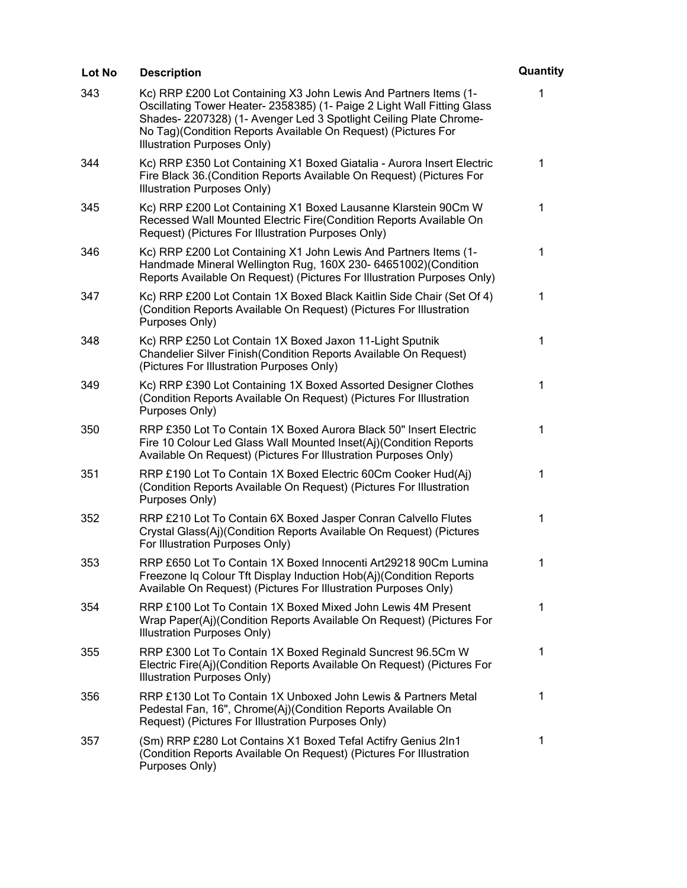| Lot No | Description | Quantity |
|---|---|---|
| 343 | Kc) RRP £200 Lot Containing X3 John Lewis And Partners Items (1- Oscillating Tower Heater- 2358385) (1- Paige 2 Light Wall Fitting Glass Shades- 2207328) (1- Avenger Led 3 Spotlight Ceiling Plate Chrome- No Tag)(Condition Reports Available On Request) (Pictures For Illustration Purposes Only) | 1 |
| 344 | Kc) RRP £350 Lot Containing X1 Boxed Giatalia - Aurora Insert Electric Fire Black 36.(Condition Reports Available On Request) (Pictures For Illustration Purposes Only) | 1 |
| 345 | Kc) RRP £200 Lot Containing X1 Boxed Lausanne Klarstein 90Cm W Recessed Wall Mounted Electric Fire(Condition Reports Available On Request) (Pictures For Illustration Purposes Only) | 1 |
| 346 | Kc) RRP £200 Lot Containing X1 John Lewis And Partners Items (1- Handmade Mineral Wellington Rug, 160X 230- 64651002)(Condition Reports Available On Request) (Pictures For Illustration Purposes Only) | 1 |
| 347 | Kc) RRP £200 Lot Contain 1X Boxed Black Kaitlin Side Chair (Set Of 4) (Condition Reports Available On Request) (Pictures For Illustration Purposes Only) | 1 |
| 348 | Kc) RRP £250 Lot Contain 1X Boxed Jaxon 11-Light Sputnik Chandelier Silver Finish(Condition Reports Available On Request) (Pictures For Illustration Purposes Only) | 1 |
| 349 | Kc) RRP £390 Lot Containing 1X Boxed Assorted Designer Clothes (Condition Reports Available On Request) (Pictures For Illustration Purposes Only) | 1 |
| 350 | RRP £350 Lot To Contain 1X Boxed Aurora Black 50" Insert Electric Fire 10 Colour Led Glass Wall Mounted Inset(Aj)(Condition Reports Available On Request) (Pictures For Illustration Purposes Only) | 1 |
| 351 | RRP £190 Lot To Contain 1X Boxed Electric 60Cm Cooker Hud(Aj) (Condition Reports Available On Request) (Pictures For Illustration Purposes Only) | 1 |
| 352 | RRP £210 Lot To Contain 6X Boxed Jasper Conran Calvello Flutes Crystal Glass(Aj)(Condition Reports Available On Request) (Pictures For Illustration Purposes Only) | 1 |
| 353 | RRP £650 Lot To Contain 1X Boxed Innocenti Art29218 90Cm Lumina Freezone Iq Colour Tft Display Induction Hob(Aj)(Condition Reports Available On Request) (Pictures For Illustration Purposes Only) | 1 |
| 354 | RRP £100 Lot To Contain 1X Boxed Mixed John Lewis 4M Present Wrap Paper(Aj)(Condition Reports Available On Request) (Pictures For Illustration Purposes Only) | 1 |
| 355 | RRP £300 Lot To Contain 1X Boxed Reginald Suncrest 96.5Cm W Electric Fire(Aj)(Condition Reports Available On Request) (Pictures For Illustration Purposes Only) | 1 |
| 356 | RRP £130 Lot To Contain 1X Unboxed John Lewis & Partners Metal Pedestal Fan, 16", Chrome(Aj)(Condition Reports Available On Request) (Pictures For Illustration Purposes Only) | 1 |
| 357 | (Sm) RRP £280 Lot Contains X1 Boxed Tefal Actifry Genius 2In1 (Condition Reports Available On Request) (Pictures For Illustration Purposes Only) | 1 |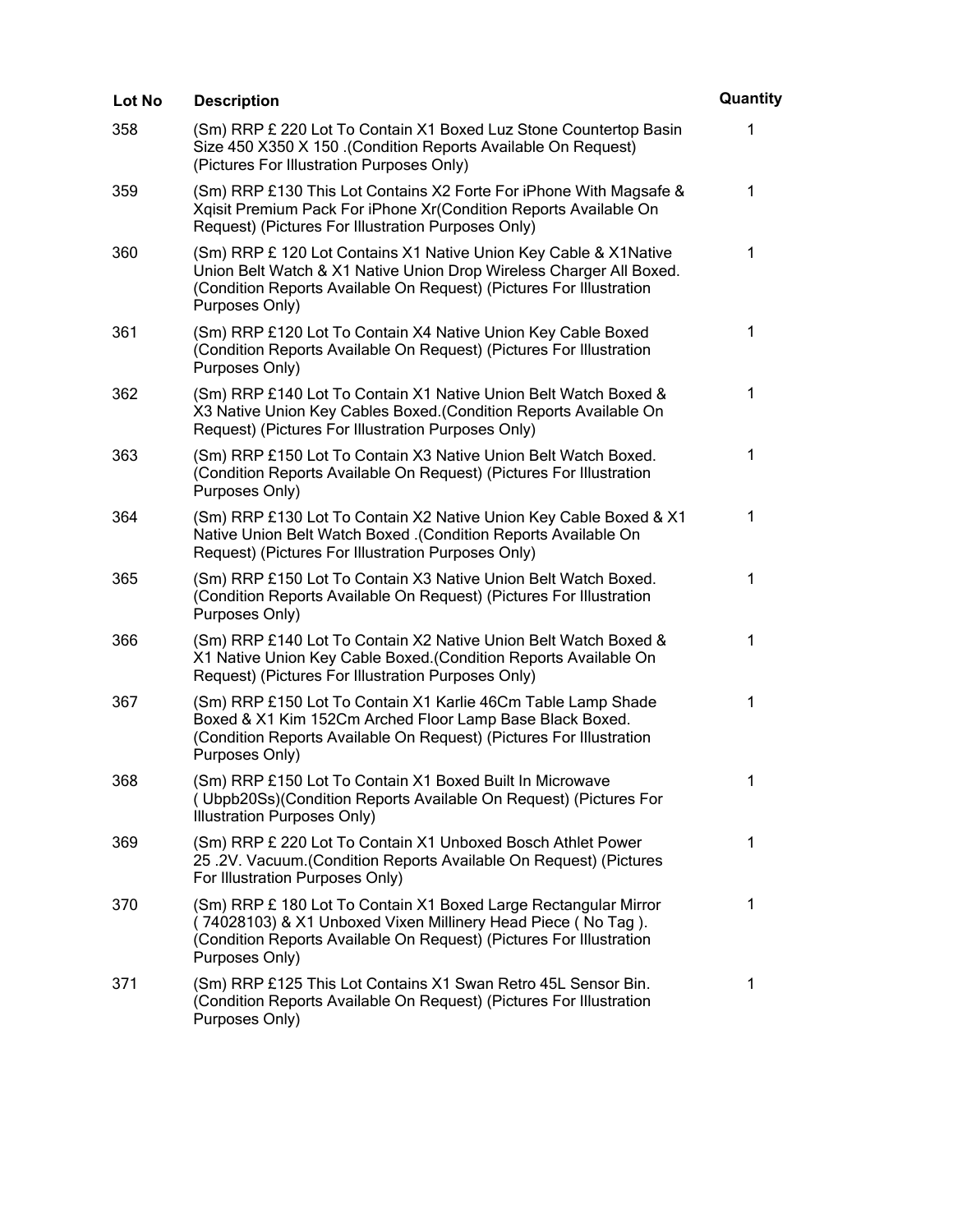| Lot No | Description | Quantity |
| --- | --- | --- |
| 358 | (Sm) RRP £ 220 Lot To Contain X1 Boxed Luz Stone Countertop Basin Size 450 X350 X 150 .(Condition Reports Available On Request) (Pictures For Illustration Purposes Only) | 1 |
| 359 | (Sm) RRP £130 This Lot Contains X2 Forte For iPhone With Magsafe & Xqisit Premium Pack For iPhone Xr(Condition Reports Available On Request) (Pictures For Illustration Purposes Only) | 1 |
| 360 | (Sm) RRP £ 120 Lot Contains X1 Native Union Key Cable & X1Native Union Belt Watch & X1 Native Union Drop Wireless Charger All Boxed. (Condition Reports Available On Request) (Pictures For Illustration Purposes Only) | 1 |
| 361 | (Sm) RRP £120 Lot To Contain X4 Native Union Key Cable Boxed (Condition Reports Available On Request) (Pictures For Illustration Purposes Only) | 1 |
| 362 | (Sm) RRP £140 Lot To Contain X1 Native Union Belt Watch Boxed & X3 Native Union Key Cables Boxed.(Condition Reports Available On Request) (Pictures For Illustration Purposes Only) | 1 |
| 363 | (Sm) RRP £150 Lot To Contain X3 Native Union Belt Watch Boxed. (Condition Reports Available On Request) (Pictures For Illustration Purposes Only) | 1 |
| 364 | (Sm) RRP £130 Lot To Contain X2 Native Union Key Cable Boxed & X1 Native Union Belt Watch Boxed .(Condition Reports Available On Request) (Pictures For Illustration Purposes Only) | 1 |
| 365 | (Sm) RRP £150 Lot To Contain X3 Native Union Belt Watch Boxed. (Condition Reports Available On Request) (Pictures For Illustration Purposes Only) | 1 |
| 366 | (Sm) RRP £140 Lot To Contain X2 Native Union Belt Watch Boxed & X1 Native Union Key Cable Boxed.(Condition Reports Available On Request) (Pictures For Illustration Purposes Only) | 1 |
| 367 | (Sm) RRP £150 Lot To Contain X1 Karlie 46Cm Table Lamp Shade Boxed & X1 Kim 152Cm Arched Floor Lamp Base Black Boxed. (Condition Reports Available On Request) (Pictures For Illustration Purposes Only) | 1 |
| 368 | (Sm) RRP £150 Lot To Contain X1 Boxed Built In Microwave ( Ubpb20Ss)(Condition Reports Available On Request) (Pictures For Illustration Purposes Only) | 1 |
| 369 | (Sm) RRP £ 220 Lot To Contain X1 Unboxed Bosch Athlet Power 25 .2V. Vacuum.(Condition Reports Available On Request) (Pictures For Illustration Purposes Only) | 1 |
| 370 | (Sm) RRP £ 180 Lot To Contain X1 Boxed Large Rectangular Mirror ( 74028103) & X1 Unboxed Vixen Millinery Head Piece ( No Tag ). (Condition Reports Available On Request) (Pictures For Illustration Purposes Only) | 1 |
| 371 | (Sm) RRP £125 This Lot Contains X1 Swan Retro 45L Sensor Bin. (Condition Reports Available On Request) (Pictures For Illustration Purposes Only) | 1 |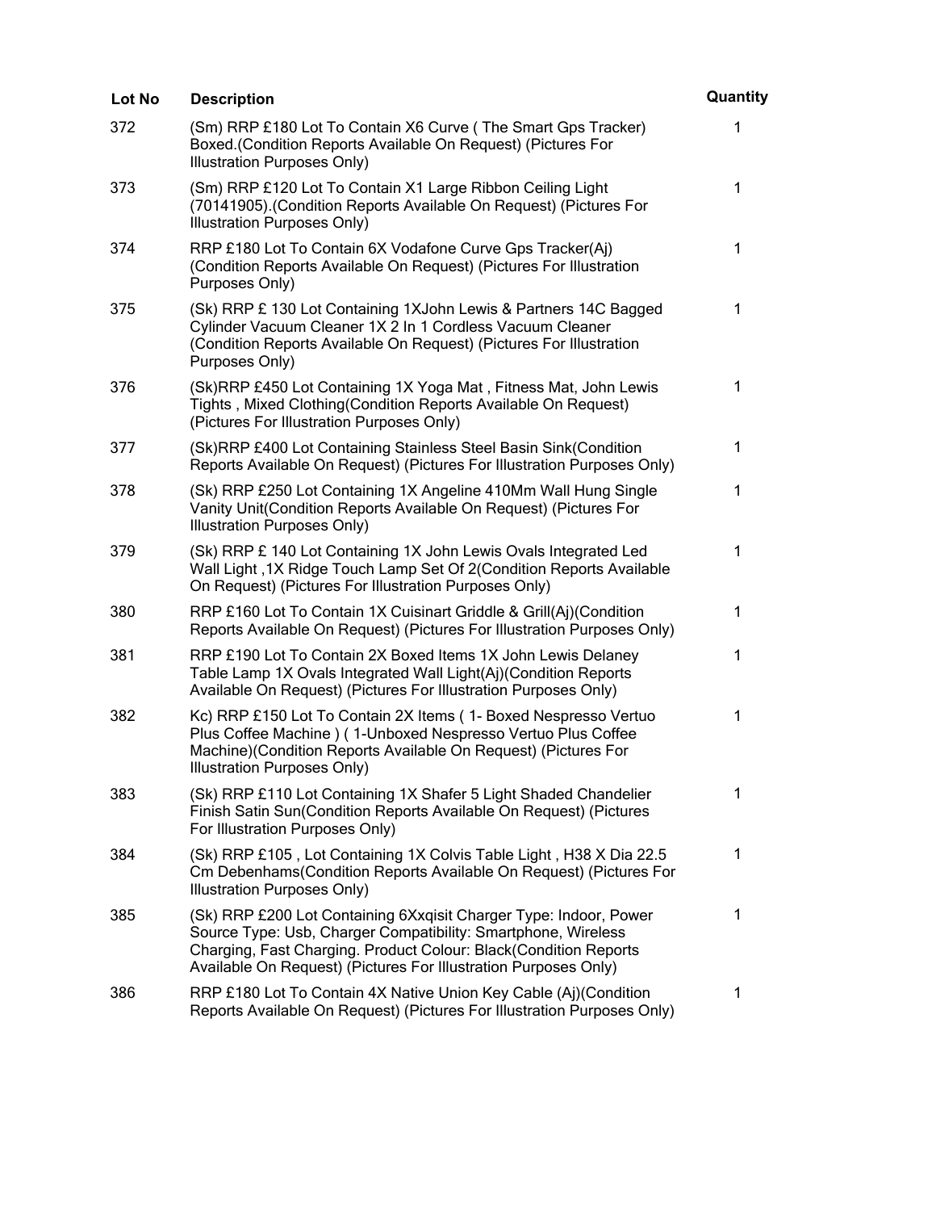| Lot No | Description | Quantity |
|---|---|---|
| 372 | (Sm) RRP £180 Lot To Contain X6 Curve ( The Smart Gps Tracker) Boxed.(Condition Reports Available On Request) (Pictures For Illustration Purposes Only) | 1 |
| 373 | (Sm) RRP £120 Lot To Contain X1 Large Ribbon Ceiling Light (70141905).(Condition Reports Available On Request) (Pictures For Illustration Purposes Only) | 1 |
| 374 | RRP £180 Lot To Contain 6X Vodafone Curve Gps Tracker(Aj) (Condition Reports Available On Request) (Pictures For Illustration Purposes Only) | 1 |
| 375 | (Sk) RRP £ 130 Lot Containing 1XJohn Lewis & Partners 14C Bagged Cylinder Vacuum Cleaner 1X 2 In 1 Cordless Vacuum Cleaner (Condition Reports Available On Request) (Pictures For Illustration Purposes Only) | 1 |
| 376 | (Sk)RRP £450 Lot Containing 1X Yoga Mat , Fitness Mat, John Lewis Tights , Mixed Clothing(Condition Reports Available On Request) (Pictures For Illustration Purposes Only) | 1 |
| 377 | (Sk)RRP £400 Lot Containing Stainless Steel Basin Sink(Condition Reports Available On Request) (Pictures For Illustration Purposes Only) | 1 |
| 378 | (Sk) RRP £250 Lot Containing 1X Angeline 410Mm Wall Hung Single Vanity Unit(Condition Reports Available On Request) (Pictures For Illustration Purposes Only) | 1 |
| 379 | (Sk) RRP £ 140 Lot Containing 1X John Lewis Ovals Integrated Led Wall Light ,1X Ridge Touch Lamp Set Of 2(Condition Reports Available On Request) (Pictures For Illustration Purposes Only) | 1 |
| 380 | RRP £160 Lot To Contain 1X Cuisinart Griddle & Grill(Aj)(Condition Reports Available On Request) (Pictures For Illustration Purposes Only) | 1 |
| 381 | RRP £190 Lot To Contain 2X Boxed Items 1X John Lewis Delaney Table Lamp 1X Ovals Integrated Wall Light(Aj)(Condition Reports Available On Request) (Pictures For Illustration Purposes Only) | 1 |
| 382 | Kc) RRP £150 Lot To Contain 2X Items ( 1- Boxed Nespresso Vertuo Plus Coffee Machine ) ( 1-Unboxed Nespresso Vertuo Plus Coffee Machine)(Condition Reports Available On Request) (Pictures For Illustration Purposes Only) | 1 |
| 383 | (Sk) RRP £110 Lot Containing 1X Shafer 5 Light Shaded Chandelier Finish Satin Sun(Condition Reports Available On Request) (Pictures For Illustration Purposes Only) | 1 |
| 384 | (Sk) RRP £105 , Lot Containing 1X Colvis Table Light , H38 X Dia 22.5 Cm Debenhams(Condition Reports Available On Request) (Pictures For Illustration Purposes Only) | 1 |
| 385 | (Sk) RRP £200 Lot Containing 6Xxqisit Charger Type: Indoor, Power Source Type: Usb, Charger Compatibility: Smartphone, Wireless Charging, Fast Charging. Product Colour: Black(Condition Reports Available On Request) (Pictures For Illustration Purposes Only) | 1 |
| 386 | RRP £180 Lot To Contain 4X Native Union Key Cable (Aj)(Condition Reports Available On Request) (Pictures For Illustration Purposes Only) | 1 |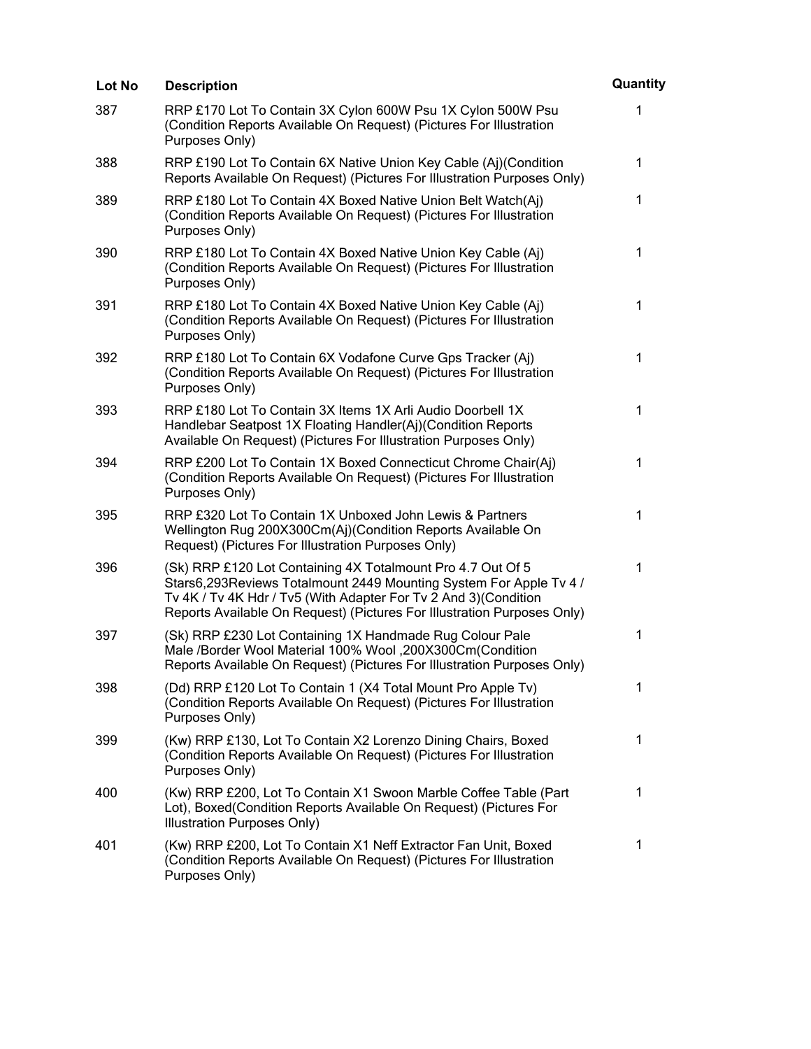| Lot No | Description | Quantity |
| --- | --- | --- |
| 387 | RRP £170 Lot To Contain 3X Cylon 600W Psu 1X Cylon 500W Psu (Condition Reports Available On Request) (Pictures For Illustration Purposes Only) | 1 |
| 388 | RRP £190 Lot To Contain 6X Native Union Key Cable (Aj)(Condition Reports Available On Request) (Pictures For Illustration Purposes Only) | 1 |
| 389 | RRP £180 Lot To Contain 4X Boxed Native Union Belt Watch(Aj) (Condition Reports Available On Request) (Pictures For Illustration Purposes Only) | 1 |
| 390 | RRP £180 Lot To Contain 4X Boxed Native Union Key Cable (Aj) (Condition Reports Available On Request) (Pictures For Illustration Purposes Only) | 1 |
| 391 | RRP £180 Lot To Contain 4X Boxed Native Union Key Cable (Aj) (Condition Reports Available On Request) (Pictures For Illustration Purposes Only) | 1 |
| 392 | RRP £180 Lot To Contain 6X Vodafone Curve Gps Tracker (Aj) (Condition Reports Available On Request) (Pictures For Illustration Purposes Only) | 1 |
| 393 | RRP £180 Lot To Contain 3X Items 1X Arli Audio Doorbell 1X Handlebar Seatpost 1X Floating Handler(Aj)(Condition Reports Available On Request) (Pictures For Illustration Purposes Only) | 1 |
| 394 | RRP £200 Lot To Contain 1X Boxed Connecticut Chrome Chair(Aj) (Condition Reports Available On Request) (Pictures For Illustration Purposes Only) | 1 |
| 395 | RRP £320 Lot To Contain 1X Unboxed John Lewis & Partners Wellington Rug 200X300Cm(Aj)(Condition Reports Available On Request) (Pictures For Illustration Purposes Only) | 1 |
| 396 | (Sk) RRP £120 Lot Containing 4X Totalmount Pro 4.7 Out Of 5 Stars6,293Reviews Totalmount 2449 Mounting System For Apple Tv 4 / Tv 4K / Tv 4K Hdr / Tv5 (With Adapter For Tv 2 And 3)(Condition Reports Available On Request) (Pictures For Illustration Purposes Only) | 1 |
| 397 | (Sk) RRP £230 Lot Containing 1X Handmade Rug Colour Pale Male /Border Wool Material 100% Wool ,200X300Cm(Condition Reports Available On Request) (Pictures For Illustration Purposes Only) | 1 |
| 398 | (Dd) RRP £120 Lot To Contain 1 (X4 Total Mount Pro Apple Tv) (Condition Reports Available On Request) (Pictures For Illustration Purposes Only) | 1 |
| 399 | (Kw) RRP £130, Lot To Contain X2 Lorenzo Dining Chairs, Boxed (Condition Reports Available On Request) (Pictures For Illustration Purposes Only) | 1 |
| 400 | (Kw) RRP £200, Lot To Contain X1 Swoon Marble Coffee Table (Part Lot), Boxed(Condition Reports Available On Request) (Pictures For Illustration Purposes Only) | 1 |
| 401 | (Kw) RRP £200, Lot To Contain X1 Neff Extractor Fan Unit, Boxed (Condition Reports Available On Request) (Pictures For Illustration Purposes Only) | 1 |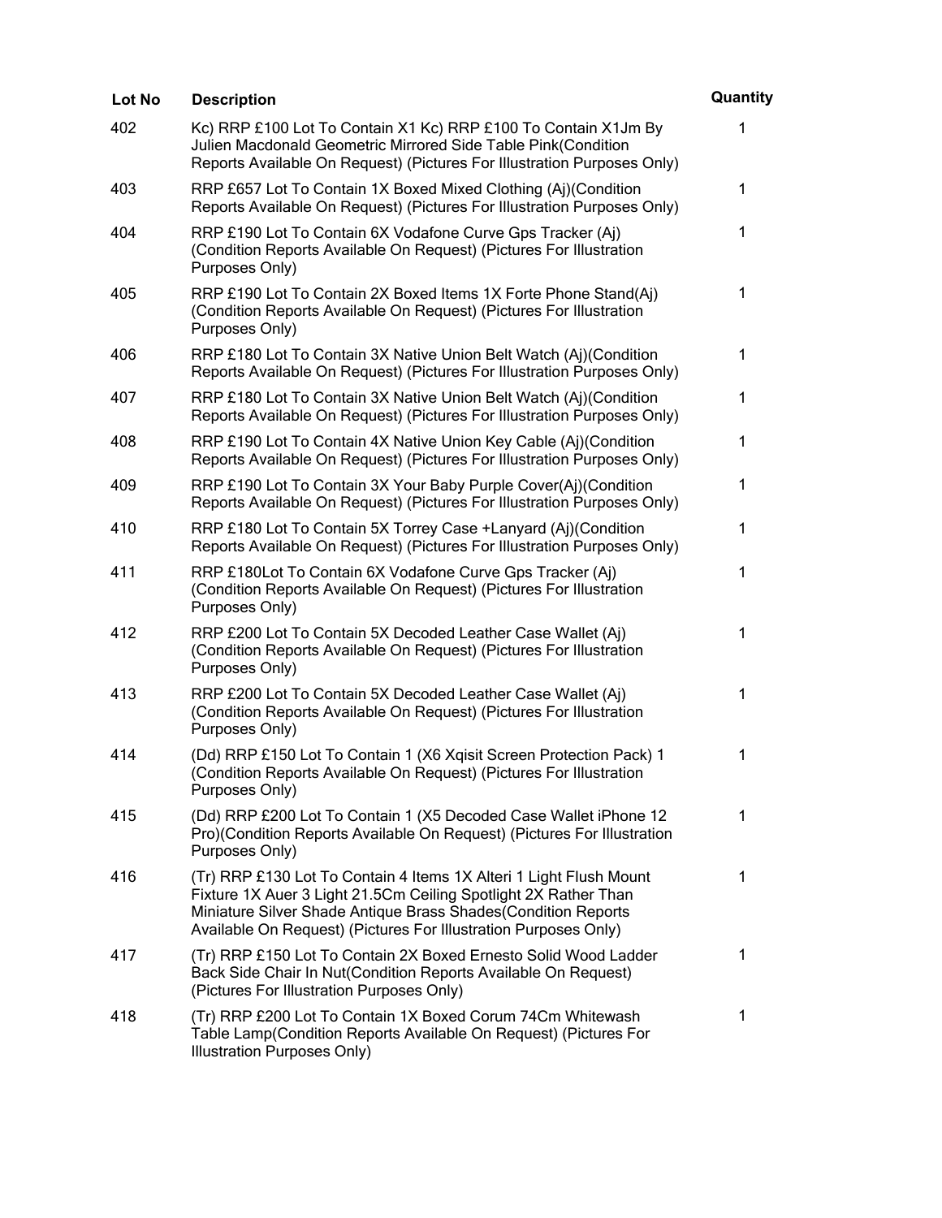| Lot No | Description | Quantity |
| --- | --- | --- |
| 402 | Kc) RRP £100 Lot To Contain X1 Kc) RRP £100 To Contain X1Jm By Julien Macdonald Geometric Mirrored Side Table Pink(Condition Reports Available On Request) (Pictures For Illustration Purposes Only) | 1 |
| 403 | RRP £657 Lot To Contain 1X Boxed Mixed Clothing (Aj)(Condition Reports Available On Request) (Pictures For Illustration Purposes Only) | 1 |
| 404 | RRP £190 Lot To Contain 6X Vodafone Curve Gps Tracker (Aj) (Condition Reports Available On Request) (Pictures For Illustration Purposes Only) | 1 |
| 405 | RRP £190 Lot To Contain 2X Boxed Items 1X Forte Phone Stand(Aj) (Condition Reports Available On Request) (Pictures For Illustration Purposes Only) | 1 |
| 406 | RRP £180 Lot To Contain 3X Native Union Belt Watch (Aj)(Condition Reports Available On Request) (Pictures For Illustration Purposes Only) | 1 |
| 407 | RRP £180 Lot To Contain 3X Native Union Belt Watch (Aj)(Condition Reports Available On Request) (Pictures For Illustration Purposes Only) | 1 |
| 408 | RRP £190 Lot To Contain 4X Native Union Key Cable (Aj)(Condition Reports Available On Request) (Pictures For Illustration Purposes Only) | 1 |
| 409 | RRP £190 Lot To Contain 3X Your Baby Purple Cover(Aj)(Condition Reports Available On Request) (Pictures For Illustration Purposes Only) | 1 |
| 410 | RRP £180 Lot To Contain 5X Torrey Case +Lanyard (Aj)(Condition Reports Available On Request) (Pictures For Illustration Purposes Only) | 1 |
| 411 | RRP £180Lot To Contain 6X Vodafone Curve Gps Tracker (Aj) (Condition Reports Available On Request) (Pictures For Illustration Purposes Only) | 1 |
| 412 | RRP £200 Lot To Contain 5X Decoded Leather Case Wallet (Aj) (Condition Reports Available On Request) (Pictures For Illustration Purposes Only) | 1 |
| 413 | RRP £200 Lot To Contain 5X Decoded Leather Case Wallet (Aj) (Condition Reports Available On Request) (Pictures For Illustration Purposes Only) | 1 |
| 414 | (Dd) RRP £150 Lot To Contain 1 (X6 Xqisit Screen Protection Pack) 1 (Condition Reports Available On Request) (Pictures For Illustration Purposes Only) | 1 |
| 415 | (Dd) RRP £200 Lot To Contain 1 (X5 Decoded Case Wallet iPhone 12 Pro)(Condition Reports Available On Request) (Pictures For Illustration Purposes Only) | 1 |
| 416 | (Tr) RRP £130 Lot To Contain 4 Items 1X Alteri 1 Light Flush Mount Fixture 1X Auer 3 Light 21.5Cm Ceiling Spotlight 2X Rather Than Miniature Silver Shade Antique Brass Shades(Condition Reports Available On Request) (Pictures For Illustration Purposes Only) | 1 |
| 417 | (Tr) RRP £150 Lot To Contain 2X Boxed Ernesto Solid Wood Ladder Back Side Chair In Nut(Condition Reports Available On Request) (Pictures For Illustration Purposes Only) | 1 |
| 418 | (Tr) RRP £200 Lot To Contain 1X Boxed Corum 74Cm Whitewash Table Lamp(Condition Reports Available On Request) (Pictures For Illustration Purposes Only) | 1 |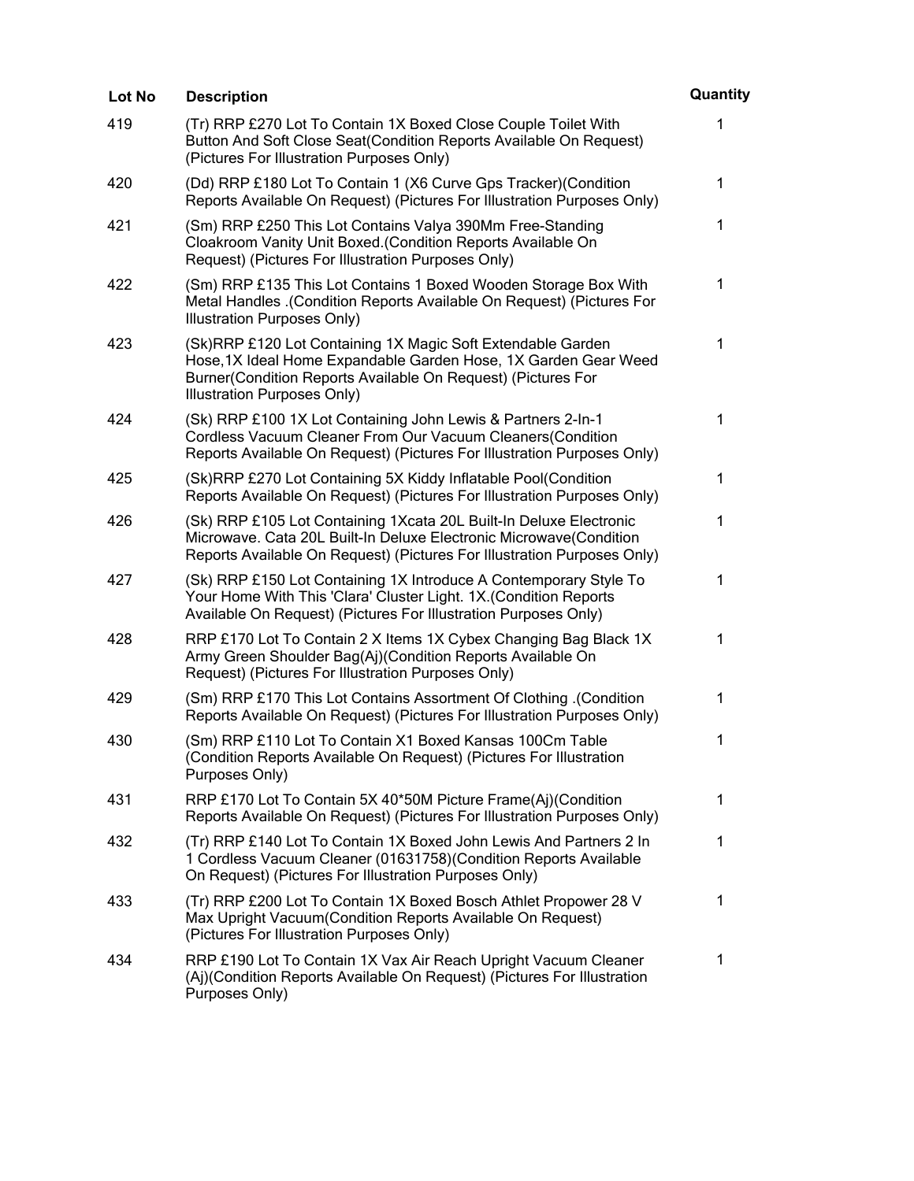| Lot No | Description | Quantity |
| --- | --- | --- |
| 419 | (Tr) RRP £270 Lot To Contain 1X Boxed Close Couple Toilet With Button And Soft Close Seat(Condition Reports Available On Request) (Pictures For Illustration Purposes Only) | 1 |
| 420 | (Dd) RRP £180 Lot To Contain 1 (X6 Curve Gps Tracker)(Condition Reports Available On Request) (Pictures For Illustration Purposes Only) | 1 |
| 421 | (Sm) RRP £250 This Lot Contains Valya 390Mm Free-Standing Cloakroom Vanity Unit Boxed.(Condition Reports Available On Request) (Pictures For Illustration Purposes Only) | 1 |
| 422 | (Sm) RRP £135 This Lot Contains 1 Boxed Wooden Storage Box With Metal Handles .(Condition Reports Available On Request) (Pictures For Illustration Purposes Only) | 1 |
| 423 | (Sk)RRP £120 Lot Containing 1X Magic Soft Extendable Garden Hose,1X Ideal Home Expandable Garden Hose, 1X Garden Gear Weed Burner(Condition Reports Available On Request) (Pictures For Illustration Purposes Only) | 1 |
| 424 | (Sk) RRP £100 1X Lot Containing John Lewis & Partners 2-In-1 Cordless Vacuum Cleaner From Our Vacuum Cleaners(Condition Reports Available On Request) (Pictures For Illustration Purposes Only) | 1 |
| 425 | (Sk)RRP £270 Lot Containing 5X Kiddy Inflatable Pool(Condition Reports Available On Request) (Pictures For Illustration Purposes Only) | 1 |
| 426 | (Sk) RRP £105 Lot Containing 1Xcata 20L Built-In Deluxe Electronic Microwave. Cata 20L Built-In Deluxe Electronic Microwave(Condition Reports Available On Request) (Pictures For Illustration Purposes Only) | 1 |
| 427 | (Sk) RRP £150 Lot Containing 1X Introduce A Contemporary Style To Your Home With This 'Clara' Cluster Light. 1X.(Condition Reports Available On Request) (Pictures For Illustration Purposes Only) | 1 |
| 428 | RRP £170 Lot To Contain 2 X Items 1X Cybex Changing Bag Black 1X Army Green Shoulder Bag(Aj)(Condition Reports Available On Request) (Pictures For Illustration Purposes Only) | 1 |
| 429 | (Sm) RRP £170 This Lot Contains Assortment Of Clothing .(Condition Reports Available On Request) (Pictures For Illustration Purposes Only) | 1 |
| 430 | (Sm) RRP £110 Lot To Contain X1 Boxed Kansas 100Cm Table (Condition Reports Available On Request) (Pictures For Illustration Purposes Only) | 1 |
| 431 | RRP £170 Lot To Contain 5X 40*50M Picture Frame(Aj)(Condition Reports Available On Request) (Pictures For Illustration Purposes Only) | 1 |
| 432 | (Tr) RRP £140 Lot To Contain 1X Boxed John Lewis And Partners 2 In 1 Cordless Vacuum Cleaner (01631758)(Condition Reports Available On Request) (Pictures For Illustration Purposes Only) | 1 |
| 433 | (Tr) RRP £200 Lot To Contain 1X Boxed Bosch Athlet Propower 28 V Max Upright Vacuum(Condition Reports Available On Request) (Pictures For Illustration Purposes Only) | 1 |
| 434 | RRP £190 Lot To Contain 1X Vax Air Reach Upright Vacuum Cleaner (Aj)(Condition Reports Available On Request) (Pictures For Illustration Purposes Only) | 1 |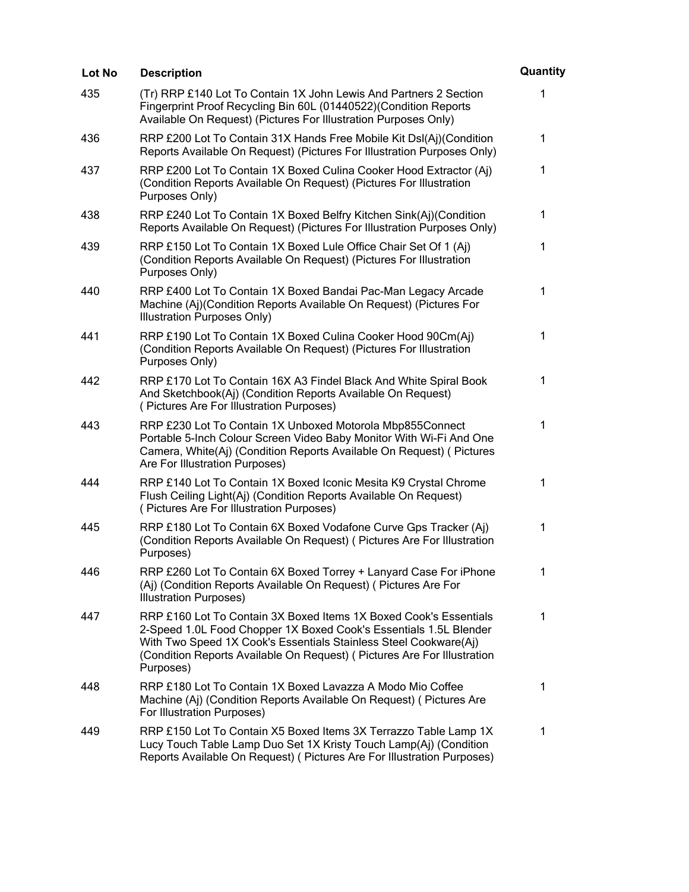| Lot No | Description | Quantity |
| --- | --- | --- |
| 435 | (Tr) RRP £140 Lot To Contain 1X John Lewis And Partners 2 Section Fingerprint Proof Recycling Bin 60L (01440522)(Condition Reports Available On Request) (Pictures For Illustration Purposes Only) | 1 |
| 436 | RRP £200 Lot To Contain 31X Hands Free Mobile Kit Dsl(Aj)(Condition Reports Available On Request) (Pictures For Illustration Purposes Only) | 1 |
| 437 | RRP £200 Lot To Contain 1X Boxed Culina Cooker Hood Extractor (Aj) (Condition Reports Available On Request) (Pictures For Illustration Purposes Only) | 1 |
| 438 | RRP £240 Lot To Contain 1X Boxed Belfry Kitchen Sink(Aj)(Condition Reports Available On Request) (Pictures For Illustration Purposes Only) | 1 |
| 439 | RRP £150 Lot To Contain 1X Boxed Lule Office Chair Set Of 1 (Aj) (Condition Reports Available On Request) (Pictures For Illustration Purposes Only) | 1 |
| 440 | RRP £400 Lot To Contain 1X Boxed Bandai Pac-Man Legacy Arcade Machine (Aj)(Condition Reports Available On Request) (Pictures For Illustration Purposes Only) | 1 |
| 441 | RRP £190 Lot To Contain 1X Boxed Culina Cooker Hood 90Cm(Aj) (Condition Reports Available On Request) (Pictures For Illustration Purposes Only) | 1 |
| 442 | RRP £170 Lot To Contain 16X A3 Findel Black And White Spiral Book And Sketchbook(Aj) (Condition Reports Available On Request) ( Pictures Are For Illustration Purposes) | 1 |
| 443 | RRP £230 Lot To Contain 1X Unboxed Motorola Mbp855Connect Portable 5-Inch Colour Screen Video Baby Monitor With Wi-Fi And One Camera, White(Aj) (Condition Reports Available On Request) ( Pictures Are For Illustration Purposes) | 1 |
| 444 | RRP £140 Lot To Contain 1X Boxed Iconic Mesita K9 Crystal Chrome Flush Ceiling Light(Aj) (Condition Reports Available On Request) ( Pictures Are For Illustration Purposes) | 1 |
| 445 | RRP £180 Lot To Contain 6X Boxed Vodafone Curve Gps Tracker (Aj) (Condition Reports Available On Request) ( Pictures Are For Illustration Purposes) | 1 |
| 446 | RRP £260 Lot To Contain 6X Boxed Torrey + Lanyard Case For iPhone (Aj) (Condition Reports Available On Request) ( Pictures Are For Illustration Purposes) | 1 |
| 447 | RRP £160 Lot To Contain 3X Boxed Items 1X Boxed Cook's Essentials 2-Speed 1.0L Food Chopper 1X Boxed Cook's Essentials 1.5L Blender With Two Speed 1X Cook's Essentials Stainless Steel Cookware(Aj) (Condition Reports Available On Request) ( Pictures Are For Illustration Purposes) | 1 |
| 448 | RRP £180 Lot To Contain 1X Boxed Lavazza A Modo Mio Coffee Machine (Aj) (Condition Reports Available On Request) ( Pictures Are For Illustration Purposes) | 1 |
| 449 | RRP £150 Lot To Contain X5 Boxed Items 3X Terrazzo Table Lamp 1X Lucy Touch Table Lamp Duo Set 1X Kristy Touch Lamp(Aj) (Condition Reports Available On Request) ( Pictures Are For Illustration Purposes) | 1 |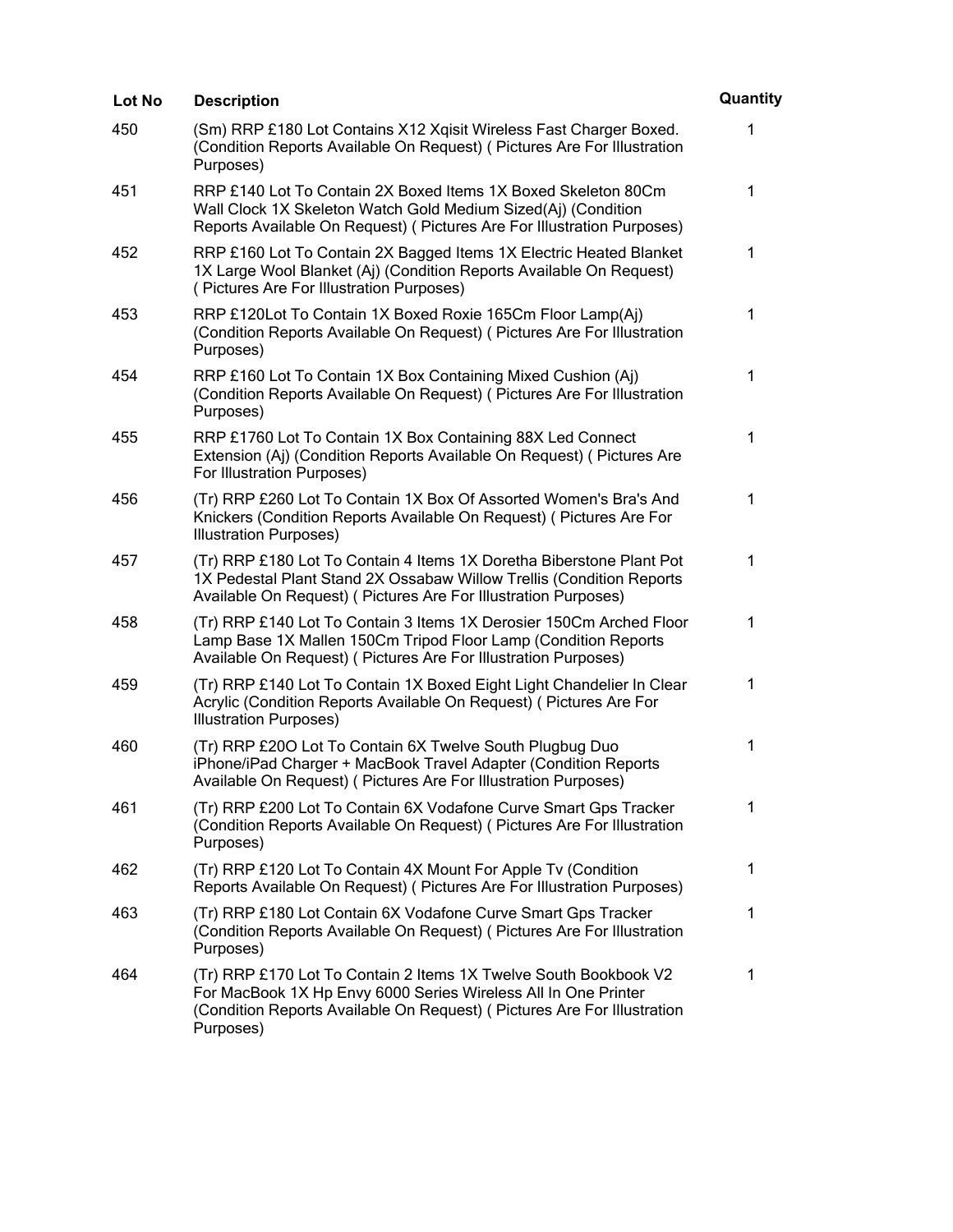| Lot No | Description | Quantity |
|---|---|---|
| 450 | (Sm) RRP £180 Lot Contains X12 Xqisit Wireless Fast Charger Boxed. (Condition Reports Available On Request) ( Pictures Are For Illustration Purposes) | 1 |
| 451 | RRP £140 Lot To Contain 2X Boxed Items 1X Boxed Skeleton 80Cm Wall Clock 1X Skeleton Watch Gold Medium Sized(Aj) (Condition Reports Available On Request) ( Pictures Are For Illustration Purposes) | 1 |
| 452 | RRP £160 Lot To Contain 2X Bagged Items 1X Electric Heated Blanket 1X Large Wool Blanket (Aj) (Condition Reports Available On Request) ( Pictures Are For Illustration Purposes) | 1 |
| 453 | RRP £120Lot To Contain 1X Boxed Roxie 165Cm Floor Lamp(Aj) (Condition Reports Available On Request) ( Pictures Are For Illustration Purposes) | 1 |
| 454 | RRP £160 Lot To Contain 1X Box Containing Mixed Cushion (Aj) (Condition Reports Available On Request) ( Pictures Are For Illustration Purposes) | 1 |
| 455 | RRP £1760 Lot To Contain 1X Box Containing 88X Led Connect Extension (Aj) (Condition Reports Available On Request) ( Pictures Are For Illustration Purposes) | 1 |
| 456 | (Tr) RRP £260 Lot To Contain 1X Box Of Assorted Women's Bra's And Knickers (Condition Reports Available On Request) ( Pictures Are For Illustration Purposes) | 1 |
| 457 | (Tr) RRP £180 Lot To Contain 4 Items 1X Doretha Biberstone Plant Pot 1X Pedestal Plant Stand 2X Ossabaw Willow Trellis (Condition Reports Available On Request) ( Pictures Are For Illustration Purposes) | 1 |
| 458 | (Tr) RRP £140 Lot To Contain 3 Items 1X Derosier 150Cm Arched Floor Lamp Base 1X Mallen 150Cm Tripod Floor Lamp (Condition Reports Available On Request) ( Pictures Are For Illustration Purposes) | 1 |
| 459 | (Tr) RRP £140 Lot To Contain 1X Boxed Eight Light Chandelier In Clear Acrylic (Condition Reports Available On Request) ( Pictures Are For Illustration Purposes) | 1 |
| 460 | (Tr) RRP £20O Lot To Contain 6X Twelve South Plugbug Duo iPhone/iPad Charger + MacBook Travel Adapter (Condition Reports Available On Request) ( Pictures Are For Illustration Purposes) | 1 |
| 461 | (Tr) RRP £200 Lot To Contain 6X Vodafone Curve Smart Gps Tracker (Condition Reports Available On Request) ( Pictures Are For Illustration Purposes) | 1 |
| 462 | (Tr) RRP £120 Lot To Contain 4X Mount For Apple Tv (Condition Reports Available On Request) ( Pictures Are For Illustration Purposes) | 1 |
| 463 | (Tr) RRP £180 Lot Contain 6X Vodafone Curve Smart Gps Tracker (Condition Reports Available On Request) ( Pictures Are For Illustration Purposes) | 1 |
| 464 | (Tr) RRP £170 Lot To Contain 2 Items 1X Twelve South Bookbook V2 For MacBook 1X Hp Envy 6000 Series Wireless All In One Printer (Condition Reports Available On Request) ( Pictures Are For Illustration Purposes) | 1 |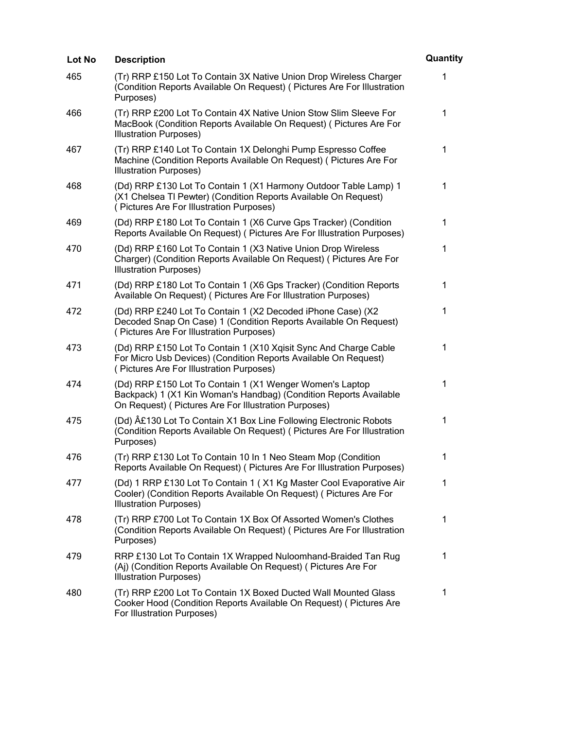| Lot No | Description | Quantity |
| --- | --- | --- |
| 465 | (Tr) RRP £150 Lot To Contain 3X Native Union Drop Wireless Charger (Condition Reports Available On Request) ( Pictures Are For Illustration Purposes) | 1 |
| 466 | (Tr) RRP £200 Lot To Contain 4X Native Union Stow Slim Sleeve For MacBook (Condition Reports Available On Request) ( Pictures Are For Illustration Purposes) | 1 |
| 467 | (Tr) RRP £140 Lot To Contain 1X Delonghi Pump Espresso Coffee Machine (Condition Reports Available On Request) ( Pictures Are For Illustration Purposes) | 1 |
| 468 | (Dd) RRP £130 Lot To Contain 1 (X1 Harmony Outdoor Table Lamp) 1 (X1 Chelsea Tl Pewter) (Condition Reports Available On Request) ( Pictures Are For Illustration Purposes) | 1 |
| 469 | (Dd) RRP £180 Lot To Contain 1 (X6 Curve Gps Tracker) (Condition Reports Available On Request) ( Pictures Are For Illustration Purposes) | 1 |
| 470 | (Dd) RRP £160 Lot To Contain 1 (X3 Native Union Drop Wireless Charger) (Condition Reports Available On Request) ( Pictures Are For Illustration Purposes) | 1 |
| 471 | (Dd) RRP £180 Lot To Contain 1 (X6 Gps Tracker) (Condition Reports Available On Request) ( Pictures Are For Illustration Purposes) | 1 |
| 472 | (Dd) RRP £240 Lot To Contain 1 (X2 Decoded iPhone Case) (X2 Decoded Snap On Case) 1 (Condition Reports Available On Request) ( Pictures Are For Illustration Purposes) | 1 |
| 473 | (Dd) RRP £150 Lot To Contain 1 (X10 Xqisit Sync And Charge Cable For Micro Usb Devices) (Condition Reports Available On Request) ( Pictures Are For Illustration Purposes) | 1 |
| 474 | (Dd) RRP £150 Lot To Contain 1 (X1 Wenger Women's Laptop Backpack) 1 (X1 Kin Woman's Handbag) (Condition Reports Available On Request) ( Pictures Are For Illustration Purposes) | 1 |
| 475 | (Dd) Â£130 Lot To Contain X1 Box Line Following Electronic Robots (Condition Reports Available On Request) ( Pictures Are For Illustration Purposes) | 1 |
| 476 | (Tr) RRP £130 Lot To Contain 10 In 1 Neo Steam Mop (Condition Reports Available On Request) ( Pictures Are For Illustration Purposes) | 1 |
| 477 | (Dd) 1 RRP £130 Lot To Contain 1 ( X1 Kg Master Cool Evaporative Air Cooler) (Condition Reports Available On Request) ( Pictures Are For Illustration Purposes) | 1 |
| 478 | (Tr) RRP £700 Lot To Contain 1X Box Of Assorted Women's Clothes (Condition Reports Available On Request) ( Pictures Are For Illustration Purposes) | 1 |
| 479 | RRP £130 Lot To Contain 1X Wrapped Nuloomhand-Braided Tan Rug (Aj) (Condition Reports Available On Request) ( Pictures Are For Illustration Purposes) | 1 |
| 480 | (Tr) RRP £200 Lot To Contain 1X Boxed Ducted Wall Mounted Glass Cooker Hood (Condition Reports Available On Request) ( Pictures Are For Illustration Purposes) | 1 |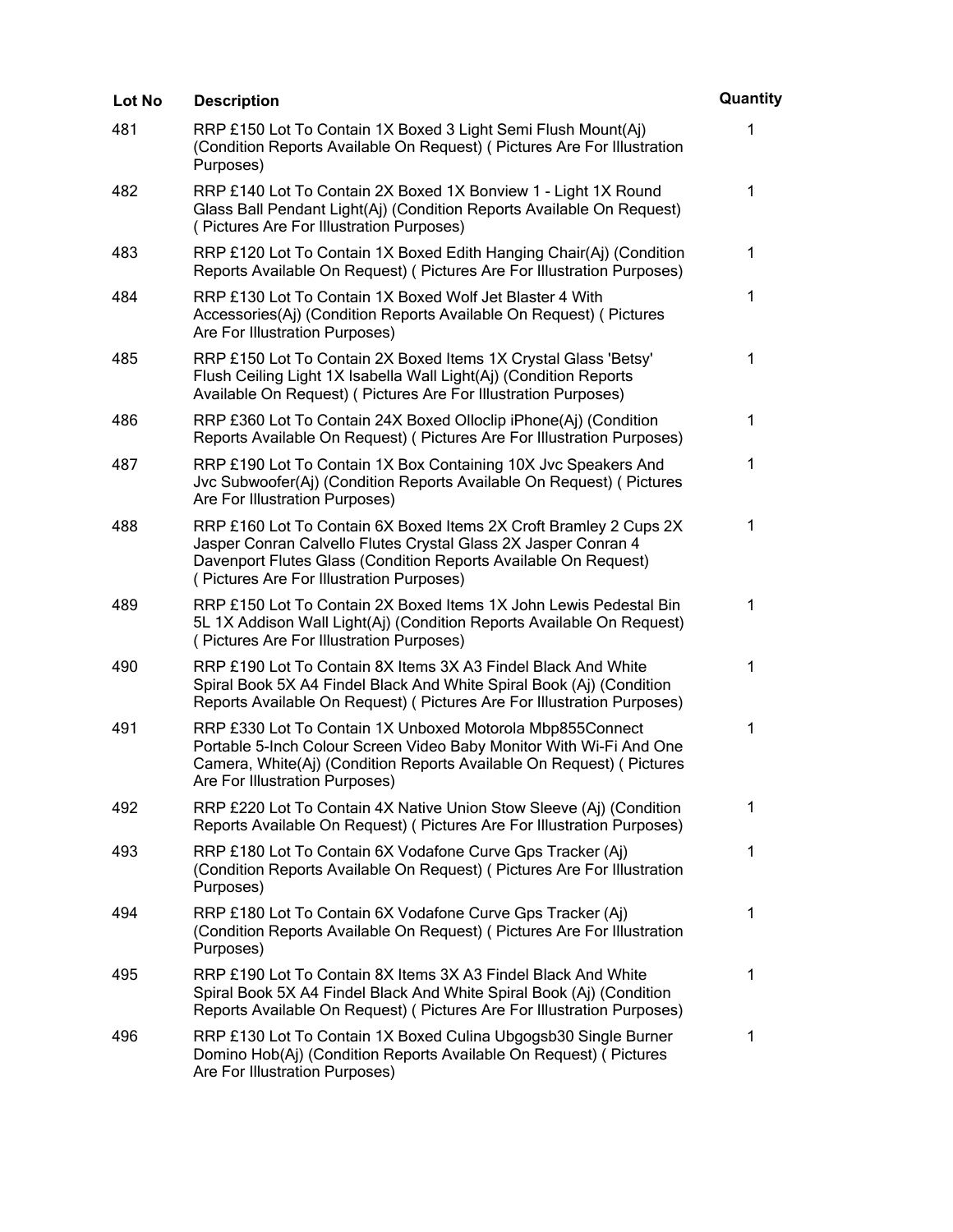| Lot No | Description | Quantity |
| --- | --- | --- |
| 481 | RRP £150 Lot To Contain 1X Boxed 3 Light Semi Flush Mount(Aj) (Condition Reports Available On Request) ( Pictures Are For Illustration Purposes) | 1 |
| 482 | RRP £140 Lot To Contain 2X Boxed 1X Bonview 1 - Light 1X Round Glass Ball Pendant Light(Aj) (Condition Reports Available On Request) ( Pictures Are For Illustration Purposes) | 1 |
| 483 | RRP £120 Lot To Contain 1X Boxed Edith Hanging Chair(Aj) (Condition Reports Available On Request) ( Pictures Are For Illustration Purposes) | 1 |
| 484 | RRP £130 Lot To Contain 1X Boxed Wolf Jet Blaster 4 With Accessories(Aj) (Condition Reports Available On Request) ( Pictures Are For Illustration Purposes) | 1 |
| 485 | RRP £150 Lot To Contain 2X Boxed Items 1X Crystal Glass 'Betsy' Flush Ceiling Light 1X Isabella Wall Light(Aj) (Condition Reports Available On Request) ( Pictures Are For Illustration Purposes) | 1 |
| 486 | RRP £360 Lot To Contain 24X Boxed Olloclip iPhone(Aj) (Condition Reports Available On Request) ( Pictures Are For Illustration Purposes) | 1 |
| 487 | RRP £190 Lot To Contain 1X Box Containing 10X Jvc Speakers And Jvc Subwoofer(Aj) (Condition Reports Available On Request) ( Pictures Are For Illustration Purposes) | 1 |
| 488 | RRP £160 Lot To Contain 6X Boxed Items 2X Croft Bramley 2 Cups 2X Jasper Conran Calvello Flutes Crystal Glass 2X Jasper Conran 4 Davenport Flutes Glass (Condition Reports Available On Request) ( Pictures Are For Illustration Purposes) | 1 |
| 489 | RRP £150 Lot To Contain 2X Boxed Items 1X John Lewis Pedestal Bin 5L 1X Addison Wall Light(Aj) (Condition Reports Available On Request) ( Pictures Are For Illustration Purposes) | 1 |
| 490 | RRP £190 Lot To Contain 8X Items 3X A3 Findel Black And White Spiral Book 5X A4 Findel Black And White Spiral Book (Aj) (Condition Reports Available On Request) ( Pictures Are For Illustration Purposes) | 1 |
| 491 | RRP £330 Lot To Contain 1X Unboxed Motorola Mbp855Connect Portable 5-Inch Colour Screen Video Baby Monitor With Wi-Fi And One Camera, White(Aj) (Condition Reports Available On Request) ( Pictures Are For Illustration Purposes) | 1 |
| 492 | RRP £220 Lot To Contain 4X Native Union Stow Sleeve (Aj) (Condition Reports Available On Request) ( Pictures Are For Illustration Purposes) | 1 |
| 493 | RRP £180 Lot To Contain 6X Vodafone Curve Gps Tracker (Aj) (Condition Reports Available On Request) ( Pictures Are For Illustration Purposes) | 1 |
| 494 | RRP £180 Lot To Contain 6X Vodafone Curve Gps Tracker (Aj) (Condition Reports Available On Request) ( Pictures Are For Illustration Purposes) | 1 |
| 495 | RRP £190 Lot To Contain 8X Items 3X A3 Findel Black And White Spiral Book 5X A4 Findel Black And White Spiral Book (Aj) (Condition Reports Available On Request) ( Pictures Are For Illustration Purposes) | 1 |
| 496 | RRP £130 Lot To Contain 1X Boxed Culina Ubgogsb30 Single Burner Domino Hob(Aj) (Condition Reports Available On Request) ( Pictures Are For Illustration Purposes) | 1 |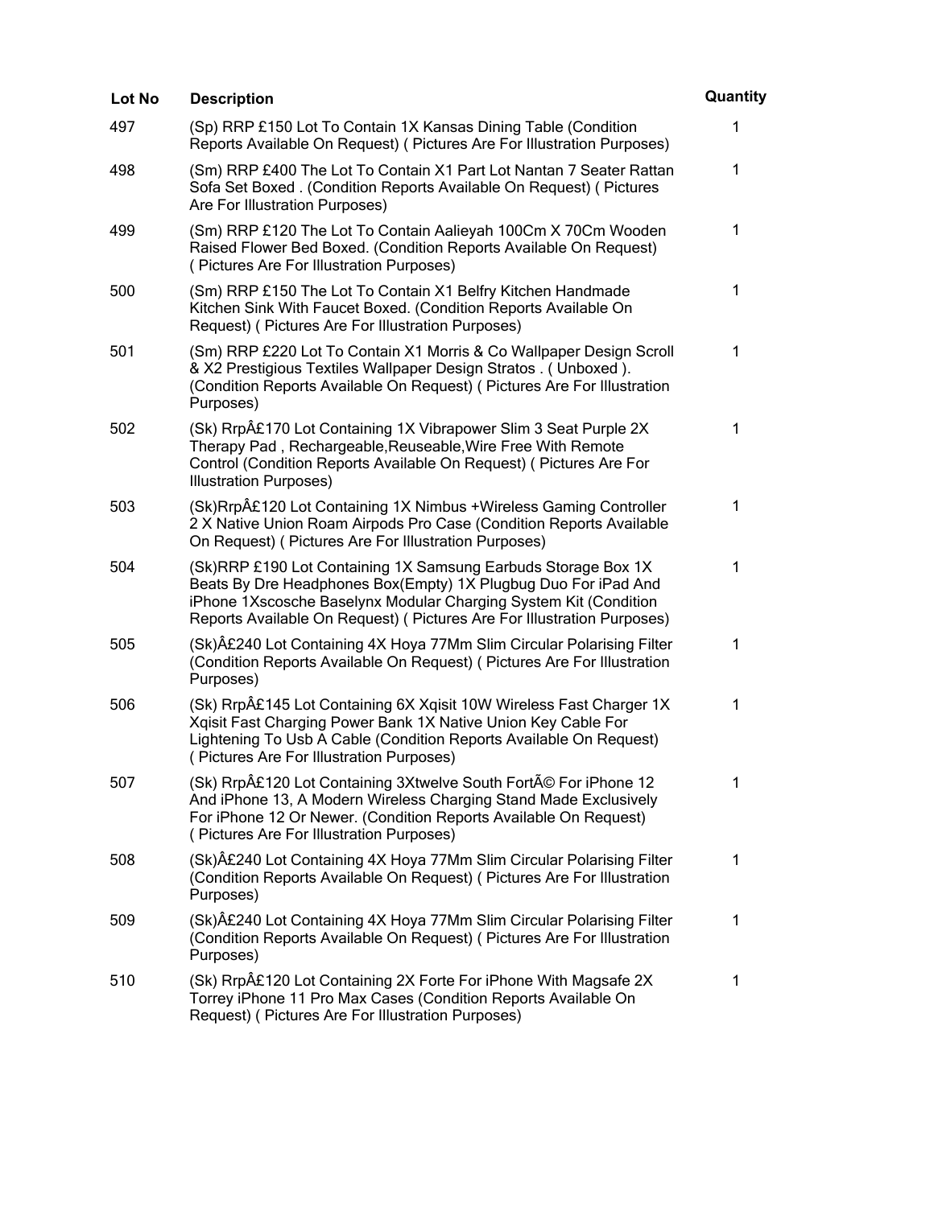| Lot No | Description | Quantity |
| --- | --- | --- |
| 497 | (Sp) RRP £150 Lot To Contain 1X Kansas Dining Table (Condition Reports Available On Request) ( Pictures Are For Illustration Purposes) | 1 |
| 498 | (Sm) RRP £400 The Lot To Contain X1 Part Lot Nantan 7 Seater Rattan Sofa Set Boxed . (Condition Reports Available On Request) ( Pictures Are For Illustration Purposes) | 1 |
| 499 | (Sm) RRP £120 The Lot To Contain Aalieyah 100Cm X 70Cm Wooden Raised Flower Bed Boxed. (Condition Reports Available On Request) ( Pictures Are For Illustration Purposes) | 1 |
| 500 | (Sm) RRP £150 The Lot To Contain X1 Belfry Kitchen Handmade Kitchen Sink With Faucet Boxed. (Condition Reports Available On Request) ( Pictures Are For Illustration Purposes) | 1 |
| 501 | (Sm) RRP £220 Lot To Contain X1 Morris & Co Wallpaper Design Scroll & X2 Prestigious Textiles Wallpaper Design Stratos . ( Unboxed ). (Condition Reports Available On Request) ( Pictures Are For Illustration Purposes) | 1 |
| 502 | (Sk) RrpÂ£170 Lot Containing 1X Vibrapower Slim 3 Seat Purple 2X Therapy Pad , Rechargeable,Reuseable,Wire Free With Remote Control (Condition Reports Available On Request) ( Pictures Are For Illustration Purposes) | 1 |
| 503 | (Sk)RrpÂ£120 Lot Containing 1X Nimbus +Wireless Gaming Controller 2 X Native Union Roam Airpods Pro Case (Condition Reports Available On Request) ( Pictures Are For Illustration Purposes) | 1 |
| 504 | (Sk)RRP £190 Lot Containing 1X Samsung Earbuds Storage Box 1X Beats By Dre Headphones Box(Empty) 1X Plugbug Duo For iPad And iPhone 1Xscosche Baselynx Modular Charging System Kit (Condition Reports Available On Request) ( Pictures Are For Illustration Purposes) | 1 |
| 505 | (Sk)Â£240 Lot Containing 4X Hoya 77Mm Slim Circular Polarising Filter (Condition Reports Available On Request) ( Pictures Are For Illustration Purposes) | 1 |
| 506 | (Sk) RrpÂ£145 Lot Containing 6X Xqisit 10W Wireless Fast Charger 1X Xqisit Fast Charging Power Bank 1X Native Union Key Cable For Lightening To Usb A Cable (Condition Reports Available On Request) ( Pictures Are For Illustration Purposes) | 1 |
| 507 | (Sk) RrpÂ£120 Lot Containing 3Xtwelve South FortÃ© For iPhone 12 And iPhone 13, A Modern Wireless Charging Stand Made Exclusively For iPhone 12 Or Newer. (Condition Reports Available On Request) ( Pictures Are For Illustration Purposes) | 1 |
| 508 | (Sk)Â£240 Lot Containing 4X Hoya 77Mm Slim Circular Polarising Filter (Condition Reports Available On Request) ( Pictures Are For Illustration Purposes) | 1 |
| 509 | (Sk)Â£240 Lot Containing 4X Hoya 77Mm Slim Circular Polarising Filter (Condition Reports Available On Request) ( Pictures Are For Illustration Purposes) | 1 |
| 510 | (Sk) RrpÂ£120 Lot Containing 2X Forte For iPhone With Magsafe 2X Torrey iPhone 11 Pro Max Cases (Condition Reports Available On Request) ( Pictures Are For Illustration Purposes) | 1 |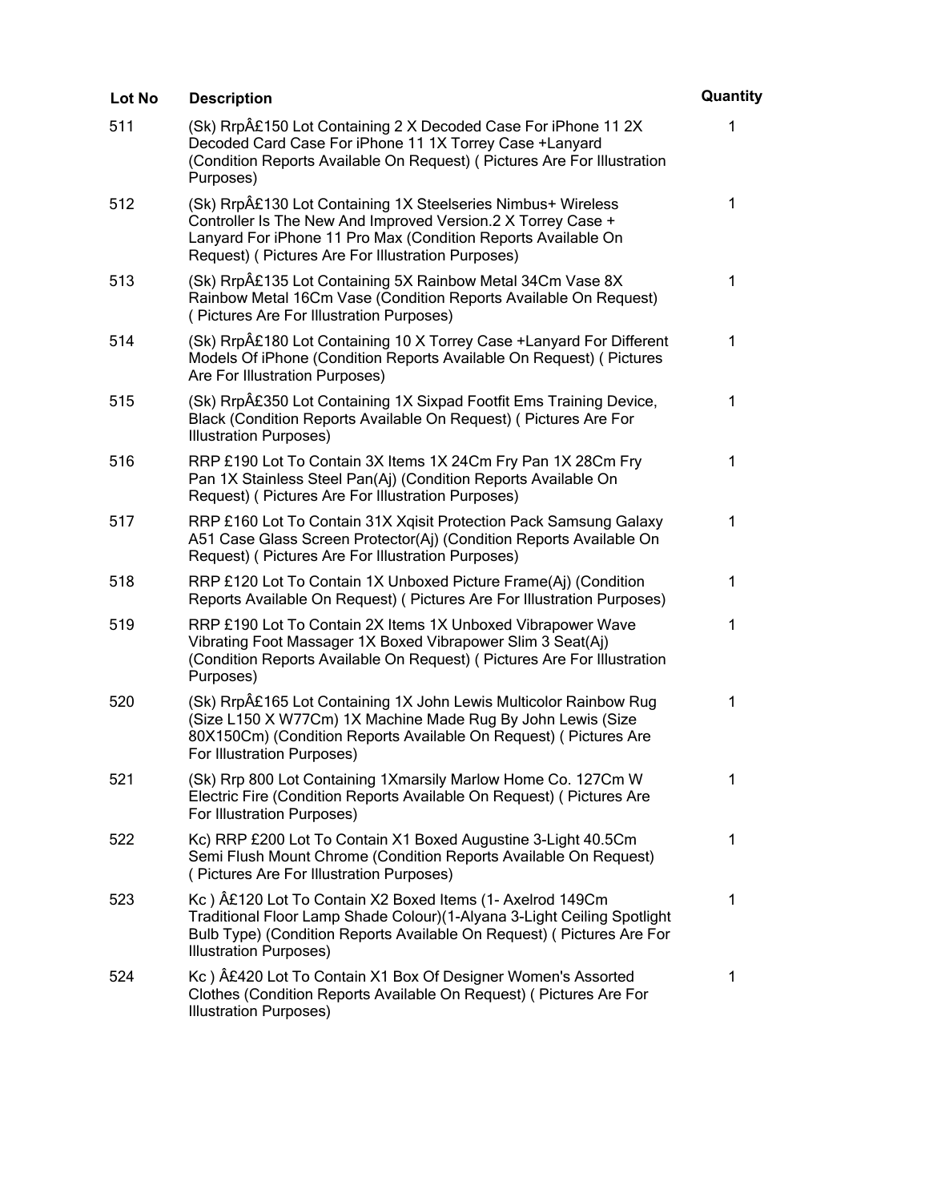| Lot No | Description | Quantity |
| --- | --- | --- |
| 511 | (Sk) RrpÂ£150 Lot Containing 2 X Decoded Case For iPhone 11 2X Decoded Card Case For iPhone 11 1X Torrey Case +Lanyard (Condition Reports Available On Request) ( Pictures Are For Illustration Purposes) | 1 |
| 512 | (Sk) RrpÂ£130 Lot Containing 1X Steelseries Nimbus+ Wireless Controller Is The New And Improved Version.2 X Torrey Case + Lanyard For iPhone 11 Pro Max (Condition Reports Available On Request) ( Pictures Are For Illustration Purposes) | 1 |
| 513 | (Sk) RrpÂ£135 Lot Containing 5X Rainbow Metal 34Cm Vase 8X Rainbow Metal 16Cm Vase (Condition Reports Available On Request) ( Pictures Are For Illustration Purposes) | 1 |
| 514 | (Sk) RrpÂ£180 Lot Containing 10 X Torrey Case +Lanyard For Different Models Of iPhone (Condition Reports Available On Request) ( Pictures Are For Illustration Purposes) | 1 |
| 515 | (Sk) RrpÂ£350 Lot Containing 1X Sixpad Footfit Ems Training Device, Black (Condition Reports Available On Request) ( Pictures Are For Illustration Purposes) | 1 |
| 516 | RRP £190 Lot To Contain 3X Items 1X 24Cm Fry Pan 1X 28Cm Fry Pan 1X Stainless Steel Pan(Aj) (Condition Reports Available On Request) ( Pictures Are For Illustration Purposes) | 1 |
| 517 | RRP £160 Lot To Contain 31X Xqisit Protection Pack Samsung Galaxy A51 Case Glass Screen Protector(Aj) (Condition Reports Available On Request) ( Pictures Are For Illustration Purposes) | 1 |
| 518 | RRP £120 Lot To Contain 1X Unboxed Picture Frame(Aj) (Condition Reports Available On Request) ( Pictures Are For Illustration Purposes) | 1 |
| 519 | RRP £190 Lot To Contain 2X Items 1X Unboxed Vibrapower Wave Vibrating Foot Massager 1X Boxed Vibrapower Slim 3 Seat(Aj) (Condition Reports Available On Request) ( Pictures Are For Illustration Purposes) | 1 |
| 520 | (Sk) RrpÂ£165 Lot Containing 1X John Lewis Multicolor Rainbow Rug (Size L150 X W77Cm) 1X Machine Made Rug By John Lewis (Size 80X150Cm) (Condition Reports Available On Request) ( Pictures Are For Illustration Purposes) | 1 |
| 521 | (Sk) Rrp 800 Lot Containing 1Xmarsily Marlow Home Co. 127Cm W Electric Fire (Condition Reports Available On Request) ( Pictures Are For Illustration Purposes) | 1 |
| 522 | Kc) RRP £200 Lot To Contain X1 Boxed Augustine 3-Light 40.5Cm Semi Flush Mount Chrome (Condition Reports Available On Request) ( Pictures Are For Illustration Purposes) | 1 |
| 523 | Kc ) Â£120 Lot To Contain X2 Boxed Items (1- Axelrod 149Cm Traditional Floor Lamp Shade Colour)(1-Alyana 3-Light Ceiling Spotlight Bulb Type) (Condition Reports Available On Request) ( Pictures Are For Illustration Purposes) | 1 |
| 524 | Kc ) Â£420 Lot To Contain X1 Box Of Designer Women's Assorted Clothes (Condition Reports Available On Request) ( Pictures Are For Illustration Purposes) | 1 |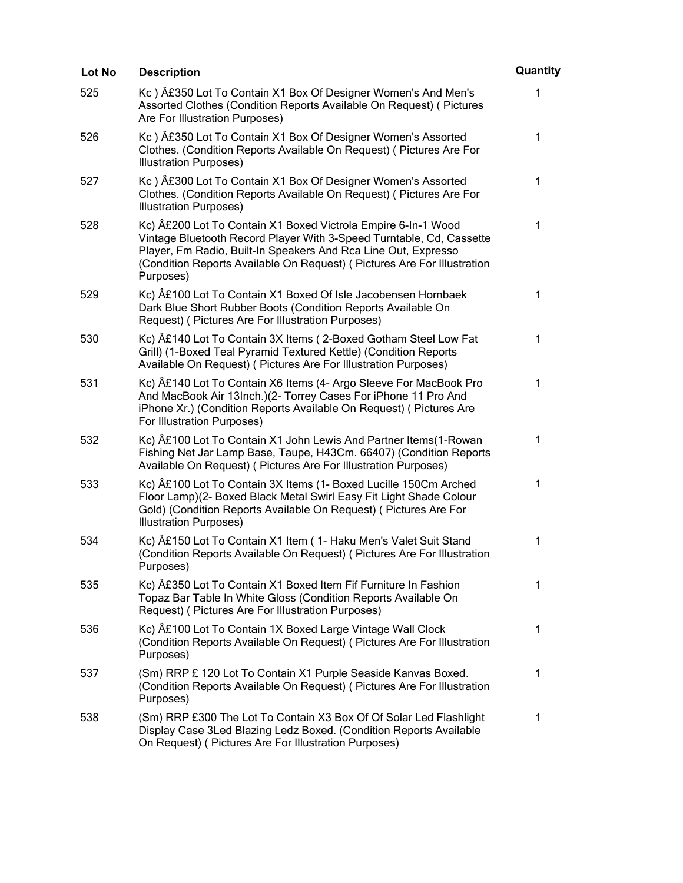| Lot No | Description | Quantity |
|---|---|---|
| 525 | Kc ) Â£350 Lot To Contain X1 Box Of Designer Women's And Men's Assorted Clothes (Condition Reports Available On Request) ( Pictures Are For Illustration Purposes) | 1 |
| 526 | Kc ) Â£350 Lot To Contain X1 Box Of Designer Women's Assorted Clothes. (Condition Reports Available On Request) ( Pictures Are For Illustration Purposes) | 1 |
| 527 | Kc ) Â£300 Lot To Contain X1 Box Of Designer Women's Assorted Clothes. (Condition Reports Available On Request) ( Pictures Are For Illustration Purposes) | 1 |
| 528 | Kc) Â£200 Lot To Contain X1 Boxed Victrola Empire 6-In-1 Wood Vintage Bluetooth Record Player With 3-Speed Turntable, Cd, Cassette Player, Fm Radio, Built-In Speakers And Rca Line Out, Expresso (Condition Reports Available On Request) ( Pictures Are For Illustration Purposes) | 1 |
| 529 | Kc) Â£100 Lot To Contain X1 Boxed Of Isle Jacobensen Hornbaek Dark Blue Short Rubber Boots (Condition Reports Available On Request) ( Pictures Are For Illustration Purposes) | 1 |
| 530 | Kc) Â£140 Lot To Contain 3X Items ( 2-Boxed Gotham Steel Low Fat Grill) (1-Boxed Teal Pyramid Textured Kettle) (Condition Reports Available On Request) ( Pictures Are For Illustration Purposes) | 1 |
| 531 | Kc) Â£140 Lot To Contain X6 Items (4- Argo Sleeve For MacBook Pro And MacBook Air 13Inch.)(2- Torrey Cases For iPhone 11 Pro And iPhone Xr.) (Condition Reports Available On Request) ( Pictures Are For Illustration Purposes) | 1 |
| 532 | Kc) Â£100 Lot To Contain X1 John Lewis And Partner Items(1-Rowan Fishing Net Jar Lamp Base, Taupe, H43Cm. 66407) (Condition Reports Available On Request) ( Pictures Are For Illustration Purposes) | 1 |
| 533 | Kc) Â£100 Lot To Contain 3X Items (1- Boxed Lucille 150Cm Arched Floor Lamp)(2- Boxed Black Metal Swirl Easy Fit Light Shade Colour Gold) (Condition Reports Available On Request) ( Pictures Are For Illustration Purposes) | 1 |
| 534 | Kc) Â£150 Lot To Contain X1 Item ( 1- Haku Men's Valet Suit Stand (Condition Reports Available On Request) ( Pictures Are For Illustration Purposes) | 1 |
| 535 | Kc) Â£350 Lot To Contain X1 Boxed Item Fif Furniture In Fashion Topaz Bar Table In White Gloss (Condition Reports Available On Request) ( Pictures Are For Illustration Purposes) | 1 |
| 536 | Kc) Â£100 Lot To Contain 1X Boxed Large Vintage Wall Clock (Condition Reports Available On Request) ( Pictures Are For Illustration Purposes) | 1 |
| 537 | (Sm) RRP £ 120 Lot To Contain X1 Purple Seaside Kanvas Boxed. (Condition Reports Available On Request) ( Pictures Are For Illustration Purposes) | 1 |
| 538 | (Sm) RRP £300 The Lot To Contain X3 Box Of Of Solar Led Flashlight Display Case 3Led Blazing Ledz Boxed. (Condition Reports Available On Request) ( Pictures Are For Illustration Purposes) | 1 |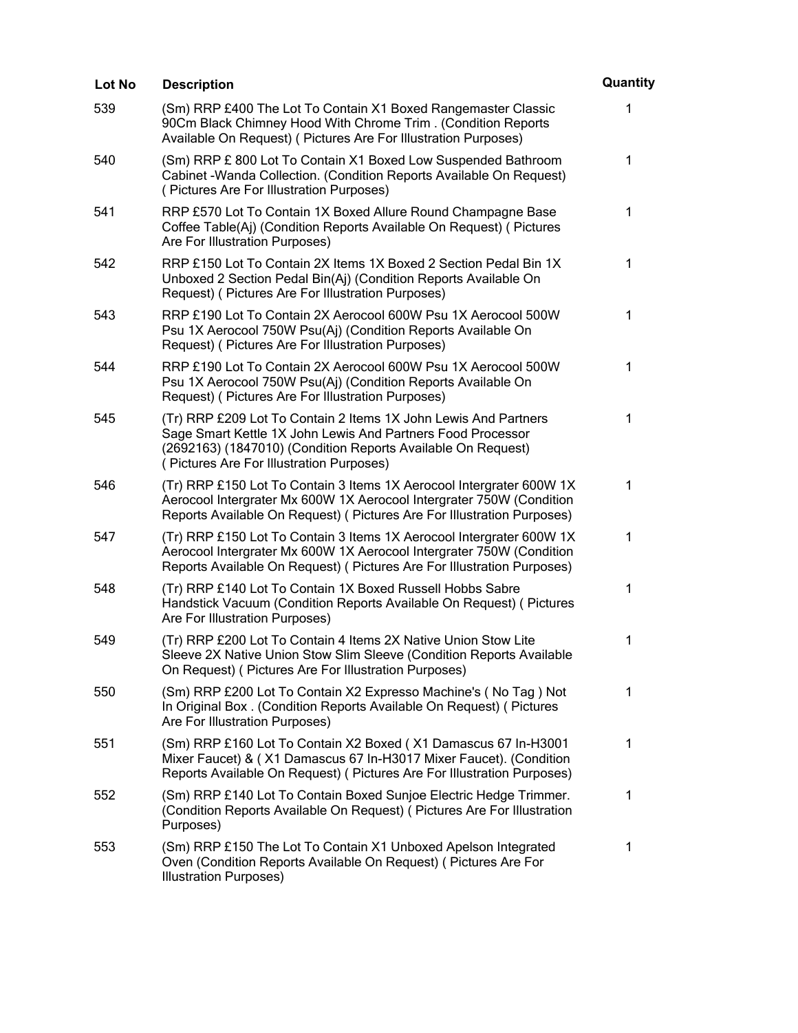| Lot No | Description | Quantity |
| --- | --- | --- |
| 539 | (Sm) RRP £400 The Lot To Contain X1 Boxed Rangemaster Classic 90Cm Black Chimney Hood With Chrome Trim . (Condition Reports Available On Request) ( Pictures Are For Illustration Purposes) | 1 |
| 540 | (Sm) RRP £ 800 Lot To Contain X1 Boxed Low Suspended Bathroom Cabinet -Wanda Collection. (Condition Reports Available On Request) ( Pictures Are For Illustration Purposes) | 1 |
| 541 | RRP £570 Lot To Contain 1X Boxed Allure Round Champagne Base Coffee Table(Aj) (Condition Reports Available On Request) ( Pictures Are For Illustration Purposes) | 1 |
| 542 | RRP £150 Lot To Contain 2X Items 1X Boxed 2 Section Pedal Bin 1X Unboxed 2 Section Pedal Bin(Aj) (Condition Reports Available On Request) ( Pictures Are For Illustration Purposes) | 1 |
| 543 | RRP £190 Lot To Contain 2X Aerocool 600W Psu 1X Aerocool 500W Psu 1X Aerocool 750W Psu(Aj) (Condition Reports Available On Request) ( Pictures Are For Illustration Purposes) | 1 |
| 544 | RRP £190 Lot To Contain 2X Aerocool 600W Psu 1X Aerocool 500W Psu 1X Aerocool 750W Psu(Aj) (Condition Reports Available On Request) ( Pictures Are For Illustration Purposes) | 1 |
| 545 | (Tr) RRP £209 Lot To Contain 2 Items 1X John Lewis And Partners Sage Smart Kettle 1X John Lewis And Partners Food Processor (2692163) (1847010) (Condition Reports Available On Request) ( Pictures Are For Illustration Purposes) | 1 |
| 546 | (Tr) RRP £150 Lot To Contain 3 Items 1X Aerocool Intergrater 600W 1X Aerocool Intergrater Mx 600W 1X Aerocool Intergrater 750W (Condition Reports Available On Request) ( Pictures Are For Illustration Purposes) | 1 |
| 547 | (Tr) RRP £150 Lot To Contain 3 Items 1X Aerocool Intergrater 600W 1X Aerocool Intergrater Mx 600W 1X Aerocool Intergrater 750W (Condition Reports Available On Request) ( Pictures Are For Illustration Purposes) | 1 |
| 548 | (Tr) RRP £140 Lot To Contain 1X Boxed Russell Hobbs Sabre Handstick Vacuum (Condition Reports Available On Request) ( Pictures Are For Illustration Purposes) | 1 |
| 549 | (Tr) RRP £200 Lot To Contain 4 Items 2X Native Union Stow Lite Sleeve 2X Native Union Stow Slim Sleeve (Condition Reports Available On Request) ( Pictures Are For Illustration Purposes) | 1 |
| 550 | (Sm) RRP £200 Lot To Contain X2 Expresso Machine's ( No Tag ) Not In Original Box . (Condition Reports Available On Request) ( Pictures Are For Illustration Purposes) | 1 |
| 551 | (Sm) RRP £160 Lot To Contain X2 Boxed ( X1 Damascus 67 In-H3001 Mixer Faucet) & ( X1 Damascus 67 In-H3017 Mixer Faucet). (Condition Reports Available On Request) ( Pictures Are For Illustration Purposes) | 1 |
| 552 | (Sm) RRP £140 Lot To Contain Boxed Sunjoe Electric Hedge Trimmer. (Condition Reports Available On Request) ( Pictures Are For Illustration Purposes) | 1 |
| 553 | (Sm) RRP £150 The Lot To Contain X1 Unboxed Apelson Integrated Oven (Condition Reports Available On Request) ( Pictures Are For Illustration Purposes) | 1 |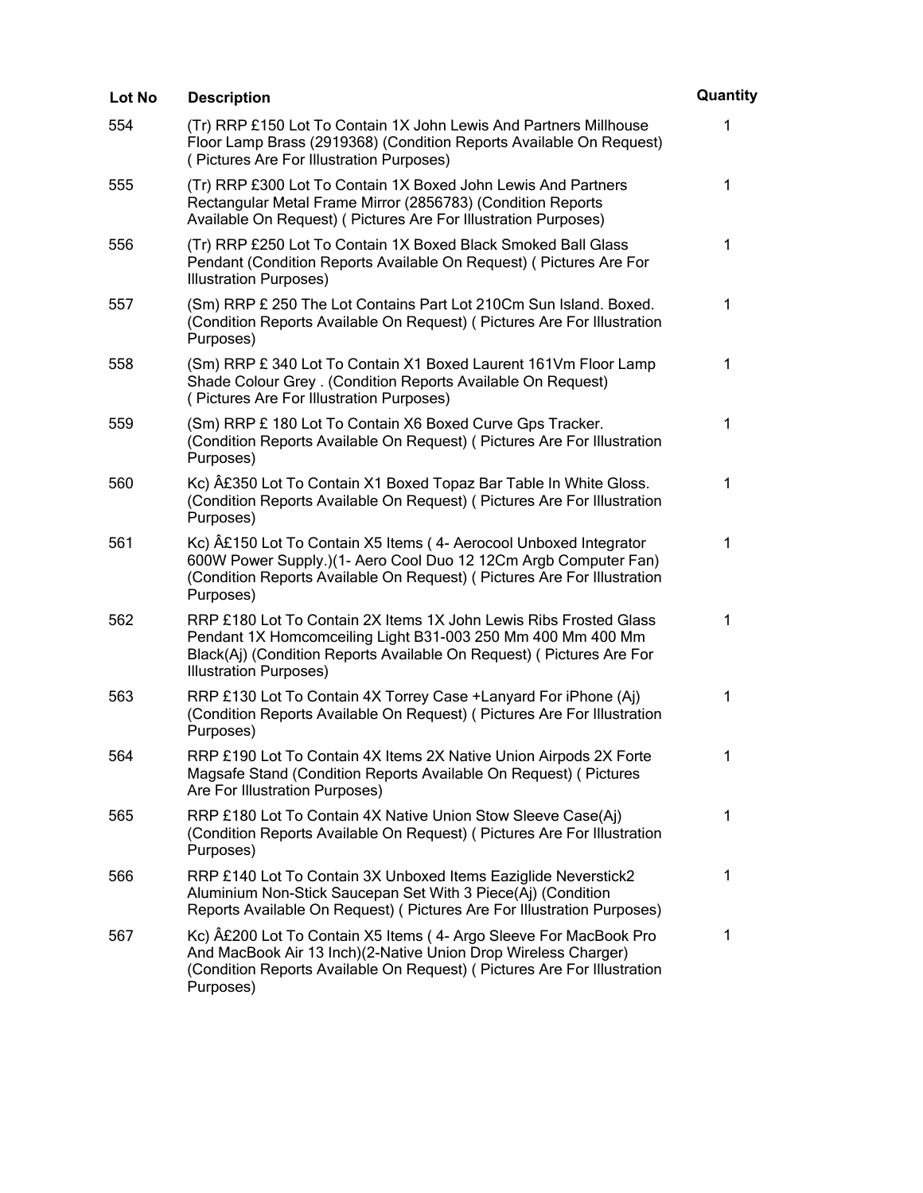| Lot No | Description | Quantity |
| --- | --- | --- |
| 554 | (Tr) RRP £150 Lot To Contain 1X John Lewis And Partners Millhouse Floor Lamp Brass (2919368) (Condition Reports Available On Request) ( Pictures Are For Illustration Purposes) | 1 |
| 555 | (Tr) RRP £300 Lot To Contain 1X Boxed John Lewis And Partners Rectangular Metal Frame Mirror (2856783) (Condition Reports Available On Request) ( Pictures Are For Illustration Purposes) | 1 |
| 556 | (Tr) RRP £250 Lot To Contain 1X Boxed Black Smoked Ball Glass Pendant (Condition Reports Available On Request) ( Pictures Are For Illustration Purposes) | 1 |
| 557 | (Sm) RRP £ 250 The Lot Contains Part Lot 210Cm Sun Island. Boxed. (Condition Reports Available On Request) ( Pictures Are For Illustration Purposes) | 1 |
| 558 | (Sm) RRP £ 340 Lot To Contain X1 Boxed Laurent 161Vm Floor Lamp Shade Colour Grey . (Condition Reports Available On Request) ( Pictures Are For Illustration Purposes) | 1 |
| 559 | (Sm) RRP £ 180 Lot To Contain X6 Boxed Curve Gps Tracker. (Condition Reports Available On Request) ( Pictures Are For Illustration Purposes) | 1 |
| 560 | Kc) Â£350 Lot To Contain X1 Boxed Topaz Bar Table In White Gloss. (Condition Reports Available On Request) ( Pictures Are For Illustration Purposes) | 1 |
| 561 | Kc) Â£150 Lot To Contain X5 Items ( 4- Aerocool Unboxed Integrator 600W Power Supply.)(1- Aero Cool Duo 12 12Cm Argb Computer Fan) (Condition Reports Available On Request) ( Pictures Are For Illustration Purposes) | 1 |
| 562 | RRP £180 Lot To Contain 2X Items 1X John Lewis Ribs Frosted Glass Pendant 1X Homcomceiling Light B31-003 250 Mm 400 Mm 400 Mm Black(Aj) (Condition Reports Available On Request) ( Pictures Are For Illustration Purposes) | 1 |
| 563 | RRP £130 Lot To Contain 4X Torrey Case +Lanyard For iPhone (Aj) (Condition Reports Available On Request) ( Pictures Are For Illustration Purposes) | 1 |
| 564 | RRP £190 Lot To Contain 4X Items 2X Native Union Airpods 2X Forte Magsafe Stand (Condition Reports Available On Request) ( Pictures Are For Illustration Purposes) | 1 |
| 565 | RRP £180 Lot To Contain 4X Native Union Stow Sleeve Case(Aj) (Condition Reports Available On Request) ( Pictures Are For Illustration Purposes) | 1 |
| 566 | RRP £140 Lot To Contain 3X Unboxed Items Eaziglide Neverstick2 Aluminium Non-Stick Saucepan Set With 3 Piece(Aj) (Condition Reports Available On Request) ( Pictures Are For Illustration Purposes) | 1 |
| 567 | Kc) Â£200 Lot To Contain X5 Items ( 4- Argo Sleeve For MacBook Pro And MacBook Air 13 Inch)(2-Native Union Drop Wireless Charger) (Condition Reports Available On Request) ( Pictures Are For Illustration Purposes) | 1 |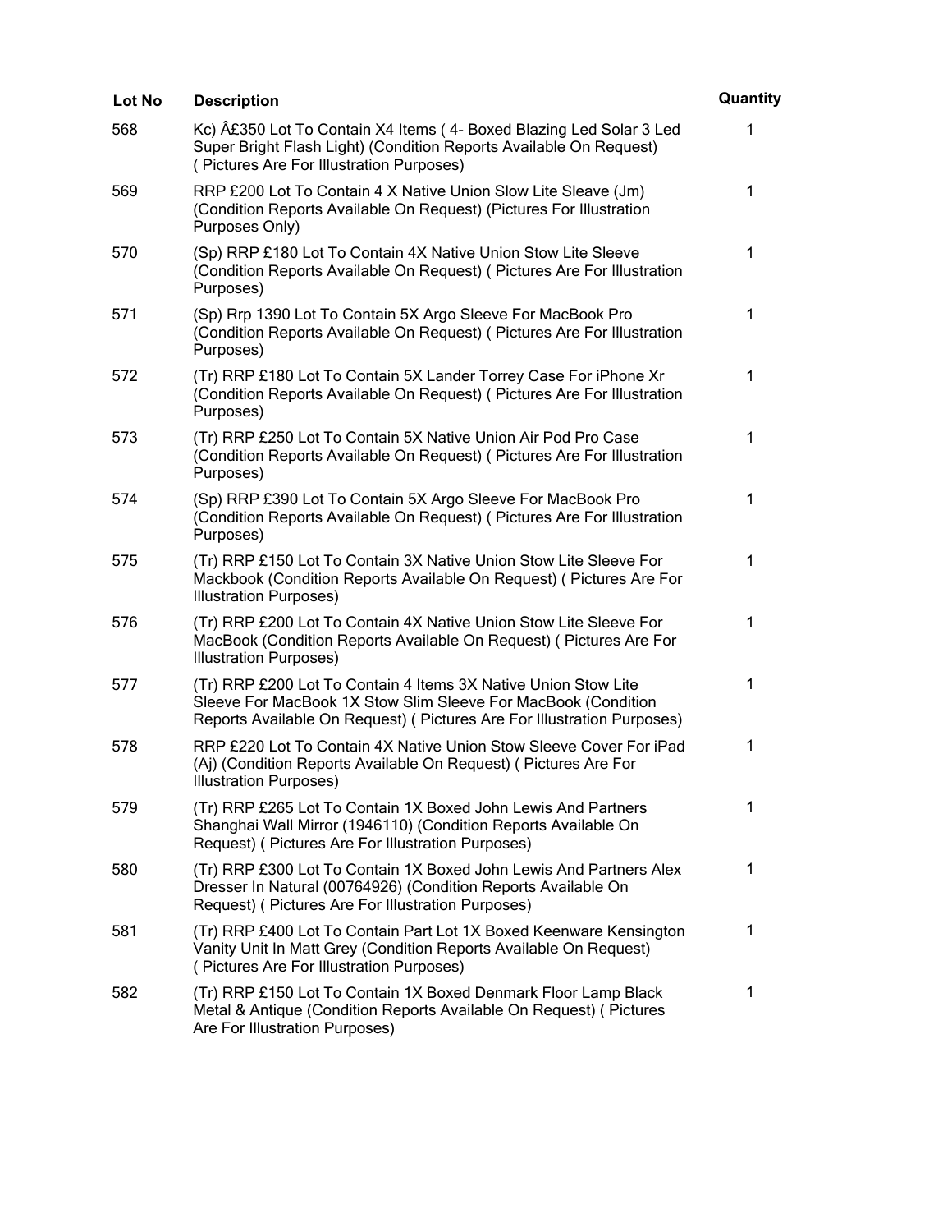| Lot No | Description | Quantity |
|---|---|---|
| 568 | Kc) Â£350 Lot To Contain X4 Items ( 4- Boxed Blazing Led Solar 3 Led Super Bright Flash Light) (Condition Reports Available On Request) ( Pictures Are For Illustration Purposes) | 1 |
| 569 | RRP £200 Lot To Contain 4 X Native Union Slow Lite Sleave (Jm) (Condition Reports Available On Request) (Pictures For Illustration Purposes Only) | 1 |
| 570 | (Sp) RRP £180 Lot To Contain 4X Native Union Stow Lite Sleeve (Condition Reports Available On Request) ( Pictures Are For Illustration Purposes) | 1 |
| 571 | (Sp) Rrp 1390 Lot To Contain 5X Argo Sleeve For MacBook Pro (Condition Reports Available On Request) ( Pictures Are For Illustration Purposes) | 1 |
| 572 | (Tr) RRP £180 Lot To Contain 5X Lander Torrey Case For iPhone Xr (Condition Reports Available On Request) ( Pictures Are For Illustration Purposes) | 1 |
| 573 | (Tr) RRP £250 Lot To Contain 5X Native Union Air Pod Pro Case (Condition Reports Available On Request) ( Pictures Are For Illustration Purposes) | 1 |
| 574 | (Sp) RRP £390 Lot To Contain 5X Argo Sleeve For MacBook Pro (Condition Reports Available On Request) ( Pictures Are For Illustration Purposes) | 1 |
| 575 | (Tr) RRP £150 Lot To Contain 3X Native Union Stow Lite Sleeve For Mackbook (Condition Reports Available On Request) ( Pictures Are For Illustration Purposes) | 1 |
| 576 | (Tr) RRP £200 Lot To Contain 4X Native Union Stow Lite Sleeve For MacBook (Condition Reports Available On Request) ( Pictures Are For Illustration Purposes) | 1 |
| 577 | (Tr) RRP £200 Lot To Contain 4 Items 3X Native Union Stow Lite Sleeve For MacBook 1X Stow Slim Sleeve For MacBook (Condition Reports Available On Request) ( Pictures Are For Illustration Purposes) | 1 |
| 578 | RRP £220 Lot To Contain 4X Native Union Stow Sleeve Cover For iPad (Aj) (Condition Reports Available On Request) ( Pictures Are For Illustration Purposes) | 1 |
| 579 | (Tr) RRP £265 Lot To Contain 1X Boxed John Lewis And Partners Shanghai Wall Mirror (1946110) (Condition Reports Available On Request) ( Pictures Are For Illustration Purposes) | 1 |
| 580 | (Tr) RRP £300 Lot To Contain 1X Boxed John Lewis And Partners Alex Dresser In Natural (00764926) (Condition Reports Available On Request) ( Pictures Are For Illustration Purposes) | 1 |
| 581 | (Tr) RRP £400 Lot To Contain Part Lot 1X Boxed Keenware Kensington Vanity Unit In Matt Grey (Condition Reports Available On Request) ( Pictures Are For Illustration Purposes) | 1 |
| 582 | (Tr) RRP £150 Lot To Contain 1X Boxed Denmark Floor Lamp Black Metal & Antique (Condition Reports Available On Request) ( Pictures Are For Illustration Purposes) | 1 |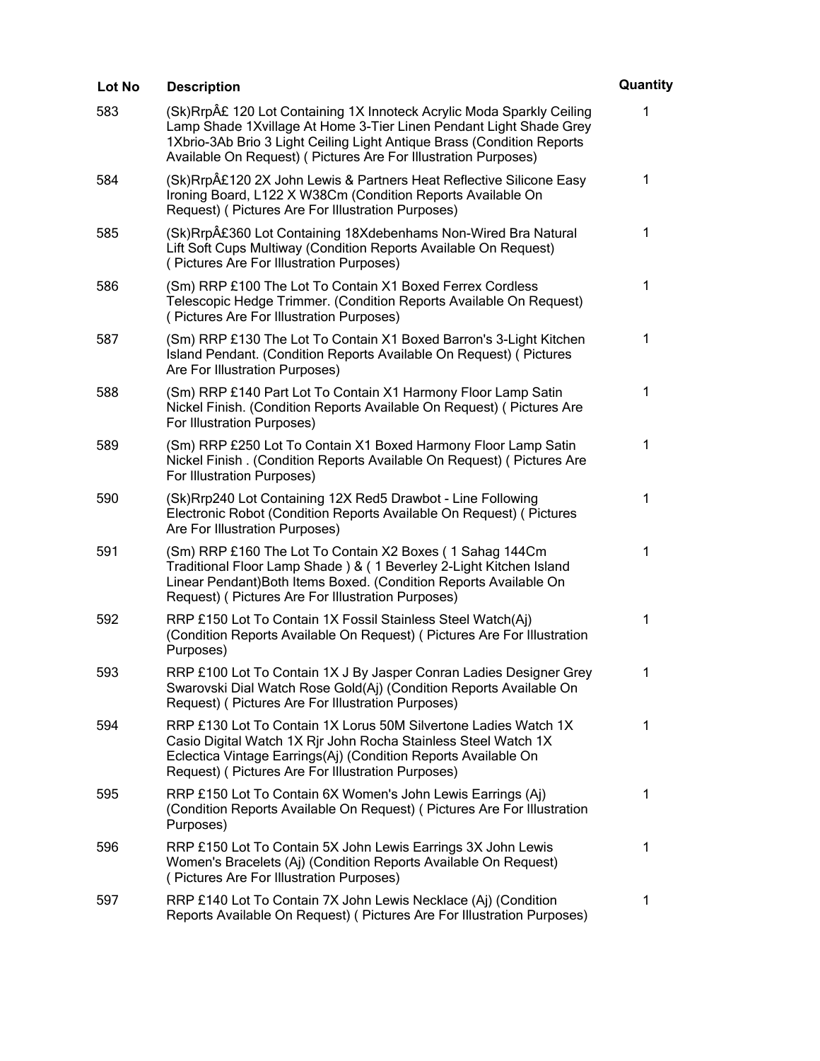| Lot No | Description | Quantity |
| --- | --- | --- |
| 583 | (Sk)RrpÂ£ 120 Lot Containing 1X Innoteck Acrylic Moda Sparkly Ceiling Lamp Shade 1Xvillage At Home 3-Tier Linen Pendant Light Shade Grey 1Xbrio-3Ab Brio 3 Light Ceiling Light Antique Brass (Condition Reports Available On Request) ( Pictures Are For Illustration Purposes) | 1 |
| 584 | (Sk)RrpÂ£120 2X John Lewis & Partners Heat Reflective Silicone Easy Ironing Board, L122 X W38Cm (Condition Reports Available On Request) ( Pictures Are For Illustration Purposes) | 1 |
| 585 | (Sk)RrpÂ£360 Lot Containing 18Xdebenhams Non-Wired Bra Natural Lift Soft Cups Multiway (Condition Reports Available On Request) ( Pictures Are For Illustration Purposes) | 1 |
| 586 | (Sm) RRP £100 The Lot To Contain X1 Boxed Ferrex Cordless Telescopic Hedge Trimmer. (Condition Reports Available On Request) ( Pictures Are For Illustration Purposes) | 1 |
| 587 | (Sm) RRP £130 The Lot To Contain X1 Boxed Barron's 3-Light Kitchen Island Pendant. (Condition Reports Available On Request) ( Pictures Are For Illustration Purposes) | 1 |
| 588 | (Sm) RRP £140 Part Lot To Contain X1 Harmony Floor Lamp Satin Nickel Finish. (Condition Reports Available On Request) ( Pictures Are For Illustration Purposes) | 1 |
| 589 | (Sm) RRP £250 Lot To Contain X1 Boxed Harmony Floor Lamp Satin Nickel Finish . (Condition Reports Available On Request) ( Pictures Are For Illustration Purposes) | 1 |
| 590 | (Sk)Rrp240 Lot Containing 12X Red5 Drawbot - Line Following Electronic Robot (Condition Reports Available On Request) ( Pictures Are For Illustration Purposes) | 1 |
| 591 | (Sm) RRP £160 The Lot To Contain X2 Boxes ( 1 Sahag 144Cm Traditional Floor Lamp Shade ) & ( 1 Beverley 2-Light Kitchen Island Linear Pendant)Both Items Boxed. (Condition Reports Available On Request) ( Pictures Are For Illustration Purposes) | 1 |
| 592 | RRP £150 Lot To Contain 1X Fossil Stainless Steel Watch(Aj) (Condition Reports Available On Request) ( Pictures Are For Illustration Purposes) | 1 |
| 593 | RRP £100 Lot To Contain 1X J By Jasper Conran Ladies Designer Grey Swarovski Dial Watch Rose Gold(Aj) (Condition Reports Available On Request) ( Pictures Are For Illustration Purposes) | 1 |
| 594 | RRP £130 Lot To Contain 1X Lorus 50M Silvertone Ladies Watch 1X Casio Digital Watch 1X Rjr John Rocha Stainless Steel Watch 1X Eclectica Vintage Earrings(Aj) (Condition Reports Available On Request) ( Pictures Are For Illustration Purposes) | 1 |
| 595 | RRP £150 Lot To Contain 6X Women's John Lewis Earrings (Aj) (Condition Reports Available On Request) ( Pictures Are For Illustration Purposes) | 1 |
| 596 | RRP £150 Lot To Contain 5X John Lewis Earrings 3X John Lewis Women's Bracelets (Aj) (Condition Reports Available On Request) ( Pictures Are For Illustration Purposes) | 1 |
| 597 | RRP £140 Lot To Contain 7X John Lewis Necklace (Aj) (Condition Reports Available On Request) ( Pictures Are For Illustration Purposes) | 1 |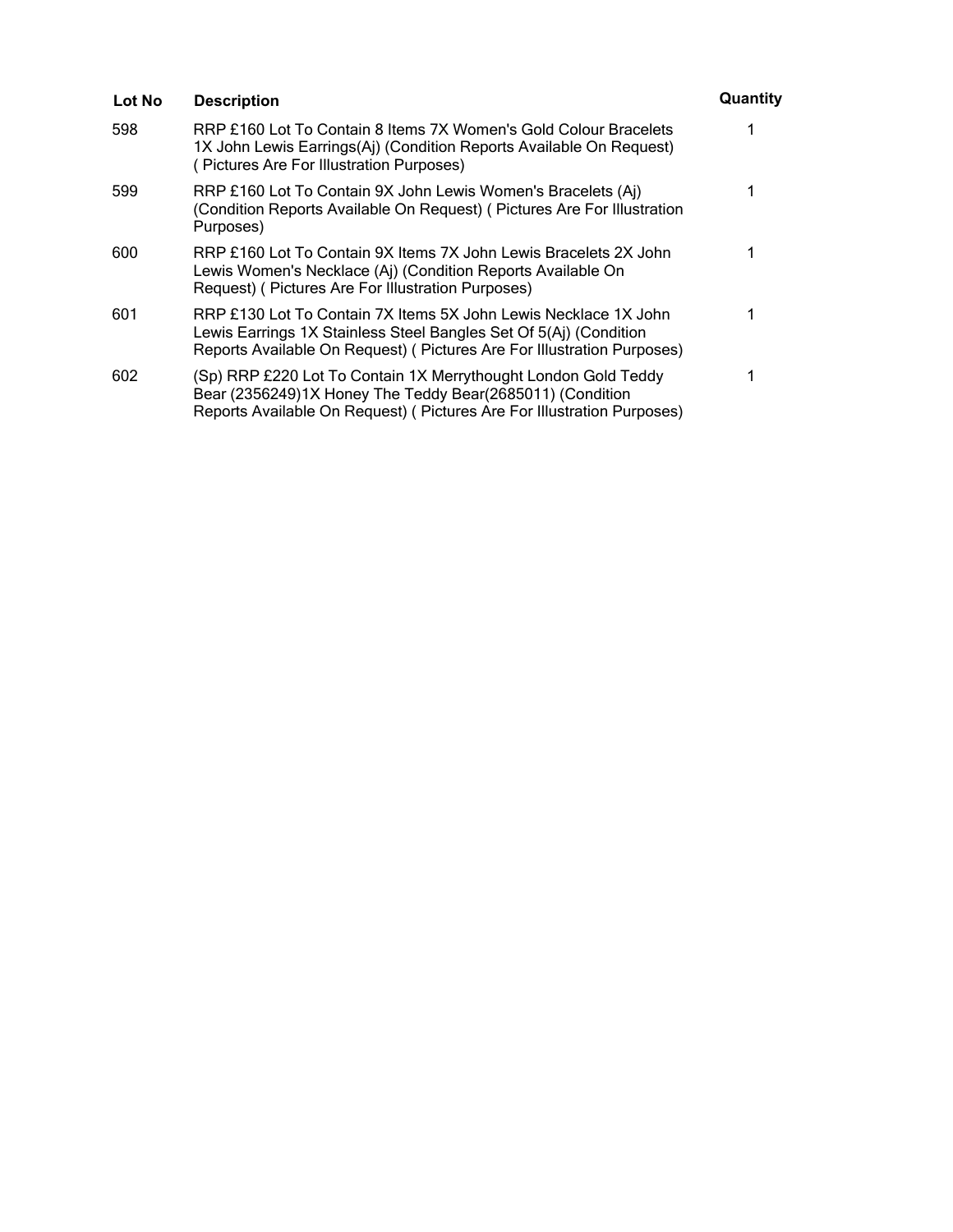| Lot No | Description | Quantity |
| --- | --- | --- |
| 598 | RRP £160 Lot To Contain 8 Items 7X Women's Gold Colour Bracelets 1X John Lewis Earrings(Aj) (Condition Reports Available On Request) ( Pictures Are For Illustration Purposes) | 1 |
| 599 | RRP £160 Lot To Contain 9X John Lewis Women's Bracelets (Aj) (Condition Reports Available On Request) ( Pictures Are For Illustration Purposes) | 1 |
| 600 | RRP £160 Lot To Contain 9X Items 7X John Lewis Bracelets 2X John Lewis Women's Necklace (Aj) (Condition Reports Available On Request) ( Pictures Are For Illustration Purposes) | 1 |
| 601 | RRP £130 Lot To Contain 7X Items 5X John Lewis Necklace 1X John Lewis Earrings 1X Stainless Steel Bangles Set Of 5(Aj) (Condition Reports Available On Request) ( Pictures Are For Illustration Purposes) | 1 |
| 602 | (Sp) RRP £220 Lot To Contain 1X Merrythought London Gold Teddy Bear (2356249)1X Honey The Teddy Bear(2685011) (Condition Reports Available On Request) ( Pictures Are For Illustration Purposes) | 1 |